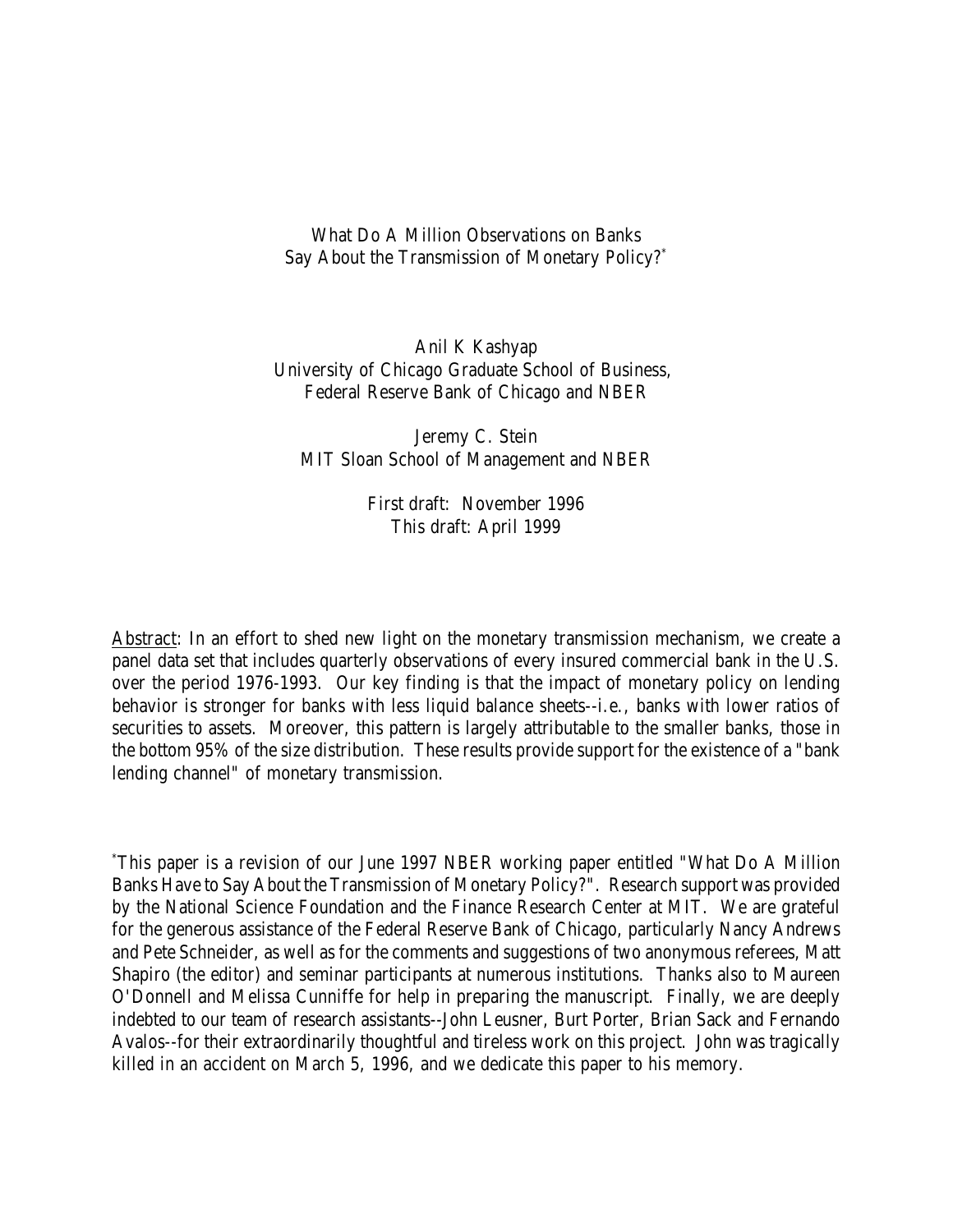# What Do A Million Observations on Banks Say About the Transmission of Monetary Policy?*

Anil K Kashyap
University of Chicago Graduate School of Business,
Federal Reserve Bank of Chicago and NBER

Jeremy C. Stein
MIT Sloan School of Management and NBER

First draft: November 1996
This draft: April 1999

Abstract: In an effort to shed new light on the monetary transmission mechanism, we create a panel data set that includes quarterly observations of every insured commercial bank in the U.S. over the period 1976-1993. Our key finding is that the impact of monetary policy on lending behavior is stronger for banks with less liquid balance sheets--i.e., banks with lower ratios of securities to assets. Moreover, this pattern is largely attributable to the smaller banks, those in the bottom 95% of the size distribution. These results provide support for the existence of a "bank lending channel" of monetary transmission.

*This paper is a revision of our June 1997 NBER working paper entitled "What Do A Million Banks Have to Say About the Transmission of Monetary Policy?". Research support was provided by the National Science Foundation and the Finance Research Center at MIT. We are grateful for the generous assistance of the Federal Reserve Bank of Chicago, particularly Nancy Andrews and Pete Schneider, as well as for the comments and suggestions of two anonymous referees, Matt Shapiro (the editor) and seminar participants at numerous institutions. Thanks also to Maureen O'Donnell and Melissa Cunniffe for help in preparing the manuscript. Finally, we are deeply indebted to our team of research assistants--John Leusner, Burt Porter, Brian Sack and Fernando Avalos--for their extraordinarily thoughtful and tireless work on this project. John was tragically killed in an accident on March 5, 1996, and we dedicate this paper to his memory.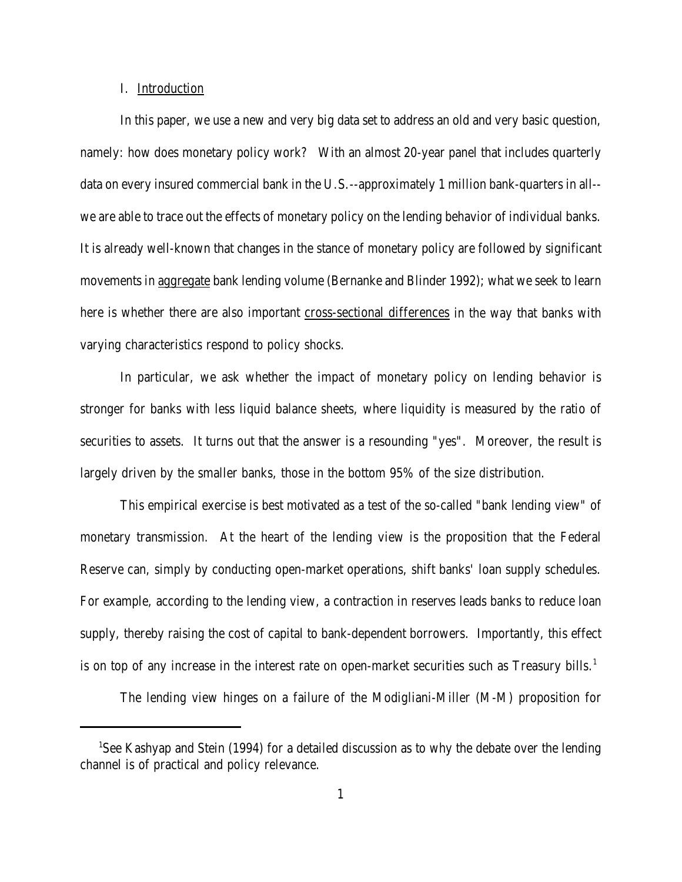## I. Introduction

In this paper, we use a new and very big data set to address an old and very basic question, namely: how does monetary policy work? With an almost 20-year panel that includes quarterly data on every insured commercial bank in the U.S.--approximately 1 million bank-quarters in all--we are able to trace out the effects of monetary policy on the lending behavior of individual banks. It is already well-known that changes in the stance of monetary policy are followed by significant movements in aggregate bank lending volume (Bernanke and Blinder 1992); what we seek to learn here is whether there are also important cross-sectional differences in the way that banks with varying characteristics respond to policy shocks.

In particular, we ask whether the impact of monetary policy on lending behavior is stronger for banks with less liquid balance sheets, where liquidity is measured by the ratio of securities to assets. It turns out that the answer is a resounding "yes". Moreover, the result is largely driven by the smaller banks, those in the bottom 95% of the size distribution.

This empirical exercise is best motivated as a test of the so-called "bank lending view" of monetary transmission. At the heart of the lending view is the proposition that the Federal Reserve can, simply by conducting open-market operations, shift banks' loan supply schedules. For example, according to the lending view, a contraction in reserves leads banks to reduce loan supply, thereby raising the cost of capital to bank-dependent borrowers. Importantly, this effect is on top of any increase in the interest rate on open-market securities such as Treasury bills.[1]

The lending view hinges on a failure of the Modigliani-Miller (M-M) proposition for

[1] See Kashyap and Stein (1994) for a detailed discussion as to why the debate over the lending channel is of practical and policy relevance.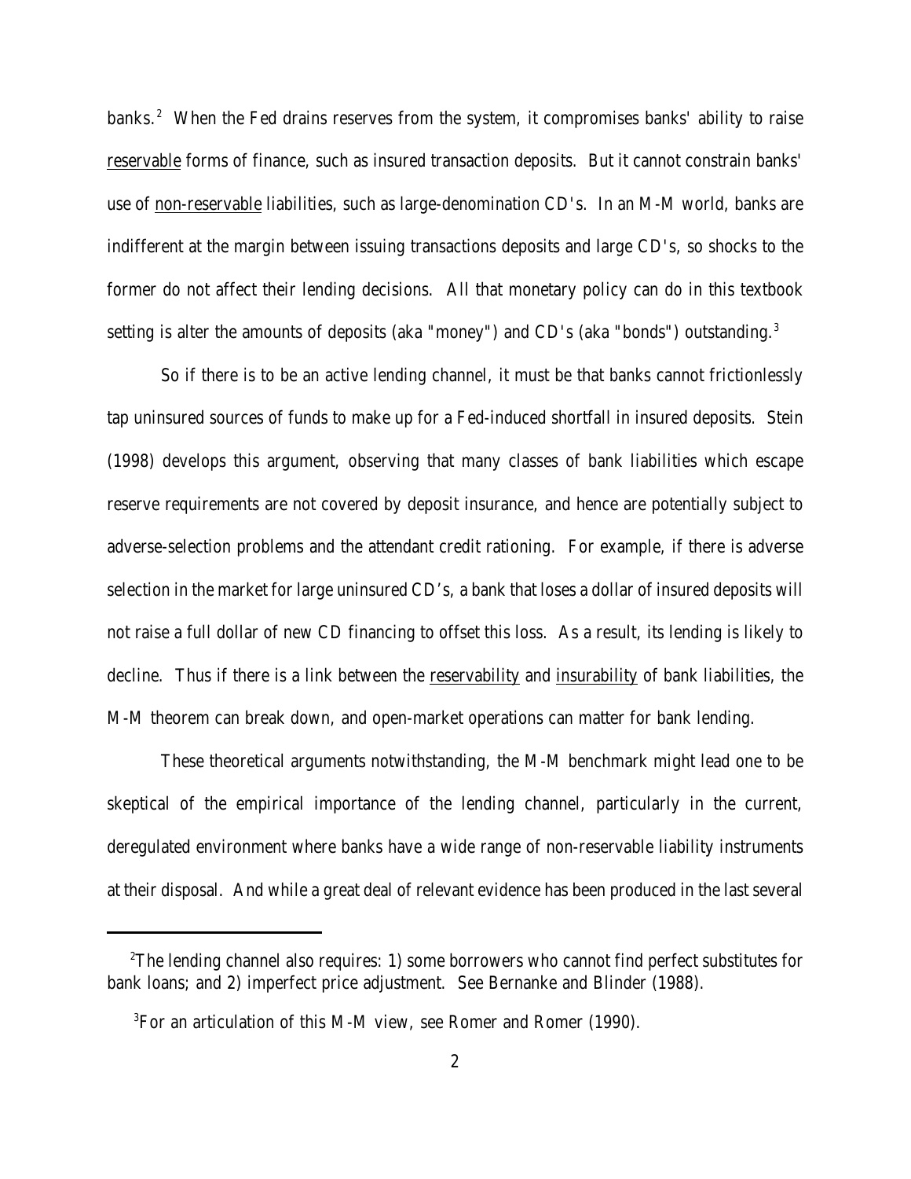banks.[2] When the Fed drains reserves from the system, it compromises banks' ability to raise reservable forms of finance, such as insured transaction deposits. But it cannot constrain banks' use of non-reservable liabilities, such as large-denomination CD's. In an M-M world, banks are indifferent at the margin between issuing transactions deposits and large CD's, so shocks to the former do not affect their lending decisions. All that monetary policy can do in this textbook setting is alter the amounts of deposits (aka "money") and CD's (aka "bonds") outstanding.[3]

So if there is to be an active lending channel, it must be that banks cannot frictionlessly tap uninsured sources of funds to make up for a Fed-induced shortfall in insured deposits. Stein (1998) develops this argument, observing that many classes of bank liabilities which escape reserve requirements are not covered by deposit insurance, and hence are potentially subject to adverse-selection problems and the attendant credit rationing. For example, if there is adverse selection in the market for large uninsured CD's, a bank that loses a dollar of insured deposits will not raise a full dollar of new CD financing to offset this loss. As a result, its lending is likely to decline. Thus if there is a link between the reservability and insurability of bank liabilities, the M-M theorem can break down, and open-market operations can matter for bank lending.

These theoretical arguments notwithstanding, the M-M benchmark might lead one to be skeptical of the empirical importance of the lending channel, particularly in the current, deregulated environment where banks have a wide range of non-reservable liability instruments at their disposal. And while a great deal of relevant evidence has been produced in the last several

---

[2] The lending channel also requires: 1) some borrowers who cannot find perfect substitutes for bank loans; and 2) imperfect price adjustment. See Bernanke and Blinder (1988).

[3] For an articulation of this M-M view, see Romer and Romer (1990).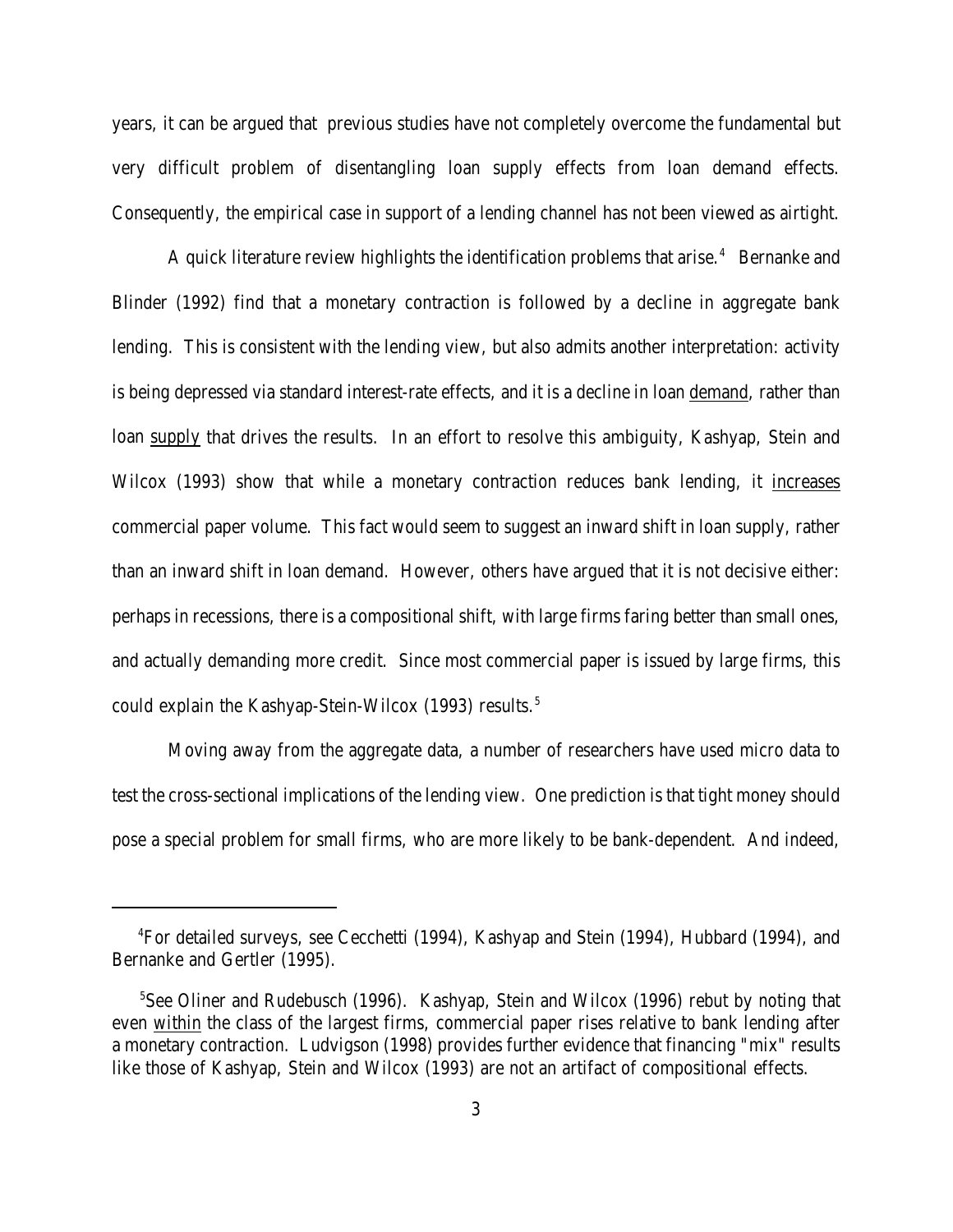years, it can be argued that previous studies have not completely overcome the fundamental but very difficult problem of disentangling loan supply effects from loan demand effects. Consequently, the empirical case in support of a lending channel has not been viewed as airtight.

A quick literature review highlights the identification problems that arise.[4] Bernanke and Blinder (1992) find that a monetary contraction is followed by a decline in aggregate bank lending. This is consistent with the lending view, but also admits another interpretation: activity is being depressed via standard interest-rate effects, and it is a decline in loan demand, rather than loan supply that drives the results. In an effort to resolve this ambiguity, Kashyap, Stein and Wilcox (1993) show that while a monetary contraction reduces bank lending, it increases commercial paper volume. This fact would seem to suggest an inward shift in loan supply, rather than an inward shift in loan demand. However, others have argued that it is not decisive either: perhaps in recessions, there is a compositional shift, with large firms faring better than small ones, and actually demanding more credit. Since most commercial paper is issued by large firms, this could explain the Kashyap-Stein-Wilcox (1993) results.[5]

Moving away from the aggregate data, a number of researchers have used micro data to test the cross-sectional implications of the lending view. One prediction is that tight money should pose a special problem for small firms, who are more likely to be bank-dependent. And indeed,

---

[4] For detailed surveys, see Cecchetti (1994), Kashyap and Stein (1994), Hubbard (1994), and Bernanke and Gertler (1995).

[5] See Oliner and Rudebusch (1996). Kashyap, Stein and Wilcox (1996) rebut by noting that even within the class of the largest firms, commercial paper rises relative to bank lending after a monetary contraction. Ludvigson (1998) provides further evidence that financing "mix" results like those of Kashyap, Stein and Wilcox (1993) are not an artifact of compositional effects.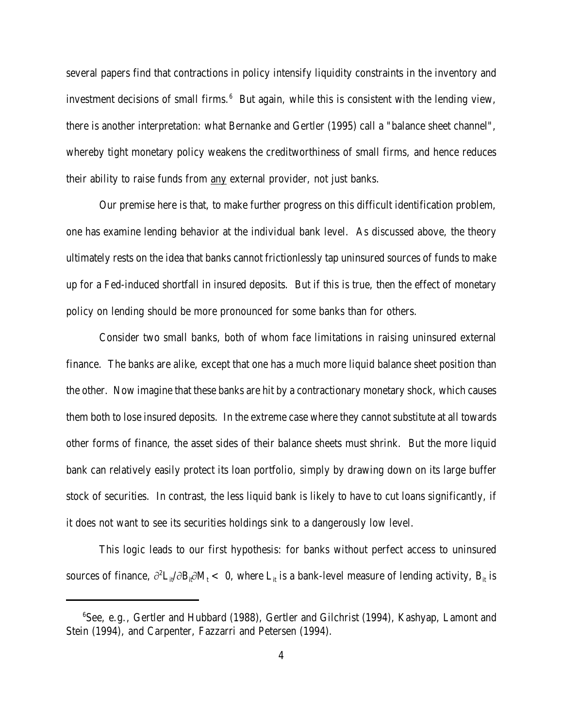several papers find that contractions in policy intensify liquidity constraints in the inventory and investment decisions of small firms.[6] But again, while this is consistent with the lending view, there is another interpretation: what Bernanke and Gertler (1995) call a "balance sheet channel", whereby tight monetary policy weakens the creditworthiness of small firms, and hence reduces their ability to raise funds from <u>any</u> external provider, not just banks.

Our premise here is that, to make further progress on this difficult identification problem, one has examine lending behavior at the individual bank level. As discussed above, the theory ultimately rests on the idea that banks cannot frictionlessly tap uninsured sources of funds to make up for a Fed-induced shortfall in insured deposits. But if this is true, then the effect of monetary policy on lending should be more pronounced for some banks than for others.

Consider two small banks, both of whom face limitations in raising uninsured external finance. The banks are alike, except that one has a much more liquid balance sheet position than the other. Now imagine that these banks are hit by a contractionary monetary shock, which causes them both to lose insured deposits. In the extreme case where they cannot substitute at all towards other forms of finance, the asset sides of their balance sheets must shrink. But the more liquid bank can relatively easily protect its loan portfolio, simply by drawing down on its large buffer stock of securities. In contrast, the less liquid bank is likely to have to cut loans significantly, if it does not want to see its securities holdings sink to a dangerously low level.

This logic leads to our first hypothesis: for banks without perfect access to uninsured sources of finance, $\partial^2 L_{it}/\partial B_{it}\partial M_t < 0$, where $L_{it}$ is a bank-level measure of lending activity, $B_{it}$ is

[6] See, e.g., Gertler and Hubbard (1988), Gertler and Gilchrist (1994), Kashyap, Lamont and Stein (1994), and Carpenter, Fazzarri and Petersen (1994).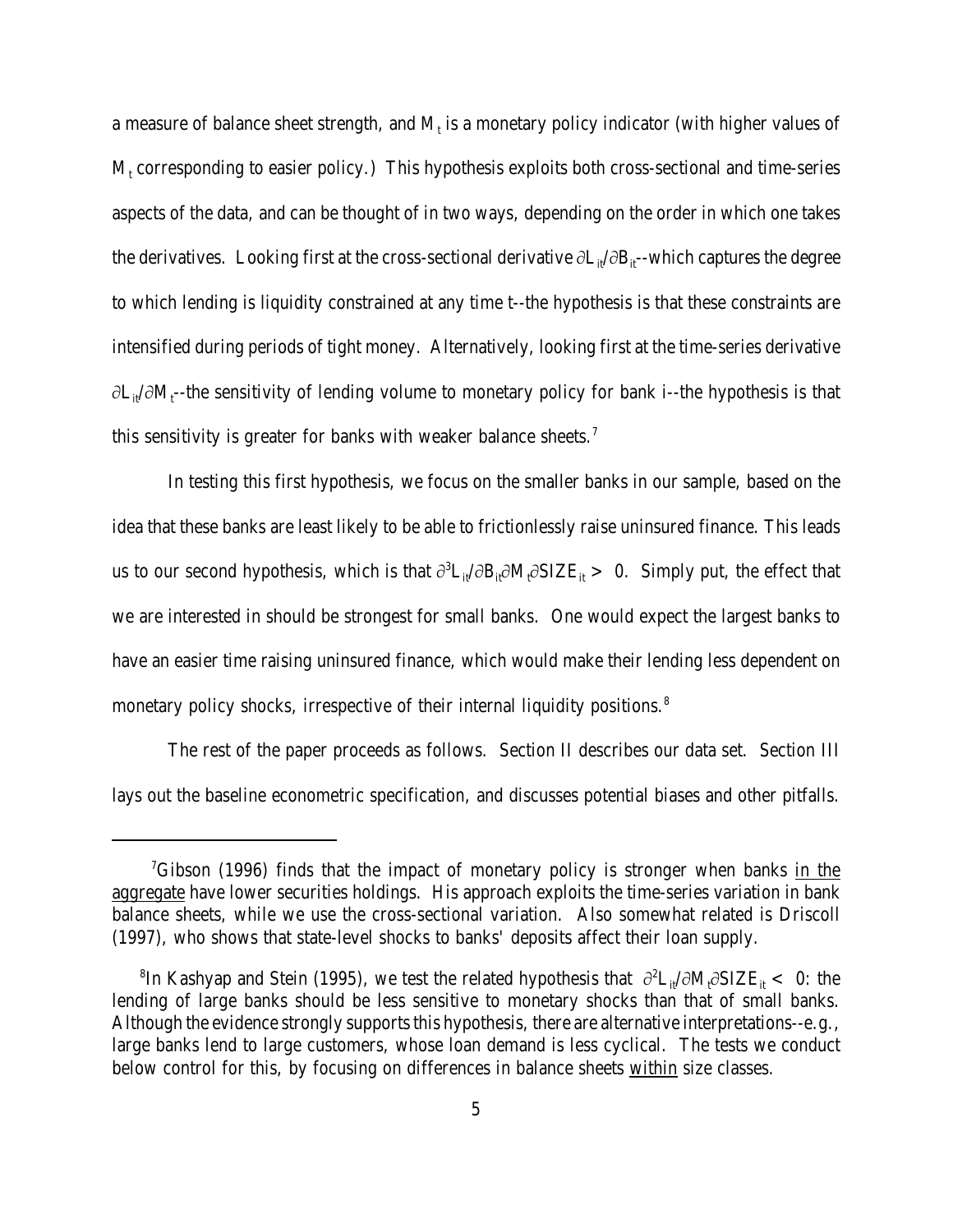a measure of balance sheet strength, and $M_t$ is a monetary policy indicator (with higher values of $M_t$ corresponding to easier policy.) This hypothesis exploits both cross-sectional and time-series aspects of the data, and can be thought of in two ways, depending on the order in which one takes the derivatives. Looking first at the cross-sectional derivative $\partial L_{it}/\partial B_{it}$--which captures the degree to which lending is liquidity constrained at any time t--the hypothesis is that these constraints are intensified during periods of tight money. Alternatively, looking first at the time-series derivative $\partial L_{it}/\partial M_t$--the sensitivity of lending volume to monetary policy for bank i--the hypothesis is that this sensitivity is greater for banks with weaker balance sheets.[7]

In testing this first hypothesis, we focus on the smaller banks in our sample, based on the idea that these banks are least likely to be able to frictionlessly raise uninsured finance. This leads us to our second hypothesis, which is that $\partial^3 L_{it}/\partial B_{it}\partial M_t \partial SIZE_{it} > 0$. Simply put, the effect that we are interested in should be strongest for small banks. One would expect the largest banks to have an easier time raising uninsured finance, which would make their lending less dependent on monetary policy shocks, irrespective of their internal liquidity positions.[8]

The rest of the paper proceeds as follows. Section II describes our data set. Section III lays out the baseline econometric specification, and discusses potential biases and other pitfalls.

---

[7] Gibson (1996) finds that the impact of monetary policy is stronger when banks in the aggregate have lower securities holdings. His approach exploits the time-series variation in bank balance sheets, while we use the cross-sectional variation. Also somewhat related is Driscoll (1997), who shows that state-level shocks to banks' deposits affect their loan supply.

[8] In Kashyap and Stein (1995), we test the related hypothesis that $\partial^2 L_{it}/\partial M_t \partial SIZE_{it} < 0$: the lending of large banks should be less sensitive to monetary shocks than that of small banks. Although the evidence strongly supports this hypothesis, there are alternative interpretations--e.g., large banks lend to large customers, whose loan demand is less cyclical. The tests we conduct below control for this, by focusing on differences in balance sheets within size classes.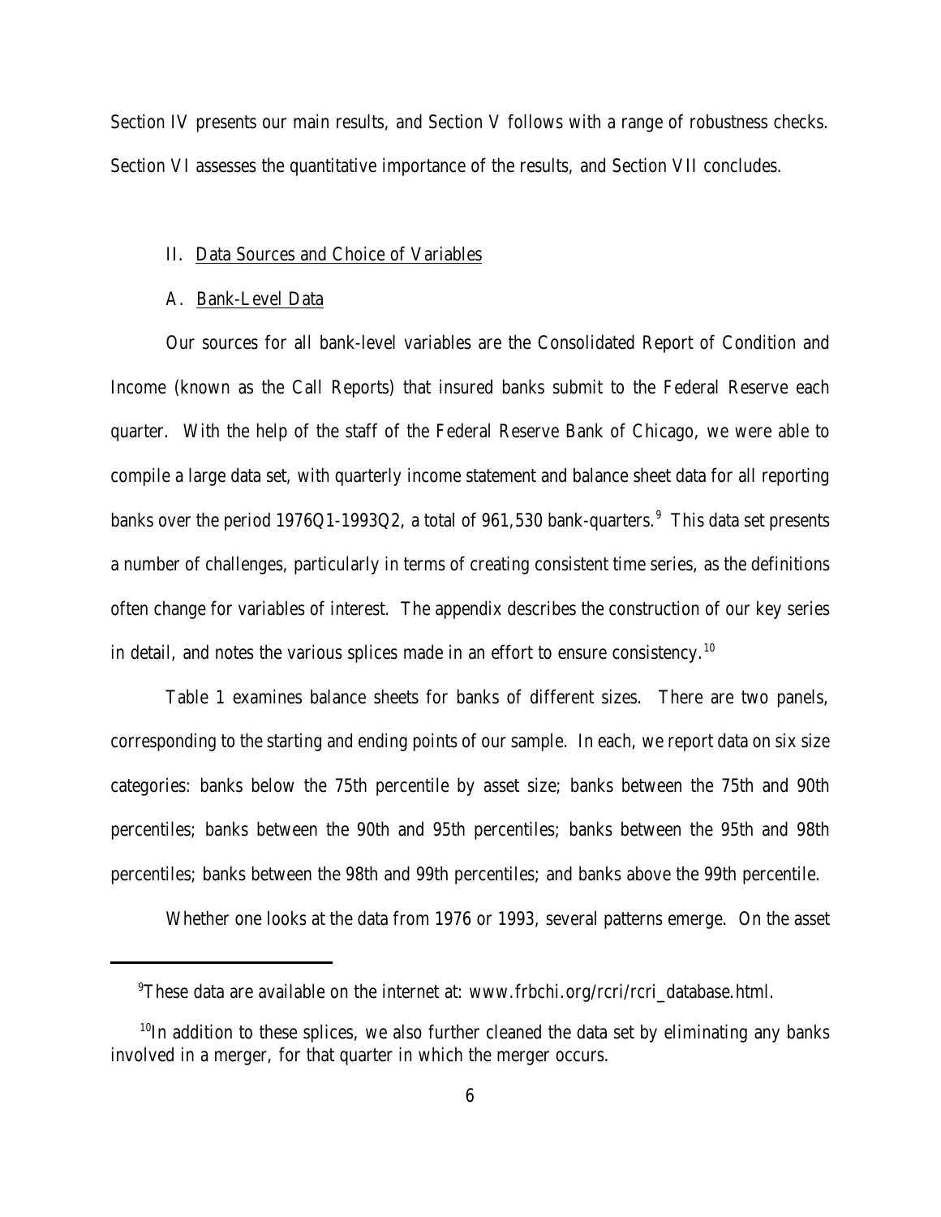Section IV presents our main results, and Section V follows with a range of robustness checks. Section VI assesses the quantitative importance of the results, and Section VII concludes.

## II. Data Sources and Choice of Variables

### A. Bank-Level Data

Our sources for all bank-level variables are the Consolidated Report of Condition and Income (known as the Call Reports) that insured banks submit to the Federal Reserve each quarter. With the help of the staff of the Federal Reserve Bank of Chicago, we were able to compile a large data set, with quarterly income statement and balance sheet data for all reporting banks over the period 1976Q1-1993Q2, a total of 961,530 bank-quarters.[9] This data set presents a number of challenges, particularly in terms of creating consistent time series, as the definitions often change for variables of interest. The appendix describes the construction of our key series in detail, and notes the various splices made in an effort to ensure consistency.[10]

Table 1 examines balance sheets for banks of different sizes. There are two panels, corresponding to the starting and ending points of our sample. In each, we report data on six size categories: banks below the 75th percentile by asset size; banks between the 75th and 90th percentiles; banks between the 90th and 95th percentiles; banks between the 95th and 98th percentiles; banks between the 98th and 99th percentiles; and banks above the 99th percentile.

Whether one looks at the data from 1976 or 1993, several patterns emerge. On the asset

---

[9] These data are available on the internet at: www.frbchi.org/rcri/rcri_database.html.

[10] In addition to these splices, we also further cleaned the data set by eliminating any banks involved in a merger, for that quarter in which the merger occurs.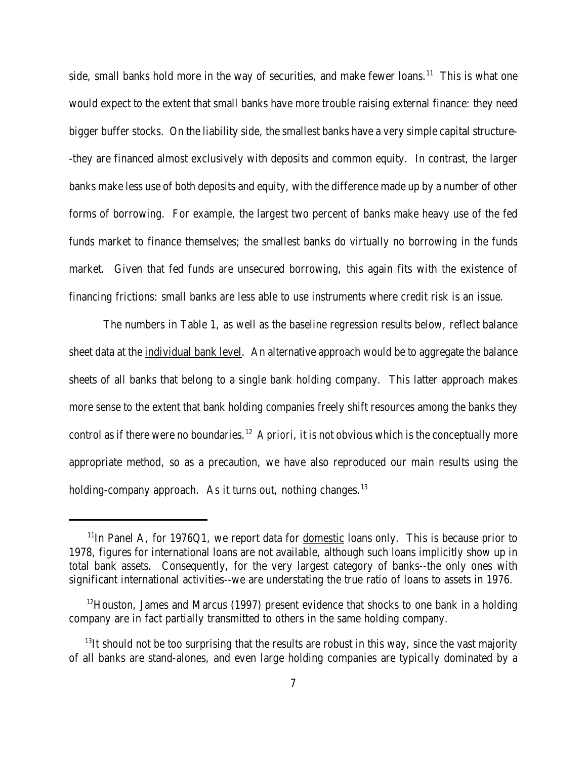side, small banks hold more in the way of securities, and make fewer loans.[11] This is what one would expect to the extent that small banks have more trouble raising external finance: they need bigger buffer stocks. On the liability side, the smallest banks have a very simple capital structure--they are financed almost exclusively with deposits and common equity. In contrast, the larger banks make less use of both deposits and equity, with the difference made up by a number of other forms of borrowing. For example, the largest two percent of banks make heavy use of the fed funds market to finance themselves; the smallest banks do virtually no borrowing in the funds market. Given that fed funds are unsecured borrowing, this again fits with the existence of financing frictions: small banks are less able to use instruments where credit risk is an issue.

The numbers in Table 1, as well as the baseline regression results below, reflect balance sheet data at the individual bank level. An alternative approach would be to aggregate the balance sheets of all banks that belong to a single bank holding company. This latter approach makes more sense to the extent that bank holding companies freely shift resources among the banks they control as if there were no boundaries.[12] *A priori*, it is not obvious which is the conceptually more appropriate method, so as a precaution, we have also reproduced our main results using the holding-company approach. As it turns out, nothing changes.[13]

---

[11]In Panel A, for 1976Q1, we report data for domestic loans only. This is because prior to 1978, figures for international loans are not available, although such loans implicitly show up in total bank assets. Consequently, for the very largest category of banks--the only ones with significant international activities--we are understating the true ratio of loans to assets in 1976.

[12]Houston, James and Marcus (1997) present evidence that shocks to one bank in a holding company are in fact partially transmitted to others in the same holding company.

[13]It should not be too surprising that the results are robust in this way, since the vast majority of all banks are stand-alones, and even large holding companies are typically dominated by a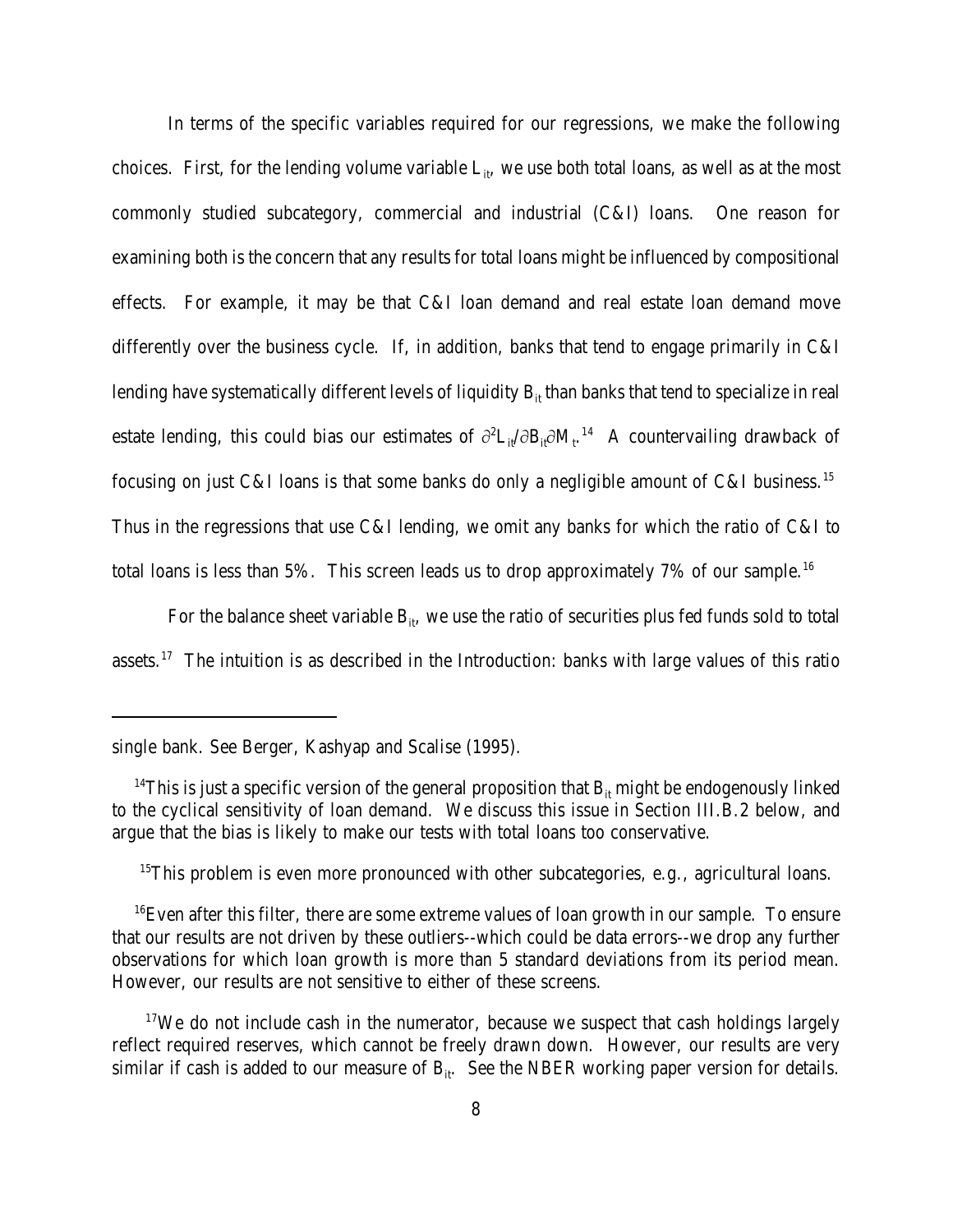In terms of the specific variables required for our regressions, we make the following choices. First, for the lending volume variable $L_{it}$, we use both total loans, as well as at the most commonly studied subcategory, commercial and industrial (C&I) loans. One reason for examining both is the concern that any results for total loans might be influenced by compositional effects. For example, it may be that C&I loan demand and real estate loan demand move differently over the business cycle. If, in addition, banks that tend to engage primarily in C&I lending have systematically different levels of liquidity $B_{it}$ than banks that tend to specialize in real estate lending, this could bias our estimates of $\partial^2 L_{it}/\partial B_{it}\partial M_t$.[14] A countervailing drawback of focusing on just C&I loans is that some banks do only a negligible amount of C&I business.[15] Thus in the regressions that use C&I lending, we omit any banks for which the ratio of C&I to total loans is less than 5%. This screen leads us to drop approximately 7% of our sample.[16]

For the balance sheet variable $B_{it}$, we use the ratio of securities plus fed funds sold to total assets.[17] The intuition is as described in the Introduction: banks with large values of this ratio

---

single bank. See Berger, Kashyap and Scalise (1995).

[14]This is just a specific version of the general proposition that $B_{it}$ might be endogenously linked to the cyclical sensitivity of loan demand. We discuss this issue in Section III.B.2 below, and argue that the bias is likely to make our tests with total loans too conservative.

[15]This problem is even more pronounced with other subcategories, e.g., agricultural loans.

[16]Even after this filter, there are some extreme values of loan growth in our sample. To ensure that our results are not driven by these outliers--which could be data errors--we drop any further observations for which loan growth is more than 5 standard deviations from its period mean. However, our results are not sensitive to either of these screens.

[17]We do not include cash in the numerator, because we suspect that cash holdings largely reflect required reserves, which cannot be freely drawn down. However, our results are very similar if cash is added to our measure of $B_{it}$. See the NBER working paper version for details.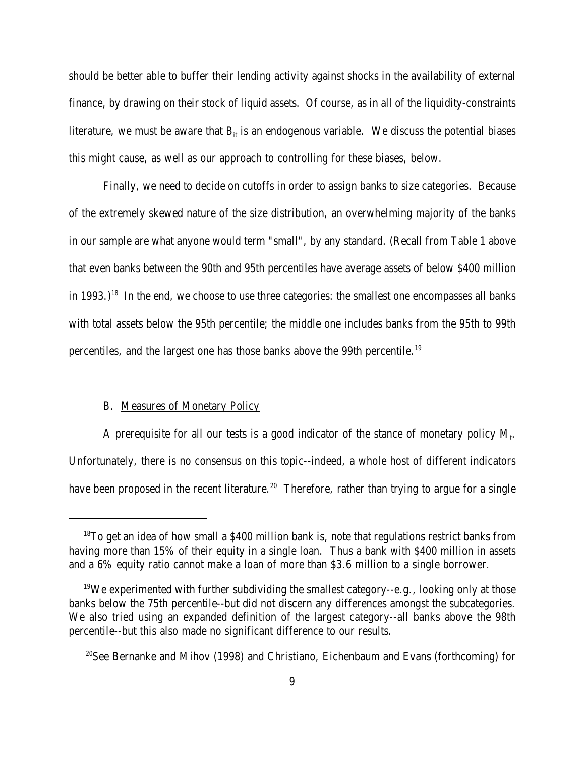should be better able to buffer their lending activity against shocks in the availability of external finance, by drawing on their stock of liquid assets. Of course, as in all of the liquidity-constraints literature, we must be aware that $B_{it}$ is an endogenous variable. We discuss the potential biases this might cause, as well as our approach to controlling for these biases, below.

Finally, we need to decide on cutoffs in order to assign banks to size categories. Because of the extremely skewed nature of the size distribution, an overwhelming majority of the banks in our sample are what anyone would term "small", by any standard. (Recall from Table 1 above that even banks between the 90th and 95th percentiles have average assets of below \$400 million in 1993.)[18] In the end, we choose to use three categories: the smallest one encompasses all banks with total assets below the 95th percentile; the middle one includes banks from the 95th to 99th percentiles, and the largest one has those banks above the 99th percentile.[19]

### B. Measures of Monetary Policy

A prerequisite for all our tests is a good indicator of the stance of monetary policy $M_t$. Unfortunately, there is no consensus on this topic--indeed, a whole host of different indicators have been proposed in the recent literature.[20] Therefore, rather than trying to argue for a single

---

[18] To get an idea of how small a \$400 million bank is, note that regulations restrict banks from having more than 15% of their equity in a single loan. Thus a bank with \$400 million in assets and a 6% equity ratio cannot make a loan of more than \$3.6 million to a single borrower.

[19] We experimented with further subdividing the smallest category--e.g., looking only at those banks below the 75th percentile--but did not discern any differences amongst the subcategories. We also tried using an expanded definition of the largest category--all banks above the 98th percentile--but this also made no significant difference to our results.

[20] See Bernanke and Mihov (1998) and Christiano, Eichenbaum and Evans (forthcoming) for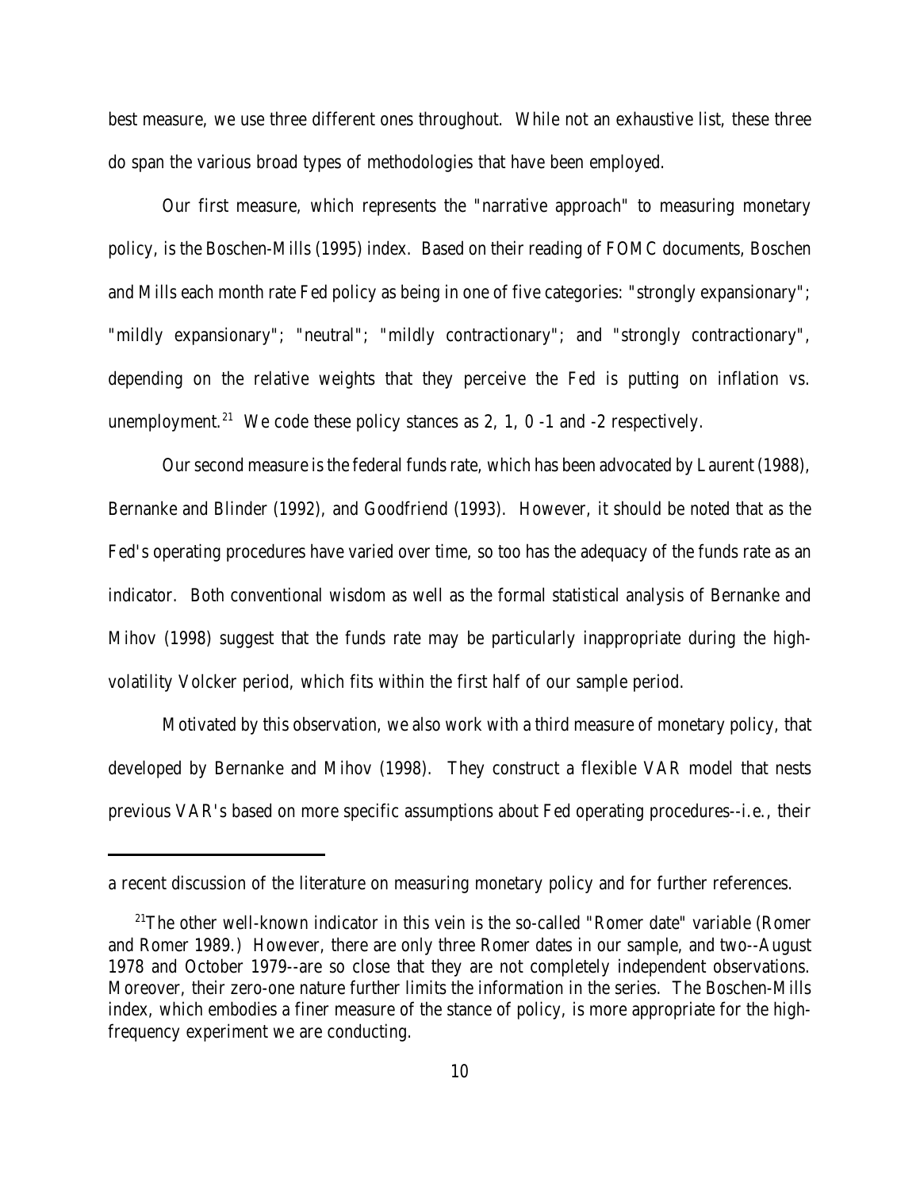best measure, we use three different ones throughout. While not an exhaustive list, these three do span the various broad types of methodologies that have been employed.

Our first measure, which represents the "narrative approach" to measuring monetary policy, is the Boschen-Mills (1995) index. Based on their reading of FOMC documents, Boschen and Mills each month rate Fed policy as being in one of five categories: "strongly expansionary"; "mildly expansionary"; "neutral"; "mildly contractionary"; and "strongly contractionary", depending on the relative weights that they perceive the Fed is putting on inflation vs. unemployment.[21] We code these policy stances as 2, 1, 0 -1 and -2 respectively.

Our second measure is the federal funds rate, which has been advocated by Laurent (1988), Bernanke and Blinder (1992), and Goodfriend (1993). However, it should be noted that as the Fed's operating procedures have varied over time, so too has the adequacy of the funds rate as an indicator. Both conventional wisdom as well as the formal statistical analysis of Bernanke and Mihov (1998) suggest that the funds rate may be particularly inappropriate during the high-volatility Volcker period, which fits within the first half of our sample period.

Motivated by this observation, we also work with a third measure of monetary policy, that developed by Bernanke and Mihov (1998). They construct a flexible VAR model that nests previous VAR's based on more specific assumptions about Fed operating procedures--i.e., their

---

a recent discussion of the literature on measuring monetary policy and for further references.

[21]The other well-known indicator in this vein is the so-called "Romer date" variable (Romer and Romer 1989.) However, there are only three Romer dates in our sample, and two--August 1978 and October 1979--are so close that they are not completely independent observations. Moreover, their zero-one nature further limits the information in the series. The Boschen-Mills index, which embodies a finer measure of the stance of policy, is more appropriate for the high-frequency experiment we are conducting.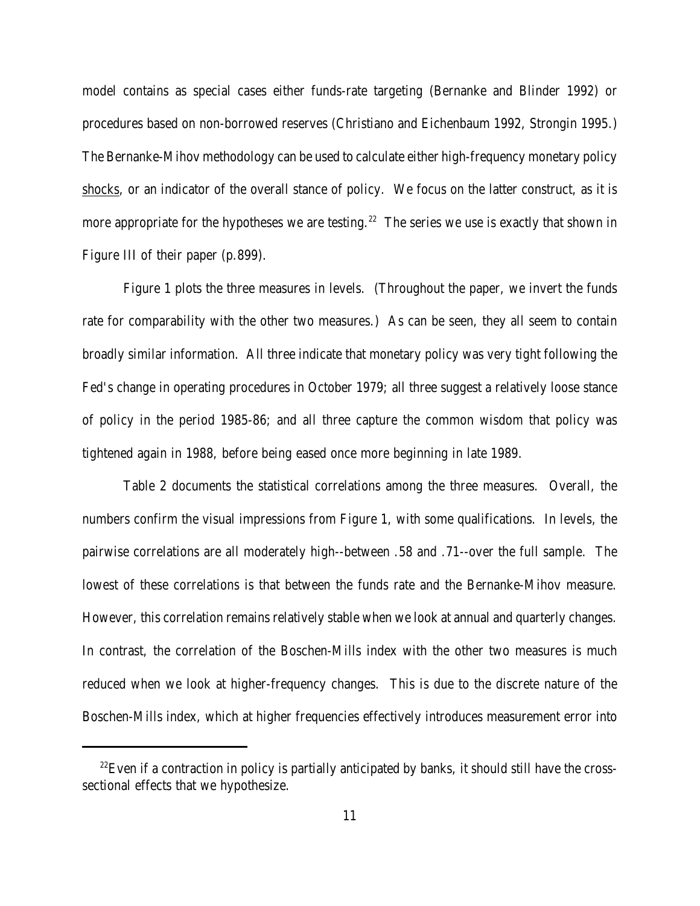model contains as special cases either funds-rate targeting (Bernanke and Blinder 1992) or procedures based on non-borrowed reserves (Christiano and Eichenbaum 1992, Strongin 1995.) The Bernanke-Mihov methodology can be used to calculate either high-frequency monetary policy shocks, or an indicator of the overall stance of policy. We focus on the latter construct, as it is more appropriate for the hypotheses we are testing.[22] The series we use is exactly that shown in Figure III of their paper (p.899).

Figure 1 plots the three measures in levels. (Throughout the paper, we invert the funds rate for comparability with the other two measures.) As can be seen, they all seem to contain broadly similar information. All three indicate that monetary policy was very tight following the Fed's change in operating procedures in October 1979; all three suggest a relatively loose stance of policy in the period 1985-86; and all three capture the common wisdom that policy was tightened again in 1988, before being eased once more beginning in late 1989.

Table 2 documents the statistical correlations among the three measures. Overall, the numbers confirm the visual impressions from Figure 1, with some qualifications. In levels, the pairwise correlations are all moderately high--between .58 and .71--over the full sample. The lowest of these correlations is that between the funds rate and the Bernanke-Mihov measure. However, this correlation remains relatively stable when we look at annual and quarterly changes. In contrast, the correlation of the Boschen-Mills index with the other two measures is much reduced when we look at higher-frequency changes. This is due to the discrete nature of the Boschen-Mills index, which at higher frequencies effectively introduces measurement error into

[22]Even if a contraction in policy is partially anticipated by banks, it should still have the cross-sectional effects that we hypothesize.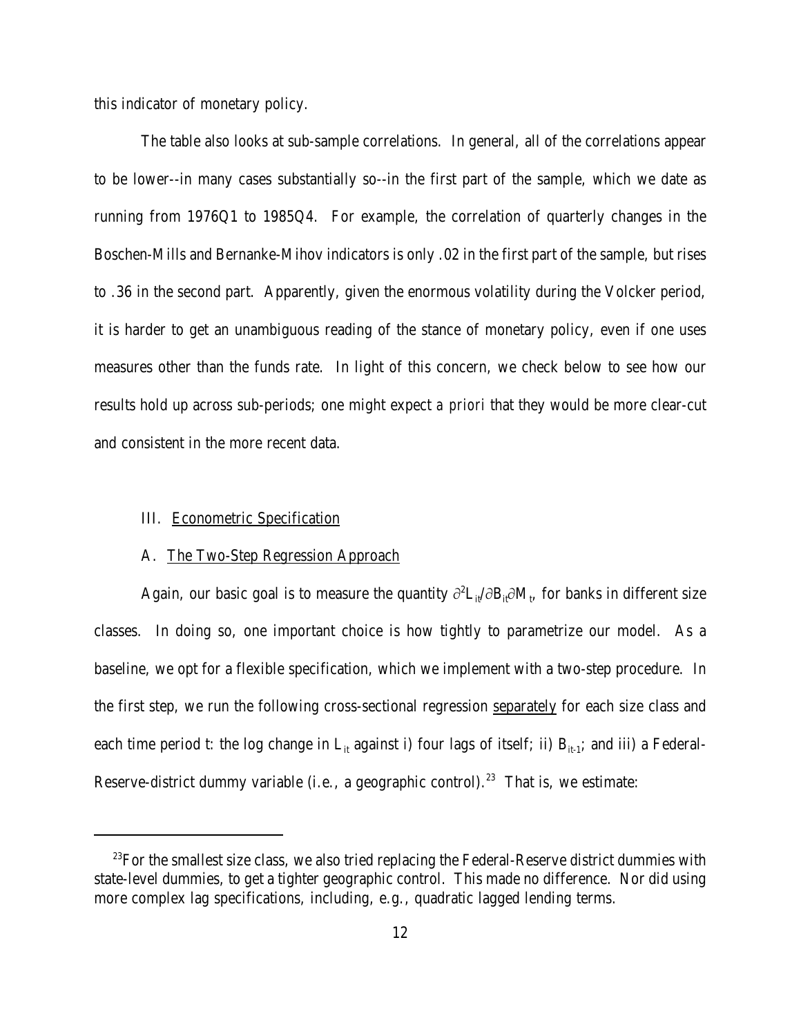this indicator of monetary policy.

The table also looks at sub-sample correlations. In general, all of the correlations appear to be lower--in many cases substantially so--in the first part of the sample, which we date as running from 1976Q1 to 1985Q4. For example, the correlation of quarterly changes in the Boschen-Mills and Bernanke-Mihov indicators is only .02 in the first part of the sample, but rises to .36 in the second part. Apparently, given the enormous volatility during the Volcker period, it is harder to get an unambiguous reading of the stance of monetary policy, even if one uses measures other than the funds rate. In light of this concern, we check below to see how our results hold up across sub-periods; one might expect *a priori* that they would be more clear-cut and consistent in the more recent data.

## III. Econometric Specification

### A. The Two-Step Regression Approach

Again, our basic goal is to measure the quantity $\partial^2 L_{it}/\partial B_{it}\partial M_t$, for banks in different size classes. In doing so, one important choice is how tightly to parametrize our model. As a baseline, we opt for a flexible specification, which we implement with a two-step procedure. In the first step, we run the following cross-sectional regression separately for each size class and each time period t: the log change in $L_{it}$ against i) four lags of itself; ii) $B_{it-1}$; and iii) a Federal-Reserve-district dummy variable (i.e., a geographic control).[23] That is, we estimate:

[23] For the smallest size class, we also tried replacing the Federal-Reserve district dummies with state-level dummies, to get a tighter geographic control. This made no difference. Nor did using more complex lag specifications, including, e.g., quadratic lagged lending terms.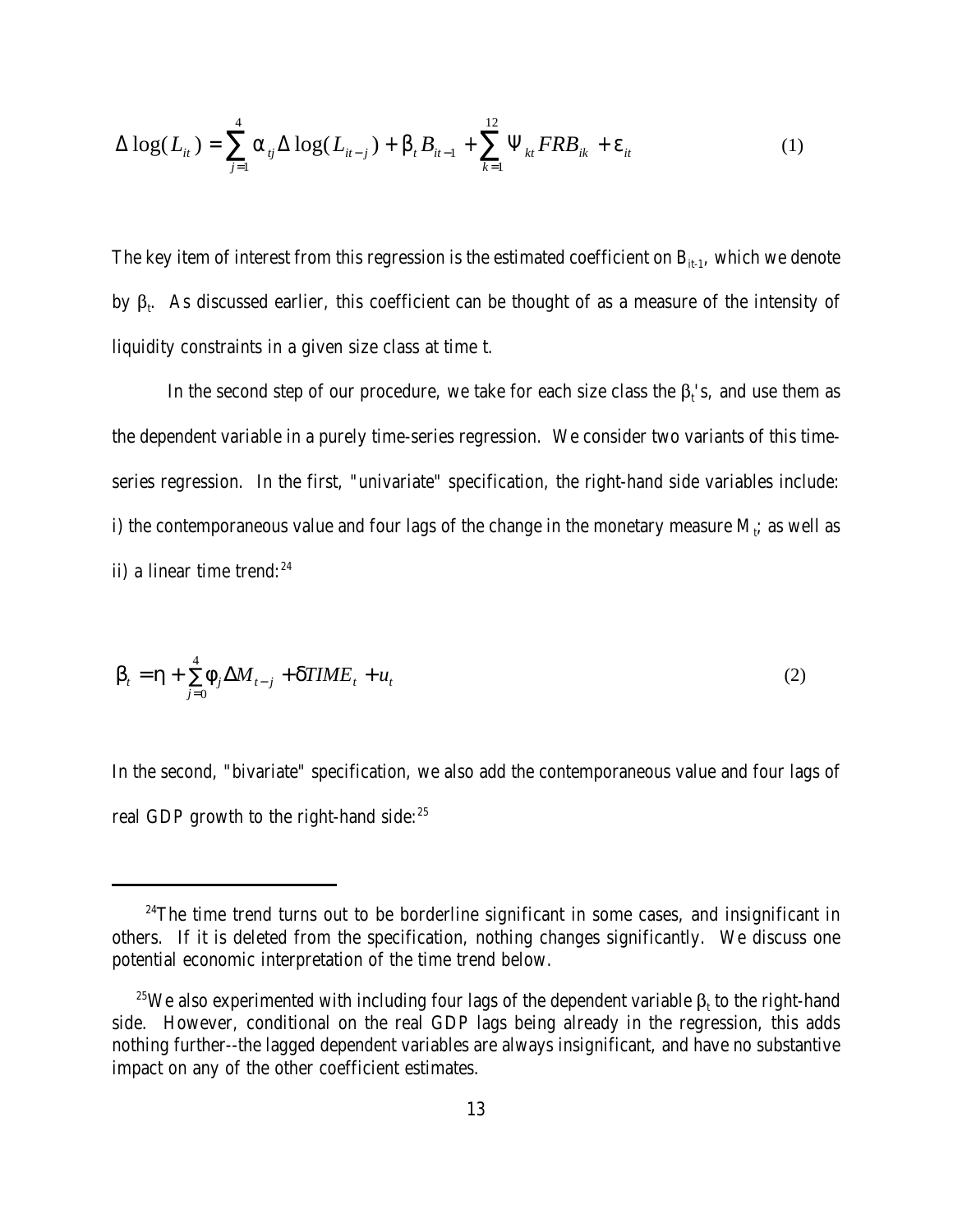$$\Delta \log(L_{it}) = \sum_{j=1}^{4} \alpha_{tj} \Delta \log(L_{it-j}) + \beta_t B_{it-1} + \sum_{k=1}^{12} \Psi_{kt} FRB_{ik} + \varepsilon_{it} \tag{1}$$

The key item of interest from this regression is the estimated coefficient on $B_{it-1}$, which we denote by $\beta_t$. As discussed earlier, this coefficient can be thought of as a measure of the intensity of liquidity constraints in a given size class at time t.

In the second step of our procedure, we take for each size class the $\beta_t$'s, and use them as the dependent variable in a purely time-series regression. We consider two variants of this time-series regression. In the first, "univariate" specification, the right-hand side variables include: i) the contemporaneous value and four lags of the change in the monetary measure $M_t$; as well as ii) a linear time trend:[24]

$$\beta_t = \eta + \sum_{j=0}^{4} \phi_j \Delta M_{t-j} + \delta TIME_t + u_t \tag{2}$$

In the second, "bivariate" specification, we also add the contemporaneous value and four lags of real GDP growth to the right-hand side:[25]

---

[24] The time trend turns out to be borderline significant in some cases, and insignificant in others. If it is deleted from the specification, nothing changes significantly. We discuss one potential economic interpretation of the time trend below.

[25] We also experimented with including four lags of the dependent variable $\beta_t$ to the right-hand side. However, conditional on the real GDP lags being already in the regression, this adds nothing further--the lagged dependent variables are always insignificant, and have no substantive impact on any of the other coefficient estimates.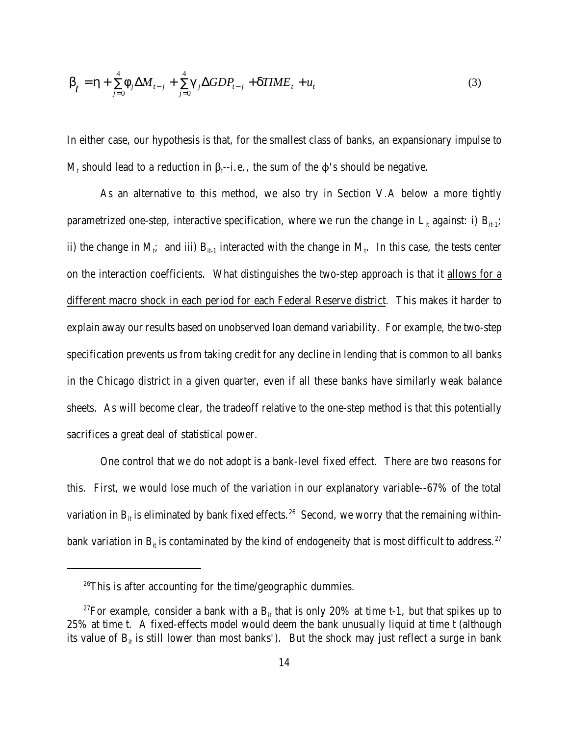$$\beta_t = \eta + \sum_{j=0}^{4} \phi_j \Delta M_{t-j} + \sum_{j=0}^{4} \gamma_j \Delta GDP_{t-j} + \delta TIME_t + u_t \tag{3}$$

In either case, our hypothesis is that, for the smallest class of banks, an expansionary impulse to $M_t$ should lead to a reduction in $\beta_t$--i.e., the sum of the $\phi$'s should be negative.

As an alternative to this method, we also try in Section V.A below a more tightly parametrized one-step, interactive specification, where we run the change in $L_{it}$ against: i) $B_{it-1}$; ii) the change in $M_t$; and iii) $B_{it-1}$ interacted with the change in $M_t$. In this case, the tests center on the interaction coefficients. What distinguishes the two-step approach is that it allows for a different macro shock in each period for each Federal Reserve district. This makes it harder to explain away our results based on unobserved loan demand variability. For example, the two-step specification prevents us from taking credit for any decline in lending that is common to all banks in the Chicago district in a given quarter, even if all these banks have similarly weak balance sheets. As will become clear, the tradeoff relative to the one-step method is that this potentially sacrifices a great deal of statistical power.

One control that we do not adopt is a bank-level fixed effect. There are two reasons for this. First, we would lose much of the variation in our explanatory variable--67% of the total variation in $B_{it}$ is eliminated by bank fixed effects.[26] Second, we worry that the remaining within-bank variation in $B_{it}$ is contaminated by the kind of endogeneity that is most difficult to address.[27]

---

[26] This is after accounting for the time/geographic dummies.

[27] For example, consider a bank with a $B_{it}$ that is only 20% at time t-1, but that spikes up to 25% at time t. A fixed-effects model would deem the bank unusually liquid at time t (although its value of $B_{it}$ is still lower than most banks'). But the shock may just reflect a surge in bank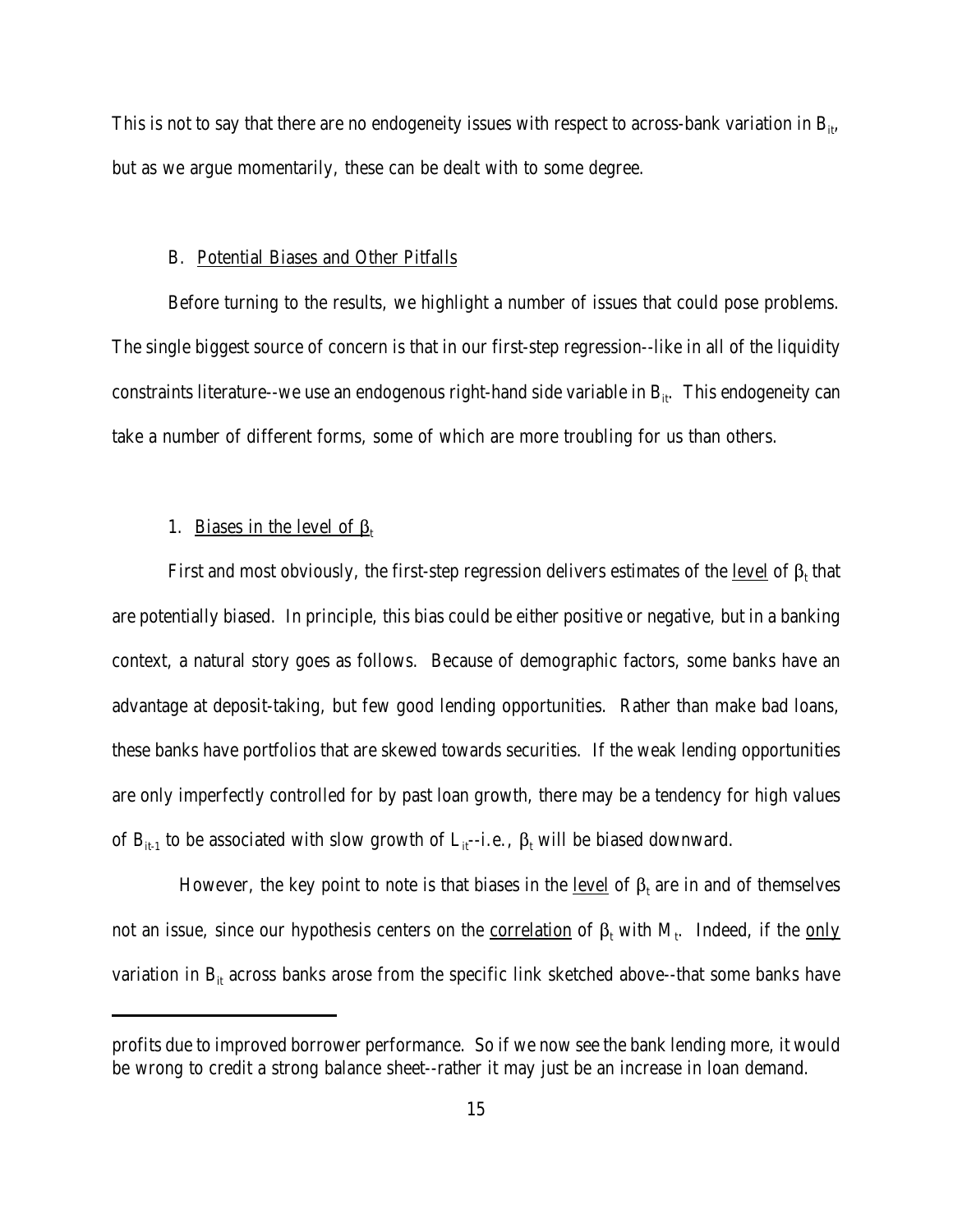This is not to say that there are no endogeneity issues with respect to across-bank variation in $B_{it}$, but as we argue momentarily, these can be dealt with to some degree.

### B. Potential Biases and Other Pitfalls

Before turning to the results, we highlight a number of issues that could pose problems. The single biggest source of concern is that in our first-step regression--like in all of the liquidity constraints literature--we use an endogenous right-hand side variable in $B_{it}$. This endogeneity can take a number of different forms, some of which are more troubling for us than others.

#### 1. Biases in the level of $\beta_t$

First and most obviously, the first-step regression delivers estimates of the level of $\beta_t$ that are potentially biased. In principle, this bias could be either positive or negative, but in a banking context, a natural story goes as follows. Because of demographic factors, some banks have an advantage at deposit-taking, but few good lending opportunities. Rather than make bad loans, these banks have portfolios that are skewed towards securities. If the weak lending opportunities are only imperfectly controlled for by past loan growth, there may be a tendency for high values of $B_{it-1}$ to be associated with slow growth of $L_{it}$--i.e., $\beta_t$ will be biased downward.

However, the key point to note is that biases in the level of $\beta_t$ are in and of themselves not an issue, since our hypothesis centers on the correlation of $\beta_t$ with $M_t$. Indeed, if the only variation in $B_{it}$ across banks arose from the specific link sketched above--that some banks have

---

profits due to improved borrower performance. So if we now see the bank lending more, it would be wrong to credit a strong balance sheet--rather it may just be an increase in loan demand.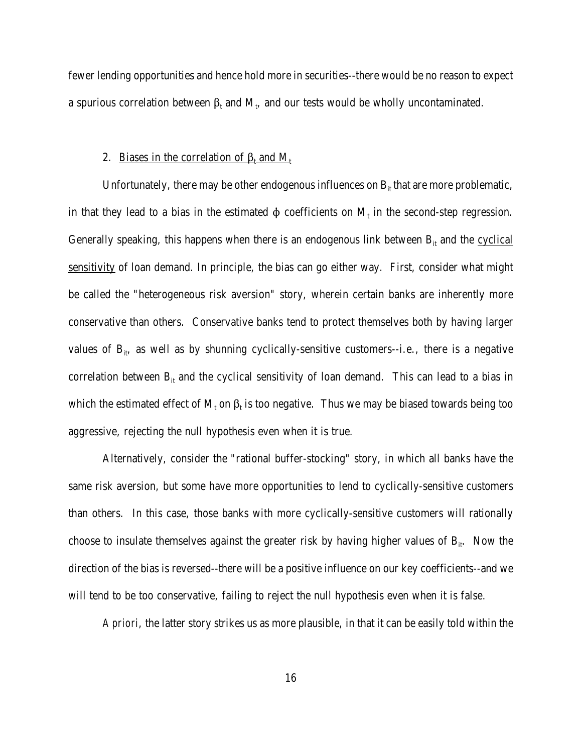fewer lending opportunities and hence hold more in securities--there would be no reason to expect a spurious correlation between $\beta_t$ and $M_t$, and our tests would be wholly uncontaminated.

### 2. Biases in the correlation of $\beta_t$ and $M_t$

Unfortunately, there may be other endogenous influences on $B_{it}$ that are more problematic, in that they lead to a bias in the estimated $\phi$ coefficients on $M_t$ in the second-step regression. Generally speaking, this happens when there is an endogenous link between $B_{it}$ and the cyclical sensitivity of loan demand. In principle, the bias can go either way. First, consider what might be called the "heterogeneous risk aversion" story, wherein certain banks are inherently more conservative than others. Conservative banks tend to protect themselves both by having larger values of $B_{it}$, as well as by shunning cyclically-sensitive customers--i.e., there is a negative correlation between $B_{it}$ and the cyclical sensitivity of loan demand. This can lead to a bias in which the estimated effect of $M_t$ on $\beta_t$ is too negative. Thus we may be biased towards being too aggressive, rejecting the null hypothesis even when it is true.

Alternatively, consider the "rational buffer-stocking" story, in which all banks have the same risk aversion, but some have more opportunities to lend to cyclically-sensitive customers than others. In this case, those banks with more cyclically-sensitive customers will rationally choose to insulate themselves against the greater risk by having higher values of $B_{it}$. Now the direction of the bias is reversed--there will be a positive influence on our key coefficients--and we will tend to be too conservative, failing to reject the null hypothesis even when it is false.

*A priori*, the latter story strikes us as more plausible, in that it can be easily told within the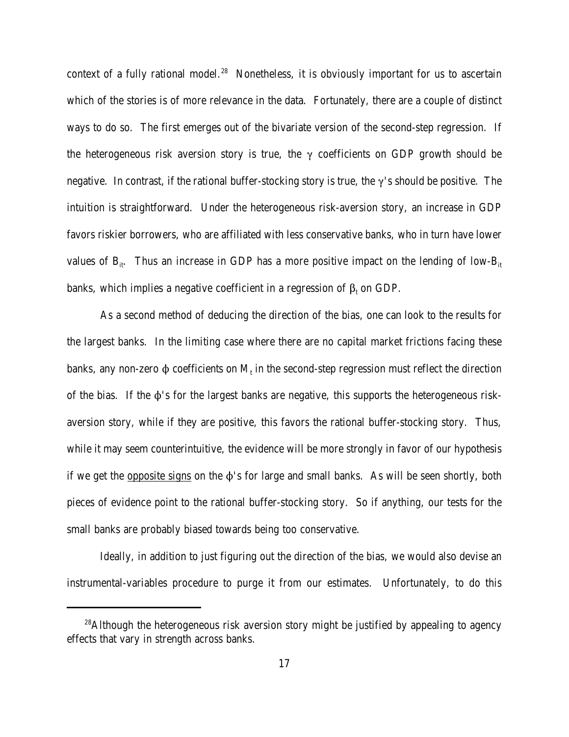context of a fully rational model.[28] Nonetheless, it is obviously important for us to ascertain which of the stories is of more relevance in the data. Fortunately, there are a couple of distinct ways to do so. The first emerges out of the bivariate version of the second-step regression. If the heterogeneous risk aversion story is true, the $\gamma$ coefficients on GDP growth should be negative. In contrast, if the rational buffer-stocking story is true, the $\gamma$'s should be positive. The intuition is straightforward. Under the heterogeneous risk-aversion story, an increase in GDP favors riskier borrowers, who are affiliated with less conservative banks, who in turn have lower values of $B_{it}$. Thus an increase in GDP has a more positive impact on the lending of low-$B_{it}$ banks, which implies a negative coefficient in a regression of $\beta_t$ on GDP.

As a second method of deducing the direction of the bias, one can look to the results for the largest banks. In the limiting case where there are no capital market frictions facing these banks, any non-zero $\phi$ coefficients on $M_t$ in the second-step regression must reflect the direction of the bias. If the $\phi$'s for the largest banks are negative, this supports the heterogeneous risk-aversion story, while if they are positive, this favors the rational buffer-stocking story. Thus, while it may seem counterintuitive, the evidence will be more strongly in favor of our hypothesis if we get the opposite signs on the $\phi$'s for large and small banks. As will be seen shortly, both pieces of evidence point to the rational buffer-stocking story. So if anything, our tests for the small banks are probably biased towards being too conservative.

Ideally, in addition to just figuring out the direction of the bias, we would also devise an instrumental-variables procedure to purge it from our estimates. Unfortunately, to do this

[28] Although the heterogeneous risk aversion story might be justified by appealing to agency effects that vary in strength across banks.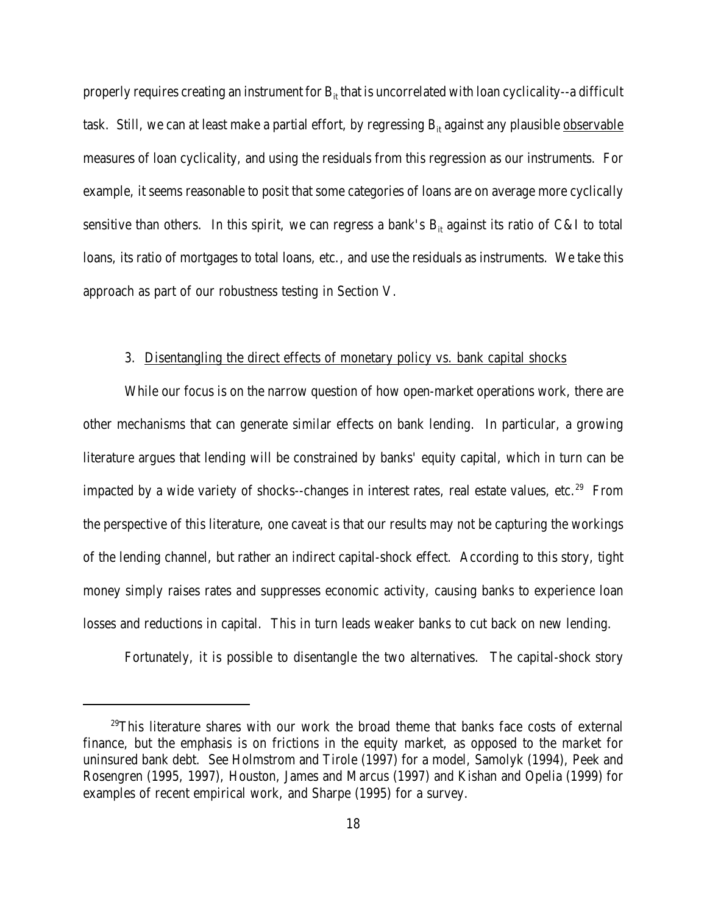properly requires creating an instrument for $B_{it}$ that is uncorrelated with loan cyclicality--a difficult task. Still, we can at least make a partial effort, by regressing $B_{it}$ against any plausible observable measures of loan cyclicality, and using the residuals from this regression as our instruments. For example, it seems reasonable to posit that some categories of loans are on average more cyclically sensitive than others. In this spirit, we can regress a bank's $B_{it}$ against its ratio of C&I to total loans, its ratio of mortgages to total loans, etc., and use the residuals as instruments. We take this approach as part of our robustness testing in Section V.

3. Disentangling the direct effects of monetary policy vs. bank capital shocks

While our focus is on the narrow question of how open-market operations work, there are other mechanisms that can generate similar effects on bank lending. In particular, a growing literature argues that lending will be constrained by banks' equity capital, which in turn can be impacted by a wide variety of shocks--changes in interest rates, real estate values, etc.[29] From the perspective of this literature, one caveat is that our results may not be capturing the workings of the lending channel, but rather an indirect capital-shock effect. According to this story, tight money simply raises rates and suppresses economic activity, causing banks to experience loan losses and reductions in capital. This in turn leads weaker banks to cut back on new lending.

Fortunately, it is possible to disentangle the two alternatives. The capital-shock story

[29]This literature shares with our work the broad theme that banks face costs of external finance, but the emphasis is on frictions in the equity market, as opposed to the market for uninsured bank debt. See Holmstrom and Tirole (1997) for a model, Samolyk (1994), Peek and Rosengren (1995, 1997), Houston, James and Marcus (1997) and Kishan and Opelia (1999) for examples of recent empirical work, and Sharpe (1995) for a survey.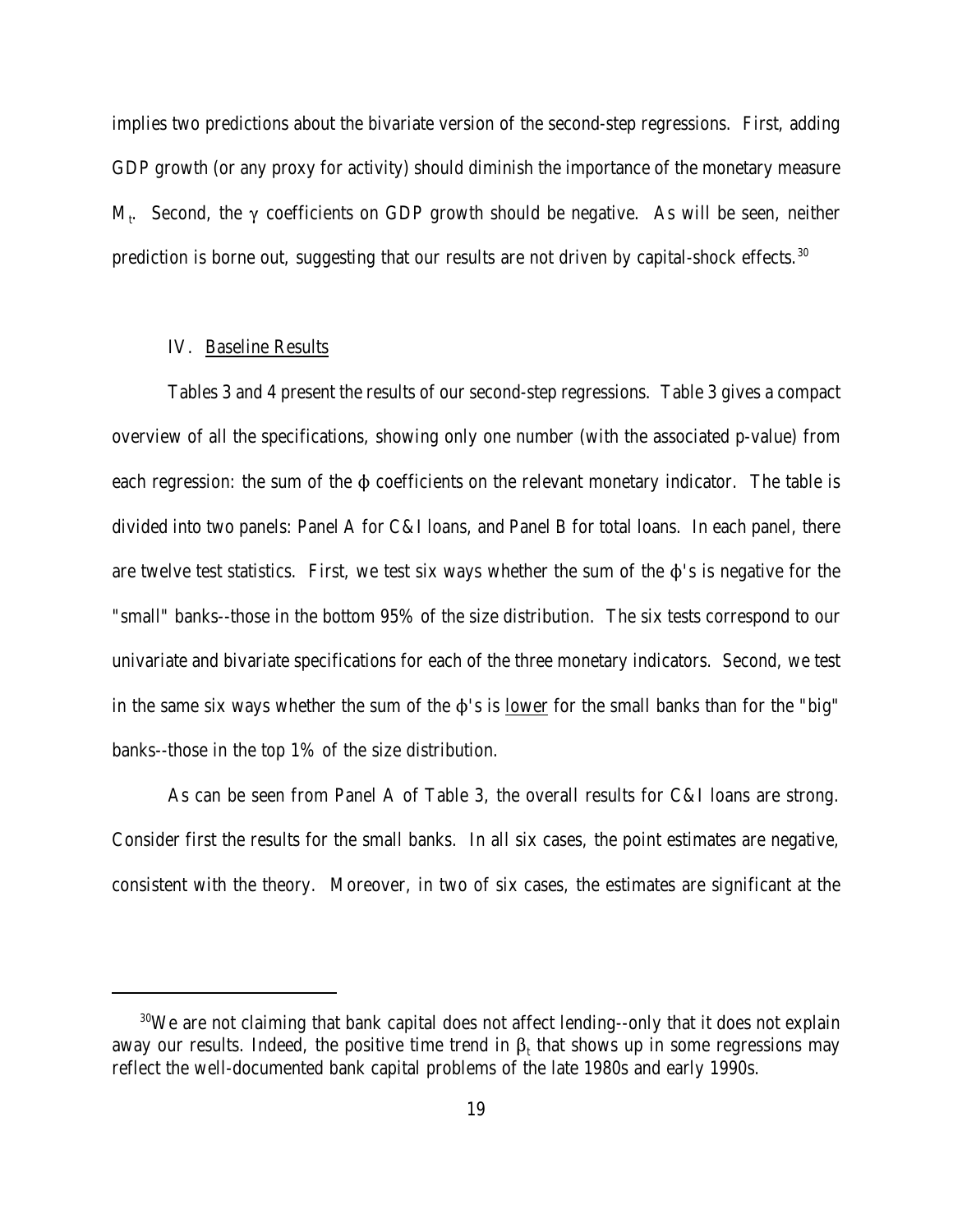implies two predictions about the bivariate version of the second-step regressions. First, adding GDP growth (or any proxy for activity) should diminish the importance of the monetary measure $M_t$. Second, the $\gamma$ coefficients on GDP growth should be negative. As will be seen, neither prediction is borne out, suggesting that our results are not driven by capital-shock effects.[30]

## IV. Baseline Results

Tables 3 and 4 present the results of our second-step regressions. Table 3 gives a compact overview of all the specifications, showing only one number (with the associated p-value) from each regression: the sum of the $\phi$ coefficients on the relevant monetary indicator. The table is divided into two panels: Panel A for C&I loans, and Panel B for total loans. In each panel, there are twelve test statistics. First, we test six ways whether the sum of the $\phi$'s is negative for the "small" banks--those in the bottom 95% of the size distribution. The six tests correspond to our univariate and bivariate specifications for each of the three monetary indicators. Second, we test in the same six ways whether the sum of the $\phi$'s is <u>lower</u> for the small banks than for the "big" banks--those in the top 1% of the size distribution.

As can be seen from Panel A of Table 3, the overall results for C&I loans are strong. Consider first the results for the small banks. In all six cases, the point estimates are negative, consistent with the theory. Moreover, in two of six cases, the estimates are significant at the

---

[30] We are not claiming that bank capital does not affect lending--only that it does not explain away our results. Indeed, the positive time trend in $\beta_t$ that shows up in some regressions may reflect the well-documented bank capital problems of the late 1980s and early 1990s.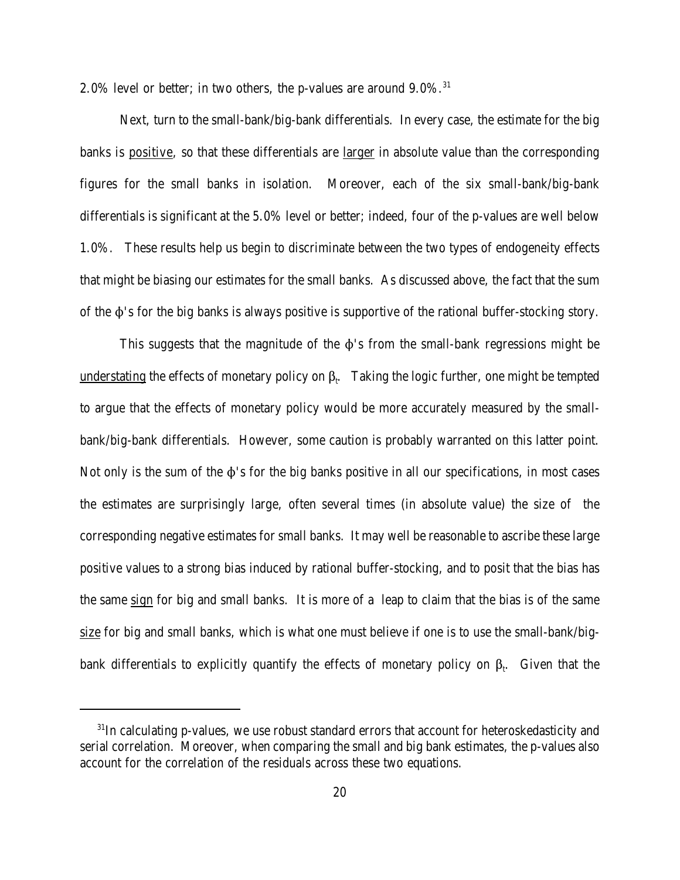2.0% level or better; in two others, the p-values are around 9.0%.[31]

Next, turn to the small-bank/big-bank differentials. In every case, the estimate for the big banks is positive, so that these differentials are larger in absolute value than the corresponding figures for the small banks in isolation. Moreover, each of the six small-bank/big-bank differentials is significant at the 5.0% level or better; indeed, four of the p-values are well below 1.0%. These results help us begin to discriminate between the two types of endogeneity effects that might be biasing our estimates for the small banks. As discussed above, the fact that the sum of the $\phi$'s for the big banks is always positive is supportive of the rational buffer-stocking story.

This suggests that the magnitude of the $\phi$'s from the small-bank regressions might be understating the effects of monetary policy on $\beta_t$. Taking the logic further, one might be tempted to argue that the effects of monetary policy would be more accurately measured by the small-bank/big-bank differentials. However, some caution is probably warranted on this latter point. Not only is the sum of the $\phi$'s for the big banks positive in all our specifications, in most cases the estimates are surprisingly large, often several times (in absolute value) the size of the corresponding negative estimates for small banks. It may well be reasonable to ascribe these large positive values to a strong bias induced by rational buffer-stocking, and to posit that the bias has the same sign for big and small banks. It is more of a leap to claim that the bias is of the same size for big and small banks, which is what one must believe if one is to use the small-bank/big-bank differentials to explicitly quantify the effects of monetary policy on $\beta_t$. Given that the

[31] In calculating p-values, we use robust standard errors that account for heteroskedasticity and serial correlation. Moreover, when comparing the small and big bank estimates, the p-values also account for the correlation of the residuals across these two equations.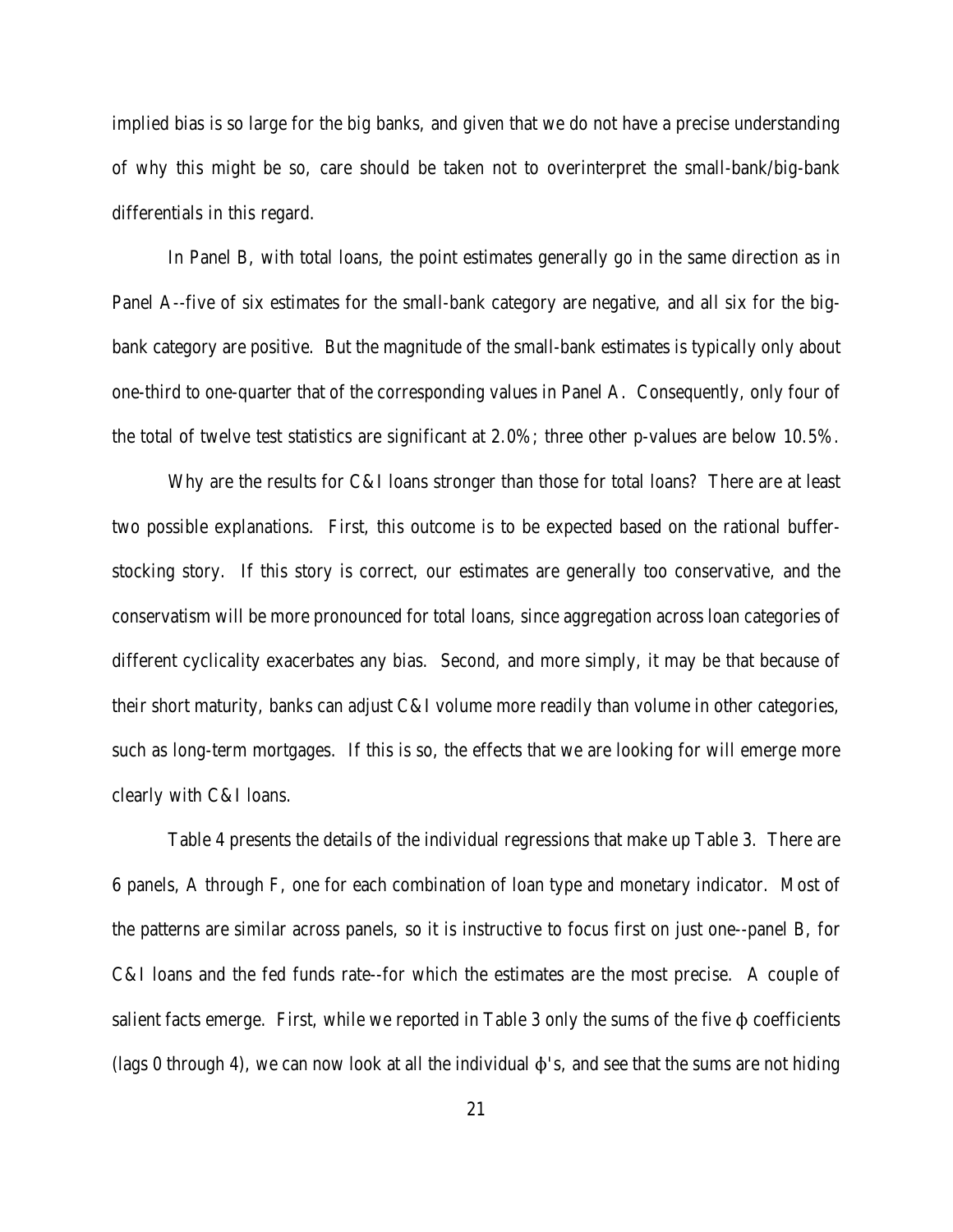implied bias is so large for the big banks, and given that we do not have a precise understanding of why this might be so, care should be taken not to overinterpret the small-bank/big-bank differentials in this regard.

In Panel B, with total loans, the point estimates generally go in the same direction as in Panel A--five of six estimates for the small-bank category are negative, and all six for the big-bank category are positive. But the magnitude of the small-bank estimates is typically only about one-third to one-quarter that of the corresponding values in Panel A. Consequently, only four of the total of twelve test statistics are significant at 2.0%; three other p-values are below 10.5%.

Why are the results for C&I loans stronger than those for total loans? There are at least two possible explanations. First, this outcome is to be expected based on the rational buffer-stocking story. If this story is correct, our estimates are generally too conservative, and the conservatism will be more pronounced for total loans, since aggregation across loan categories of different cyclicality exacerbates any bias. Second, and more simply, it may be that because of their short maturity, banks can adjust C&I volume more readily than volume in other categories, such as long-term mortgages. If this is so, the effects that we are looking for will emerge more clearly with C&I loans.

Table 4 presents the details of the individual regressions that make up Table 3. There are 6 panels, A through F, one for each combination of loan type and monetary indicator. Most of the patterns are similar across panels, so it is instructive to focus first on just one--panel B, for C&I loans and the fed funds rate--for which the estimates are the most precise. A couple of salient facts emerge. First, while we reported in Table 3 only the sums of the five $\phi$ coefficients (lags 0 through 4), we can now look at all the individual $\phi$'s, and see that the sums are not hiding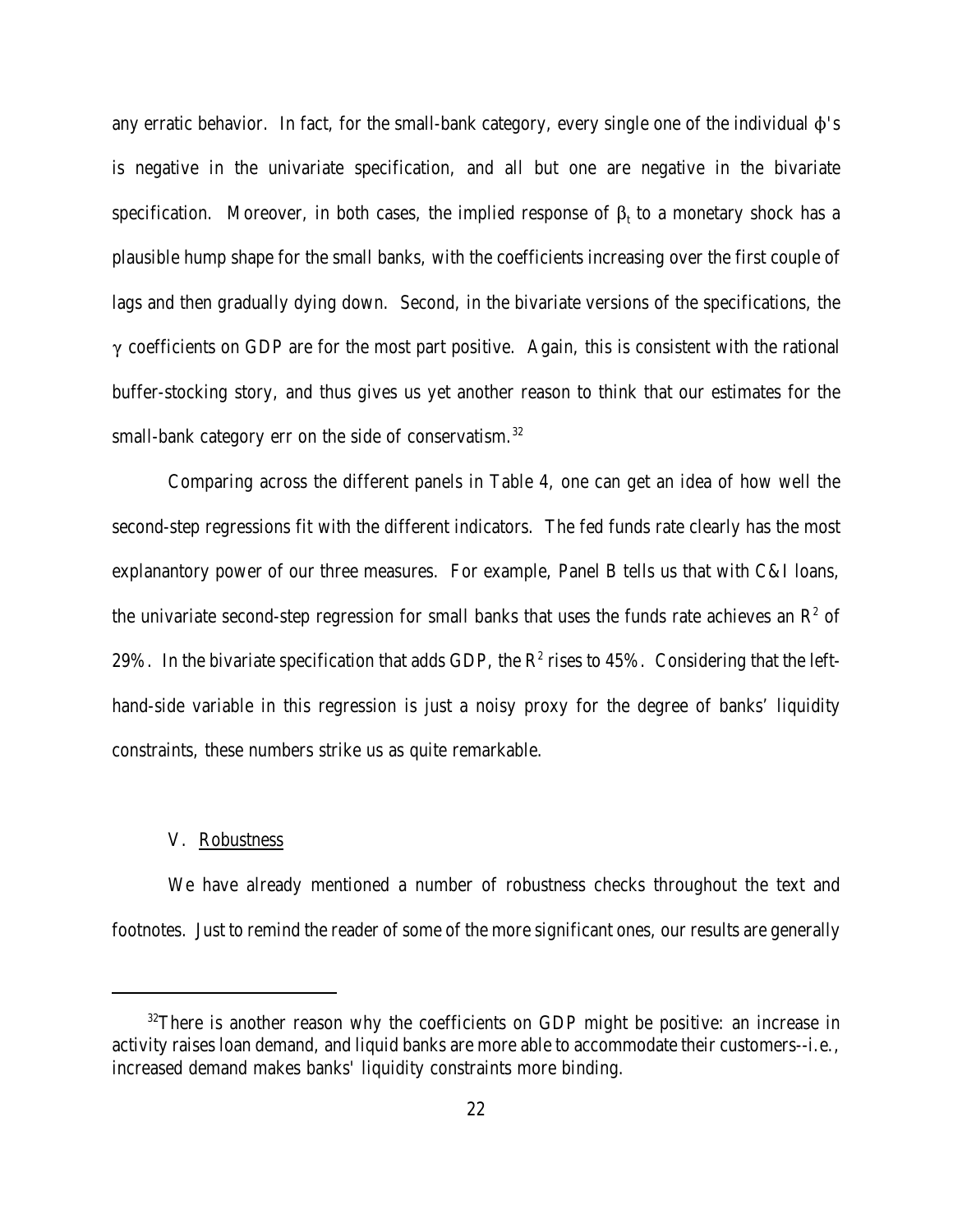any erratic behavior. In fact, for the small-bank category, every single one of the individual $\phi$'s is negative in the univariate specification, and all but one are negative in the bivariate specification. Moreover, in both cases, the implied response of $\beta_t$ to a monetary shock has a plausible hump shape for the small banks, with the coefficients increasing over the first couple of lags and then gradually dying down. Second, in the bivariate versions of the specifications, the $\gamma$ coefficients on GDP are for the most part positive. Again, this is consistent with the rational buffer-stocking story, and thus gives us yet another reason to think that our estimates for the small-bank category err on the side of conservatism.[32]

Comparing across the different panels in Table 4, one can get an idea of how well the second-step regressions fit with the different indicators. The fed funds rate clearly has the most explanantory power of our three measures. For example, Panel B tells us that with C&I loans, the univariate second-step regression for small banks that uses the funds rate achieves an $R^2$ of 29%. In the bivariate specification that adds GDP, the $R^2$ rises to 45%. Considering that the left-hand-side variable in this regression is just a noisy proxy for the degree of banks' liquidity constraints, these numbers strike us as quite remarkable.

## V. Robustness

We have already mentioned a number of robustness checks throughout the text and footnotes. Just to remind the reader of some of the more significant ones, our results are generally

[32]There is another reason why the coefficients on GDP might be positive: an increase in activity raises loan demand, and liquid banks are more able to accommodate their customers--i.e., increased demand makes banks' liquidity constraints more binding.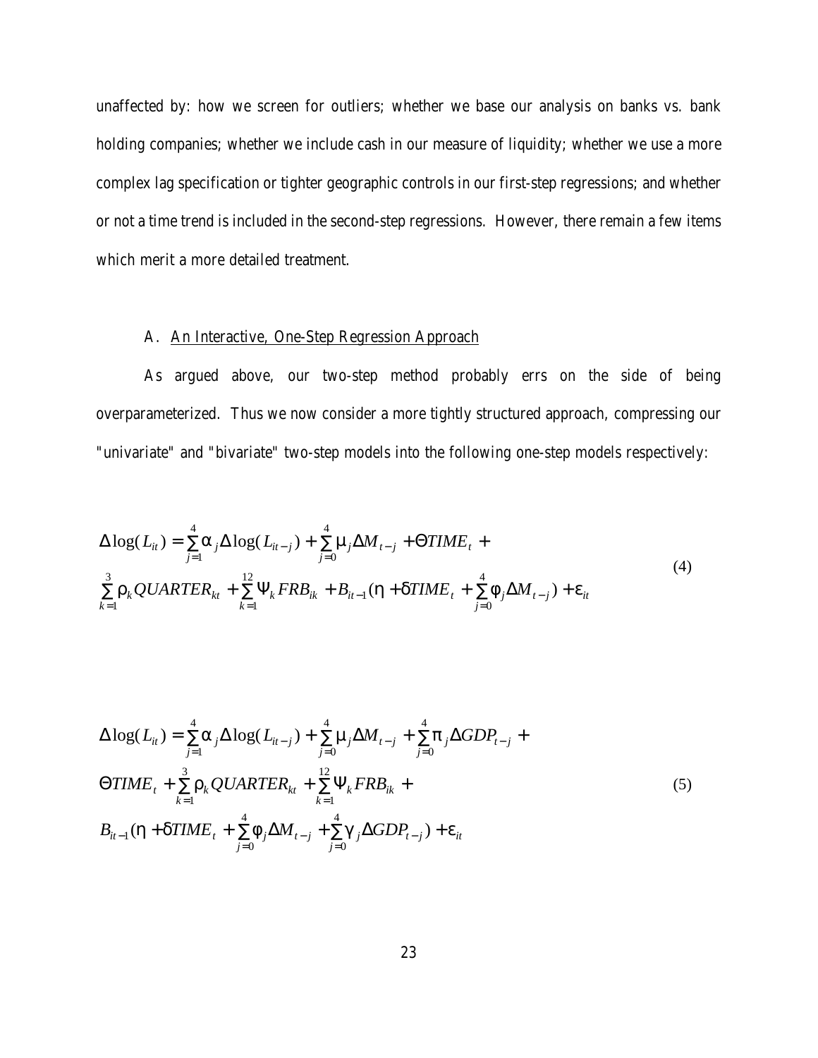unaffected by: how we screen for outliers; whether we base our analysis on banks vs. bank holding companies; whether we include cash in our measure of liquidity; whether we use a more complex lag specification or tighter geographic controls in our first-step regressions; and whether or not a time trend is included in the second-step regressions. However, there remain a few items which merit a more detailed treatment.

### A. An Interactive, One-Step Regression Approach

As argued above, our two-step method probably errs on the side of being overparameterized. Thus we now consider a more tightly structured approach, compressing our "univariate" and "bivariate" two-step models into the following one-step models respectively:

$$
\begin{aligned}
\Delta \log(L_{it}) = {} & \sum_{j=1}^{4} \alpha_j \Delta \log(L_{it-j}) + \sum_{j=0}^{4} \mu_j \Delta M_{t-j} + \Theta TIME_t + \\
& \sum_{k=1}^{3} \rho_k QUARTER_{kt} + \sum_{k=1}^{12} \Psi_k FRB_{ik} + B_{it-1}(\eta + \delta TIME_t + \sum_{j=0}^{4} \phi_j \Delta M_{t-j}) + \varepsilon_{it}
\end{aligned}
\tag{4}
$$

$$
\begin{aligned}
\Delta \log(L_{it}) = {} & \sum_{j=1}^{4} \alpha_j \Delta \log(L_{it-j}) + \sum_{j=0}^{4} \mu_j \Delta M_{t-j} + \sum_{j=0}^{4} \pi_j \Delta GDP_{t-j} + \\
& \Theta TIME_t + \sum_{k=1}^{3} \rho_k QUARTER_{kt} + \sum_{k=1}^{12} \Psi_k FRB_{ik} + \\
& B_{it-1}(\eta + \delta TIME_t + \sum_{j=0}^{4} \phi_j \Delta M_{t-j} + \sum_{j=0}^{4} \gamma_j \Delta GDP_{t-j}) + \varepsilon_{it}
\end{aligned}
\tag{5}
$$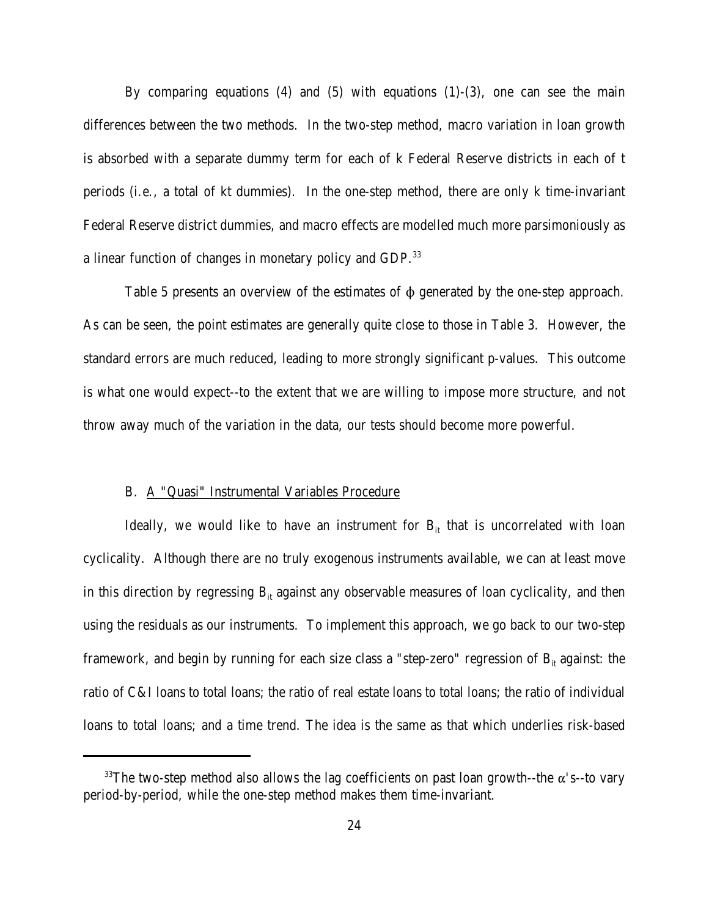By comparing equations (4) and (5) with equations (1)-(3), one can see the main differences between the two methods. In the two-step method, macro variation in loan growth is absorbed with a separate dummy term for each of k Federal Reserve districts in each of t periods (i.e., a total of kt dummies). In the one-step method, there are only k time-invariant Federal Reserve district dummies, and macro effects are modelled much more parsimoniously as a linear function of changes in monetary policy and GDP.[33]

Table 5 presents an overview of the estimates of $\phi$ generated by the one-step approach. As can be seen, the point estimates are generally quite close to those in Table 3. However, the standard errors are much reduced, leading to more strongly significant p-values. This outcome is what one would expect--to the extent that we are willing to impose more structure, and not throw away much of the variation in the data, our tests should become more powerful.

### B. A "Quasi" Instrumental Variables Procedure

Ideally, we would like to have an instrument for $B_{it}$ that is uncorrelated with loan cyclicality. Although there are no truly exogenous instruments available, we can at least move in this direction by regressing $B_{it}$ against any observable measures of loan cyclicality, and then using the residuals as our instruments. To implement this approach, we go back to our two-step framework, and begin by running for each size class a "step-zero" regression of $B_{it}$ against: the ratio of C&I loans to total loans; the ratio of real estate loans to total loans; the ratio of individual loans to total loans; and a time trend. The idea is the same as that which underlies risk-based

---

[33]The two-step method also allows the lag coefficients on past loan growth--the $\alpha$'s--to vary period-by-period, while the one-step method makes them time-invariant.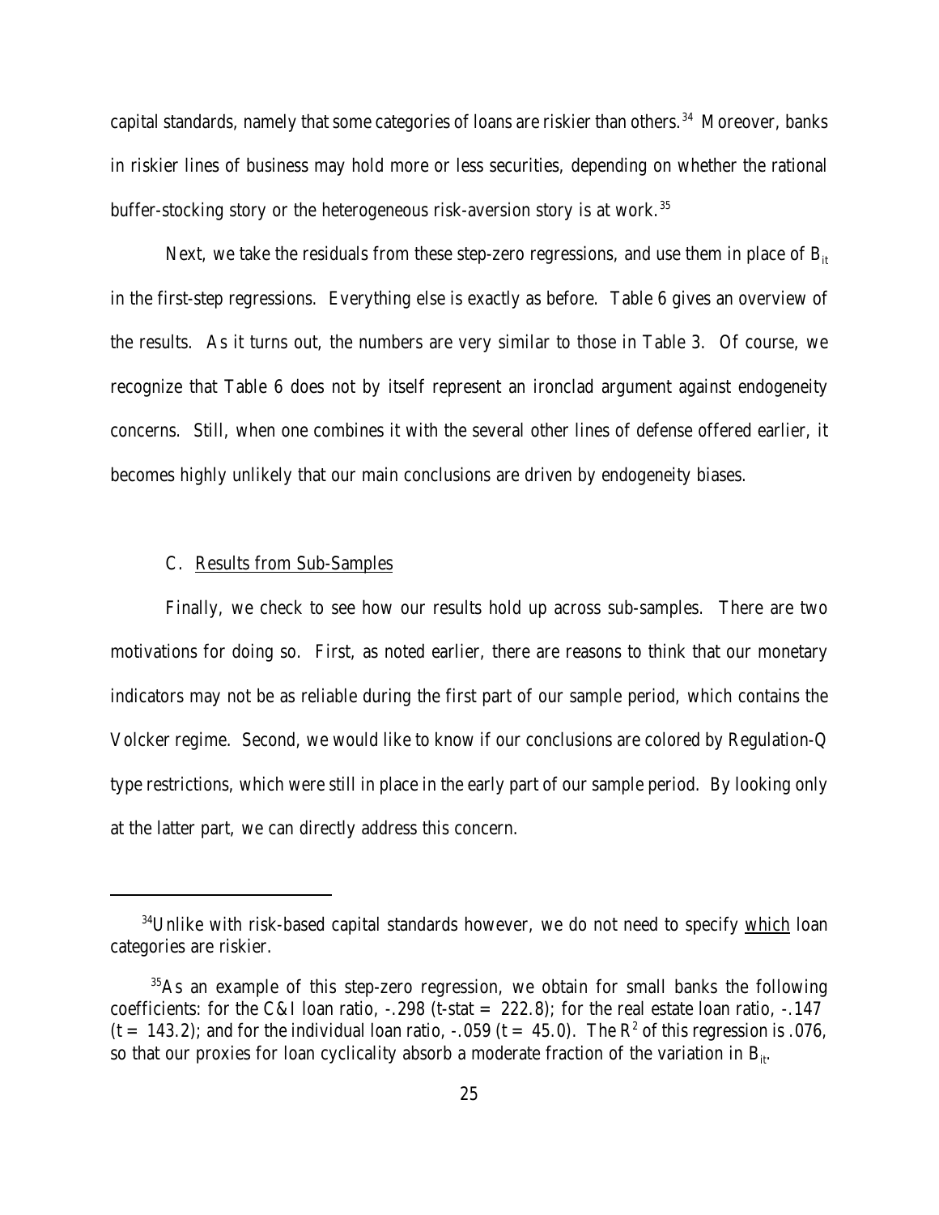capital standards, namely that some categories of loans are riskier than others.[34] Moreover, banks in riskier lines of business may hold more or less securities, depending on whether the rational buffer-stocking story or the heterogeneous risk-aversion story is at work.[35]

Next, we take the residuals from these step-zero regressions, and use them in place of $B_{it}$ in the first-step regressions. Everything else is exactly as before. Table 6 gives an overview of the results. As it turns out, the numbers are very similar to those in Table 3. Of course, we recognize that Table 6 does not by itself represent an ironclad argument against endogeneity concerns. Still, when one combines it with the several other lines of defense offered earlier, it becomes highly unlikely that our main conclusions are driven by endogeneity biases.

### C. Results from Sub-Samples

Finally, we check to see how our results hold up across sub-samples. There are two motivations for doing so. First, as noted earlier, there are reasons to think that our monetary indicators may not be as reliable during the first part of our sample period, which contains the Volcker regime. Second, we would like to know if our conclusions are colored by Regulation-Q type restrictions, which were still in place in the early part of our sample period. By looking only at the latter part, we can directly address this concern.

---

[34] Unlike with risk-based capital standards however, we do not need to specify which loan categories are riskier.

[35] As an example of this step-zero regression, we obtain for small banks the following coefficients: for the C&I loan ratio, -.298 (t-stat = 222.8); for the real estate loan ratio, -.147 (t = 143.2); and for the individual loan ratio, -.059 (t = 45.0). The $R^2$ of this regression is .076, so that our proxies for loan cyclicality absorb a moderate fraction of the variation in $B_{it}$.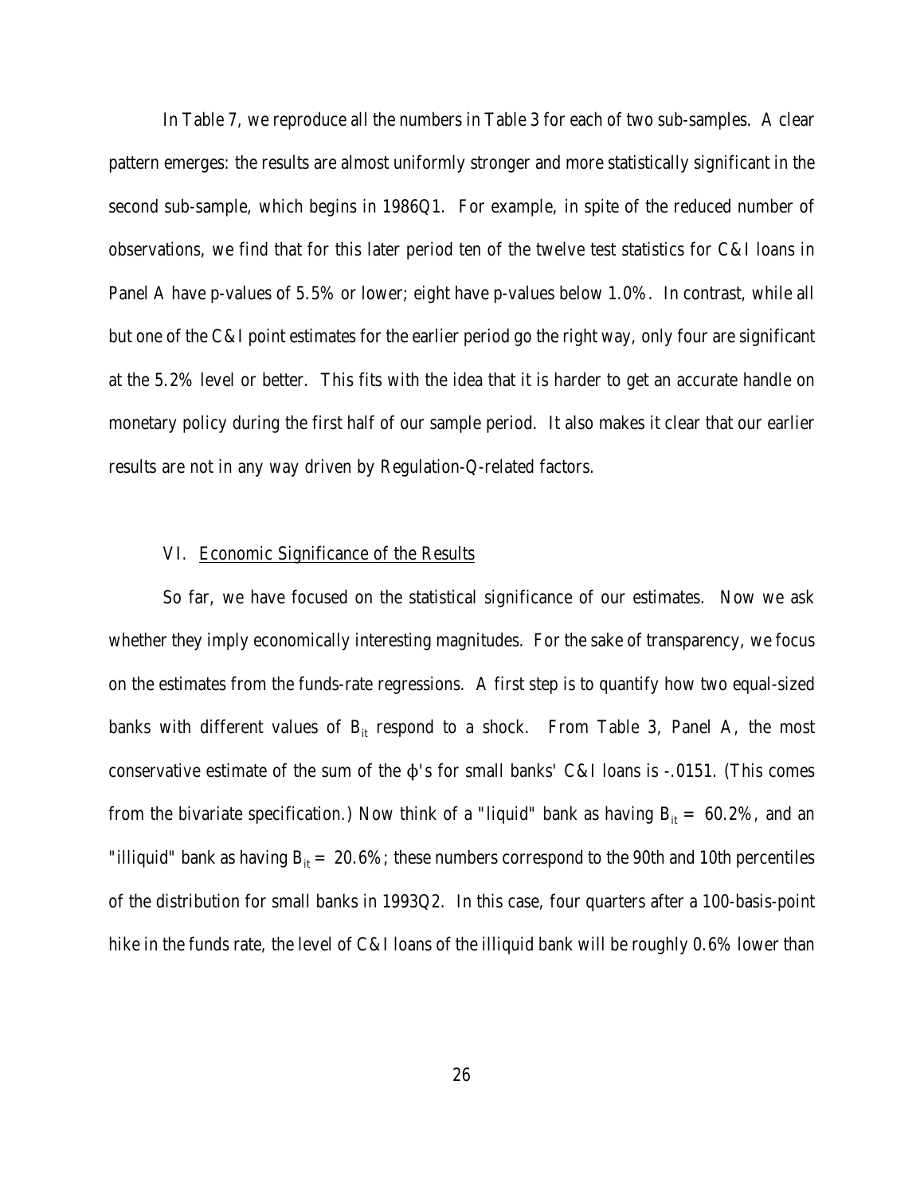In Table 7, we reproduce all the numbers in Table 3 for each of two sub-samples. A clear pattern emerges: the results are almost uniformly stronger and more statistically significant in the second sub-sample, which begins in 1986Q1. For example, in spite of the reduced number of observations, we find that for this later period ten of the twelve test statistics for C&I loans in Panel A have p-values of 5.5% or lower; eight have p-values below 1.0%. In contrast, while all but one of the C&I point estimates for the earlier period go the right way, only four are significant at the 5.2% level or better. This fits with the idea that it is harder to get an accurate handle on monetary policy during the first half of our sample period. It also makes it clear that our earlier results are not in any way driven by Regulation-Q-related factors.

## VI. Economic Significance of the Results

So far, we have focused on the statistical significance of our estimates. Now we ask whether they imply economically interesting magnitudes. For the sake of transparency, we focus on the estimates from the funds-rate regressions. A first step is to quantify how two equal-sized banks with different values of $B_{it}$ respond to a shock. From Table 3, Panel A, the most conservative estimate of the sum of the $\phi$'s for small banks' C&I loans is -.0151. (This comes from the bivariate specification.) Now think of a "liquid" bank as having $B_{it} = 60.2\%$, and an "illiquid" bank as having $B_{it} = 20.6\%$; these numbers correspond to the 90th and 10th percentiles of the distribution for small banks in 1993Q2. In this case, four quarters after a 100-basis-point hike in the funds rate, the level of C&I loans of the illiquid bank will be roughly 0.6% lower than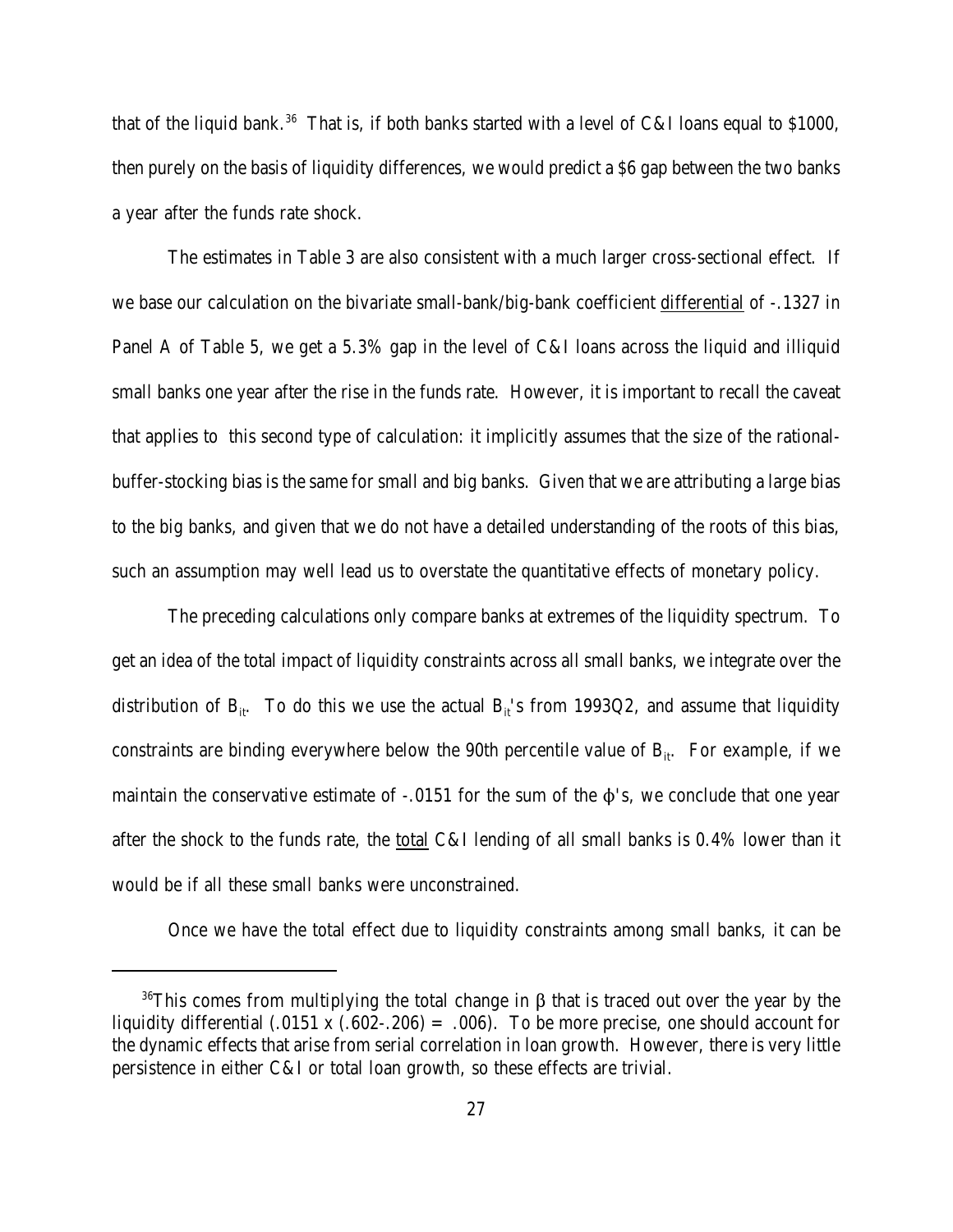that of the liquid bank.[36] That is, if both banks started with a level of C&I loans equal to $1000, then purely on the basis of liquidity differences, we would predict a $6 gap between the two banks a year after the funds rate shock.

The estimates in Table 3 are also consistent with a much larger cross-sectional effect. If we base our calculation on the bivariate small-bank/big-bank coefficient differential of -.1327 in Panel A of Table 5, we get a 5.3% gap in the level of C&I loans across the liquid and illiquid small banks one year after the rise in the funds rate. However, it is important to recall the caveat that applies to this second type of calculation: it implicitly assumes that the size of the rational-buffer-stocking bias is the same for small and big banks. Given that we are attributing a large bias to the big banks, and given that we do not have a detailed understanding of the roots of this bias, such an assumption may well lead us to overstate the quantitative effects of monetary policy.

The preceding calculations only compare banks at extremes of the liquidity spectrum. To get an idea of the total impact of liquidity constraints across all small banks, we integrate over the distribution of $B_{it}$. To do this we use the actual $B_{it}$'s from 1993Q2, and assume that liquidity constraints are binding everywhere below the 90th percentile value of $B_{it}$. For example, if we maintain the conservative estimate of -.0151 for the sum of the $\phi$'s, we conclude that one year after the shock to the funds rate, the total C&I lending of all small banks is 0.4% lower than it would be if all these small banks were unconstrained.

Once we have the total effect due to liquidity constraints among small banks, it can be

---

[36] This comes from multiplying the total change in $\beta$ that is traced out over the year by the liquidity differential (.0151 x (.602-.206) = .006). To be more precise, one should account for the dynamic effects that arise from serial correlation in loan growth. However, there is very little persistence in either C&I or total loan growth, so these effects are trivial.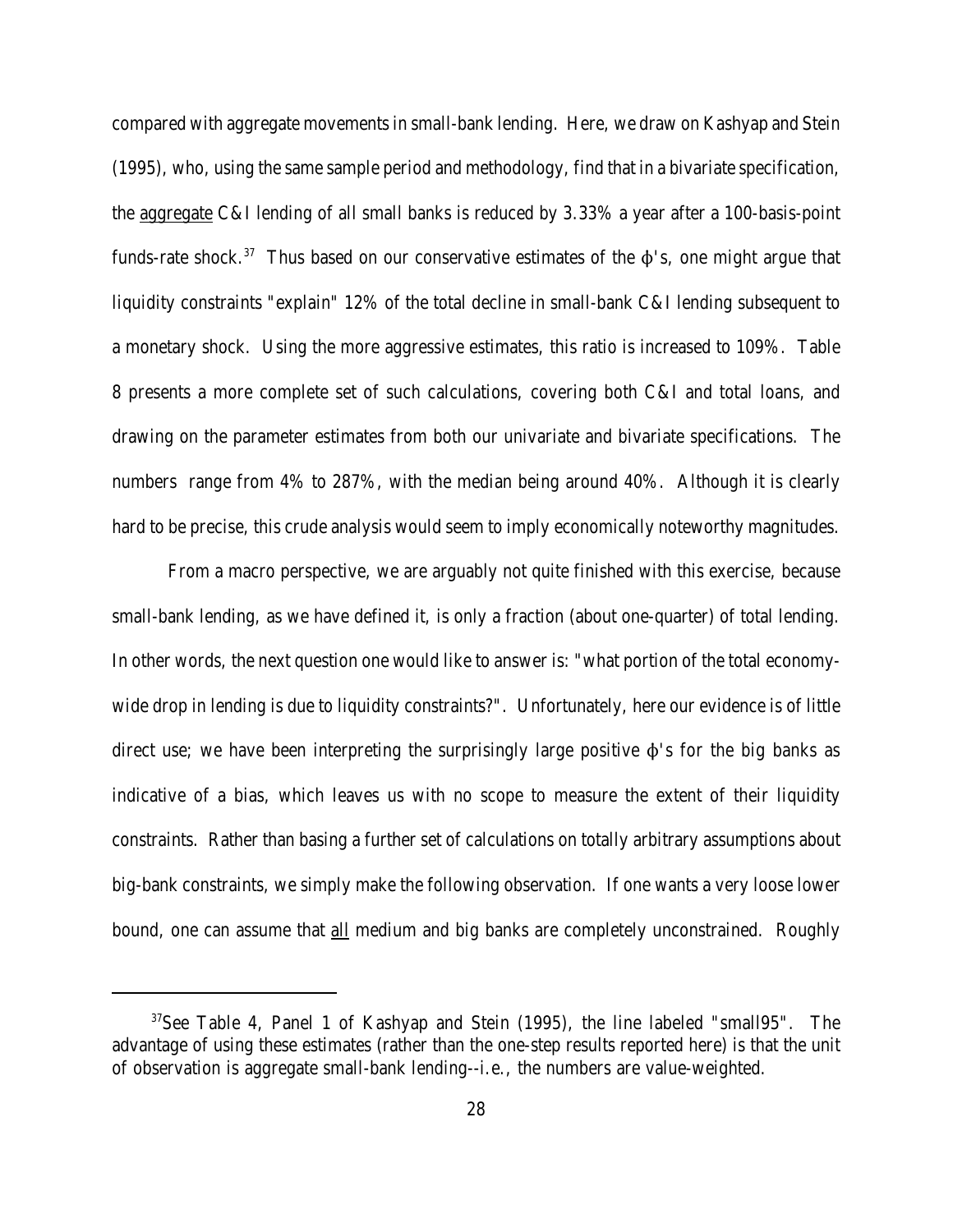compared with aggregate movements in small-bank lending. Here, we draw on Kashyap and Stein (1995), who, using the same sample period and methodology, find that in a bivariate specification, the aggregate C&I lending of all small banks is reduced by 3.33% a year after a 100-basis-point funds-rate shock.[37] Thus based on our conservative estimates of the $\phi$'s, one might argue that liquidity constraints "explain" 12% of the total decline in small-bank C&I lending subsequent to a monetary shock. Using the more aggressive estimates, this ratio is increased to 109%. Table 8 presents a more complete set of such calculations, covering both C&I and total loans, and drawing on the parameter estimates from both our univariate and bivariate specifications. The numbers range from 4% to 287%, with the median being around 40%. Although it is clearly hard to be precise, this crude analysis would seem to imply economically noteworthy magnitudes.

From a macro perspective, we are arguably not quite finished with this exercise, because small-bank lending, as we have defined it, is only a fraction (about one-quarter) of total lending. In other words, the next question one would like to answer is: "what portion of the total economy-wide drop in lending is due to liquidity constraints?". Unfortunately, here our evidence is of little direct use; we have been interpreting the surprisingly large positive $\phi$'s for the big banks as indicative of a bias, which leaves us with no scope to measure the extent of their liquidity constraints. Rather than basing a further set of calculations on totally arbitrary assumptions about big-bank constraints, we simply make the following observation. If one wants a very loose lower bound, one can assume that all medium and big banks are completely unconstrained. Roughly

[37] See Table 4, Panel 1 of Kashyap and Stein (1995), the line labeled "small95". The advantage of using these estimates (rather than the one-step results reported here) is that the unit of observation is aggregate small-bank lending--i.e., the numbers are value-weighted.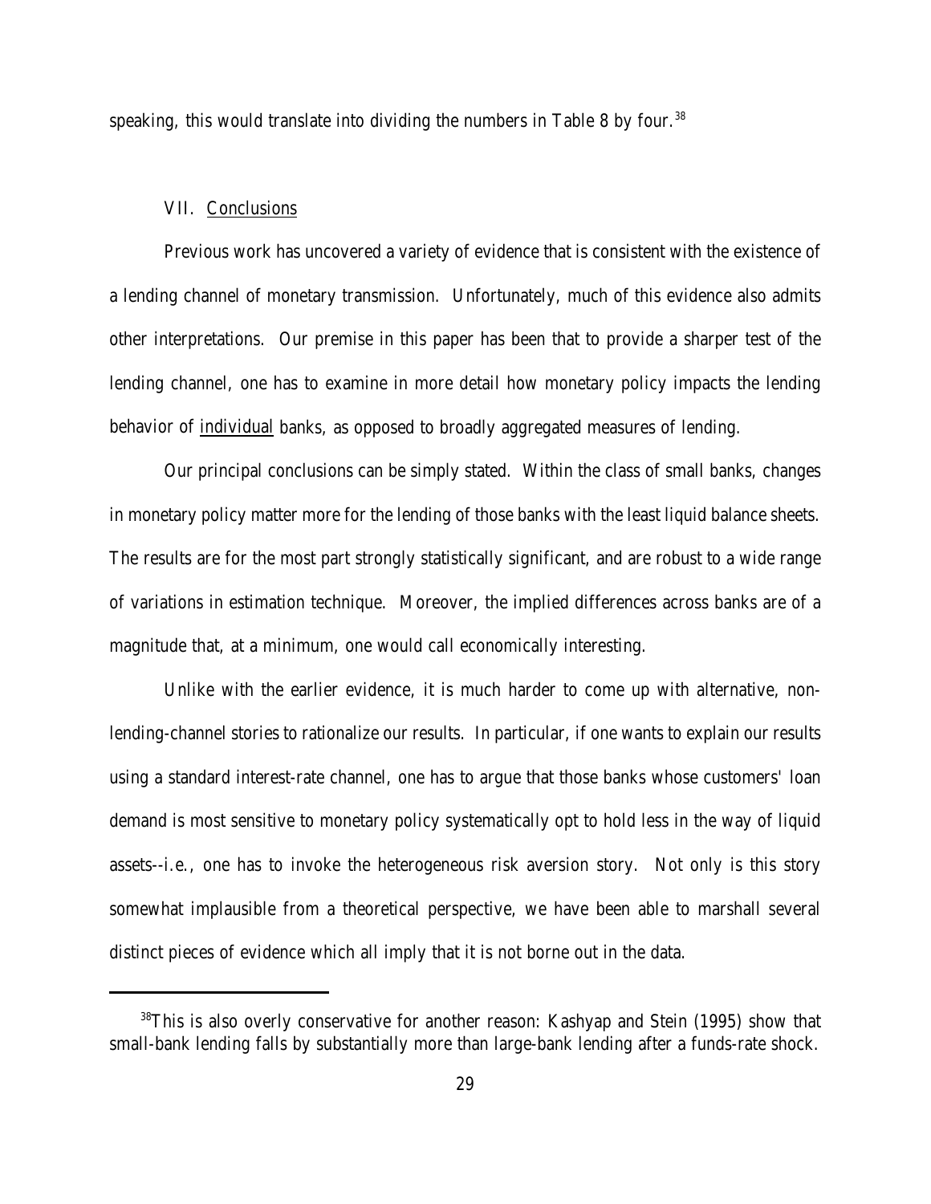speaking, this would translate into dividing the numbers in Table 8 by four.[38]

## VII. Conclusions

Previous work has uncovered a variety of evidence that is consistent with the existence of a lending channel of monetary transmission. Unfortunately, much of this evidence also admits other interpretations. Our premise in this paper has been that to provide a sharper test of the lending channel, one has to examine in more detail how monetary policy impacts the lending behavior of individual banks, as opposed to broadly aggregated measures of lending.

Our principal conclusions can be simply stated. Within the class of small banks, changes in monetary policy matter more for the lending of those banks with the least liquid balance sheets. The results are for the most part strongly statistically significant, and are robust to a wide range of variations in estimation technique. Moreover, the implied differences across banks are of a magnitude that, at a minimum, one would call economically interesting.

Unlike with the earlier evidence, it is much harder to come up with alternative, non-lending-channel stories to rationalize our results. In particular, if one wants to explain our results using a standard interest-rate channel, one has to argue that those banks whose customers' loan demand is most sensitive to monetary policy systematically opt to hold less in the way of liquid assets--i.e., one has to invoke the heterogeneous risk aversion story. Not only is this story somewhat implausible from a theoretical perspective, we have been able to marshall several distinct pieces of evidence which all imply that it is not borne out in the data.

---

[38] This is also overly conservative for another reason: Kashyap and Stein (1995) show that small-bank lending falls by substantially more than large-bank lending after a funds-rate shock.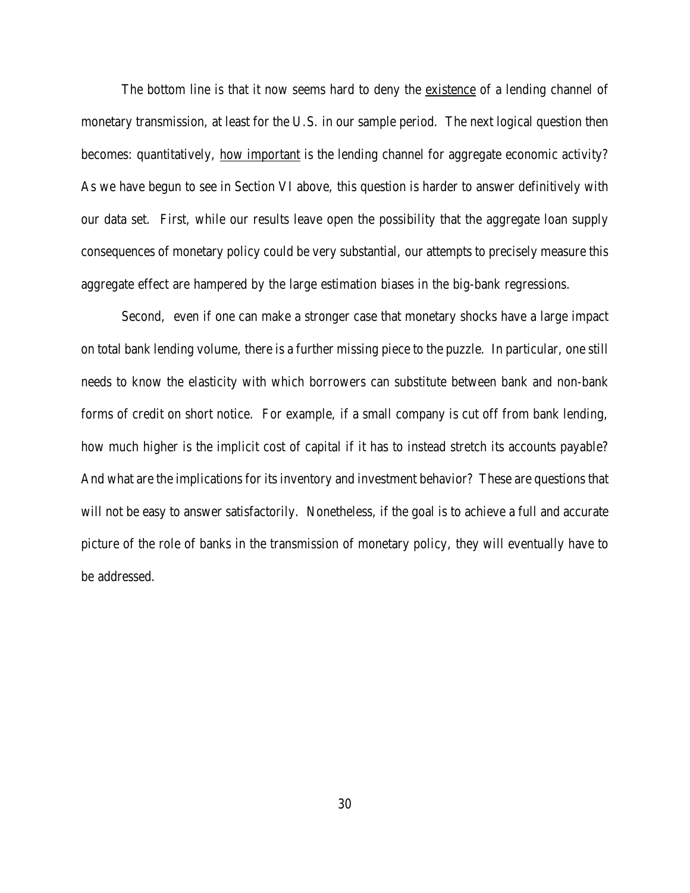The bottom line is that it now seems hard to deny the existence of a lending channel of monetary transmission, at least for the U.S. in our sample period. The next logical question then becomes: quantitatively, how important is the lending channel for aggregate economic activity? As we have begun to see in Section VI above, this question is harder to answer definitively with our data set. First, while our results leave open the possibility that the aggregate loan supply consequences of monetary policy could be very substantial, our attempts to precisely measure this aggregate effect are hampered by the large estimation biases in the big-bank regressions.

Second, even if one can make a stronger case that monetary shocks have a large impact on total bank lending volume, there is a further missing piece to the puzzle. In particular, one still needs to know the elasticity with which borrowers can substitute between bank and non-bank forms of credit on short notice. For example, if a small company is cut off from bank lending, how much higher is the implicit cost of capital if it has to instead stretch its accounts payable? And what are the implications for its inventory and investment behavior? These are questions that will not be easy to answer satisfactorily. Nonetheless, if the goal is to achieve a full and accurate picture of the role of banks in the transmission of monetary policy, they will eventually have to be addressed.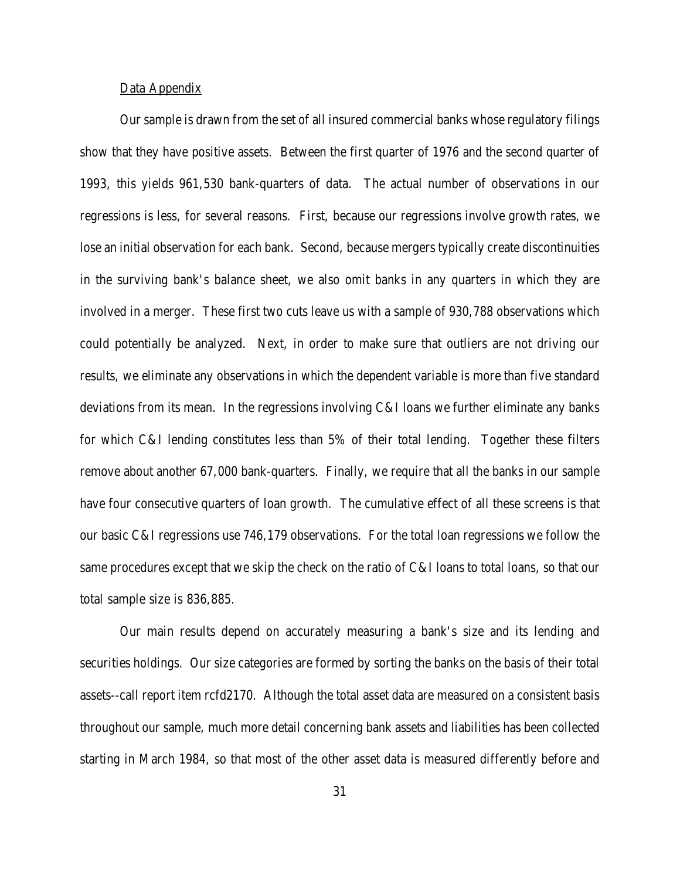## Data Appendix

Our sample is drawn from the set of all insured commercial banks whose regulatory filings show that they have positive assets. Between the first quarter of 1976 and the second quarter of 1993, this yields 961,530 bank-quarters of data. The actual number of observations in our regressions is less, for several reasons. First, because our regressions involve growth rates, we lose an initial observation for each bank. Second, because mergers typically create discontinuities in the surviving bank's balance sheet, we also omit banks in any quarters in which they are involved in a merger. These first two cuts leave us with a sample of 930,788 observations which could potentially be analyzed. Next, in order to make sure that outliers are not driving our results, we eliminate any observations in which the dependent variable is more than five standard deviations from its mean. In the regressions involving C&I loans we further eliminate any banks for which C&I lending constitutes less than 5% of their total lending. Together these filters remove about another 67,000 bank-quarters. Finally, we require that all the banks in our sample have four consecutive quarters of loan growth. The cumulative effect of all these screens is that our basic C&I regressions use 746,179 observations. For the total loan regressions we follow the same procedures except that we skip the check on the ratio of C&I loans to total loans, so that our total sample size is 836,885.

Our main results depend on accurately measuring a bank's size and its lending and securities holdings. Our size categories are formed by sorting the banks on the basis of their total assets--call report item rcfd2170. Although the total asset data are measured on a consistent basis throughout our sample, much more detail concerning bank assets and liabilities has been collected starting in March 1984, so that most of the other asset data is measured differently before and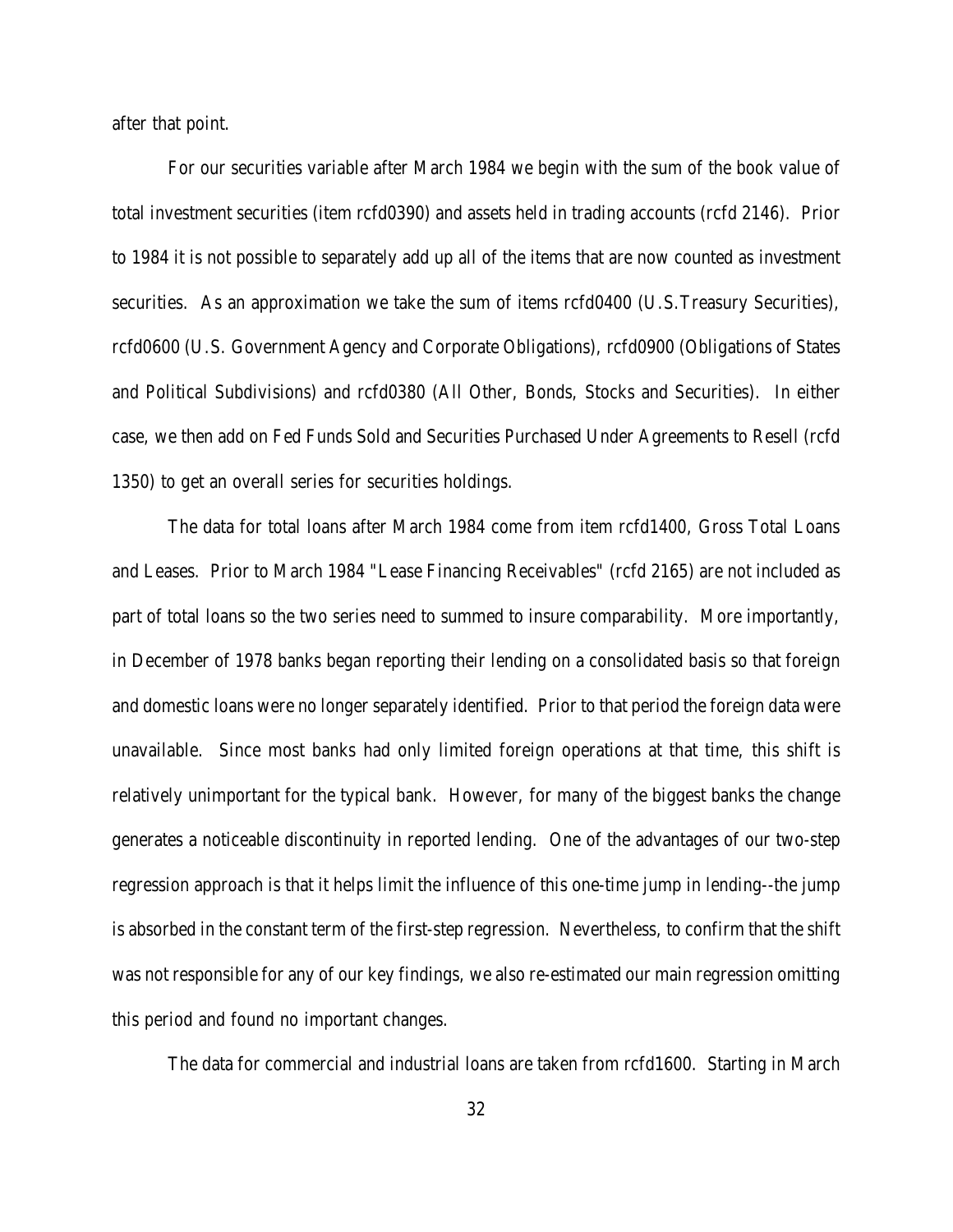after that point.

For our securities variable after March 1984 we begin with the sum of the book value of total investment securities (item rcfd0390) and assets held in trading accounts (rcfd 2146). Prior to 1984 it is not possible to separately add up all of the items that are now counted as investment securities. As an approximation we take the sum of items rcfd0400 (U.S.Treasury Securities), rcfd0600 (U.S. Government Agency and Corporate Obligations), rcfd0900 (Obligations of States and Political Subdivisions) and rcfd0380 (All Other, Bonds, Stocks and Securities). In either case, we then add on Fed Funds Sold and Securities Purchased Under Agreements to Resell (rcfd 1350) to get an overall series for securities holdings.

The data for total loans after March 1984 come from item rcfd1400, Gross Total Loans and Leases. Prior to March 1984 "Lease Financing Receivables" (rcfd 2165) are not included as part of total loans so the two series need to summed to insure comparability. More importantly, in December of 1978 banks began reporting their lending on a consolidated basis so that foreign and domestic loans were no longer separately identified. Prior to that period the foreign data were unavailable. Since most banks had only limited foreign operations at that time, this shift is relatively unimportant for the typical bank. However, for many of the biggest banks the change generates a noticeable discontinuity in reported lending. One of the advantages of our two-step regression approach is that it helps limit the influence of this one-time jump in lending--the jump is absorbed in the constant term of the first-step regression. Nevertheless, to confirm that the shift was not responsible for any of our key findings, we also re-estimated our main regression omitting this period and found no important changes.

The data for commercial and industrial loans are taken from rcfd1600. Starting in March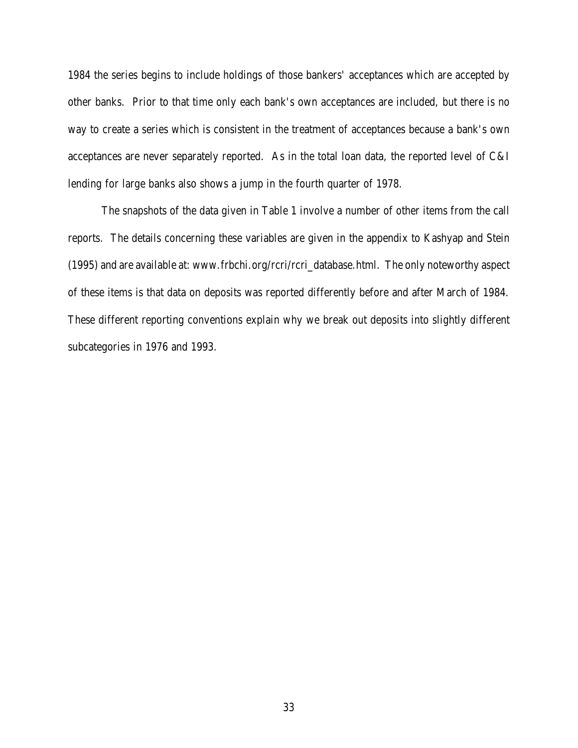1984 the series begins to include holdings of those bankers' acceptances which are accepted by other banks. Prior to that time only each bank's own acceptances are included, but there is no way to create a series which is consistent in the treatment of acceptances because a bank's own acceptances are never separately reported. As in the total loan data, the reported level of C&I lending for large banks also shows a jump in the fourth quarter of 1978.

The snapshots of the data given in Table 1 involve a number of other items from the call reports. The details concerning these variables are given in the appendix to Kashyap and Stein (1995) and are available at: www.frbchi.org/rcri/rcri_database.html. The only noteworthy aspect of these items is that data on deposits was reported differently before and after March of 1984. These different reporting conventions explain why we break out deposits into slightly different subcategories in 1976 and 1993.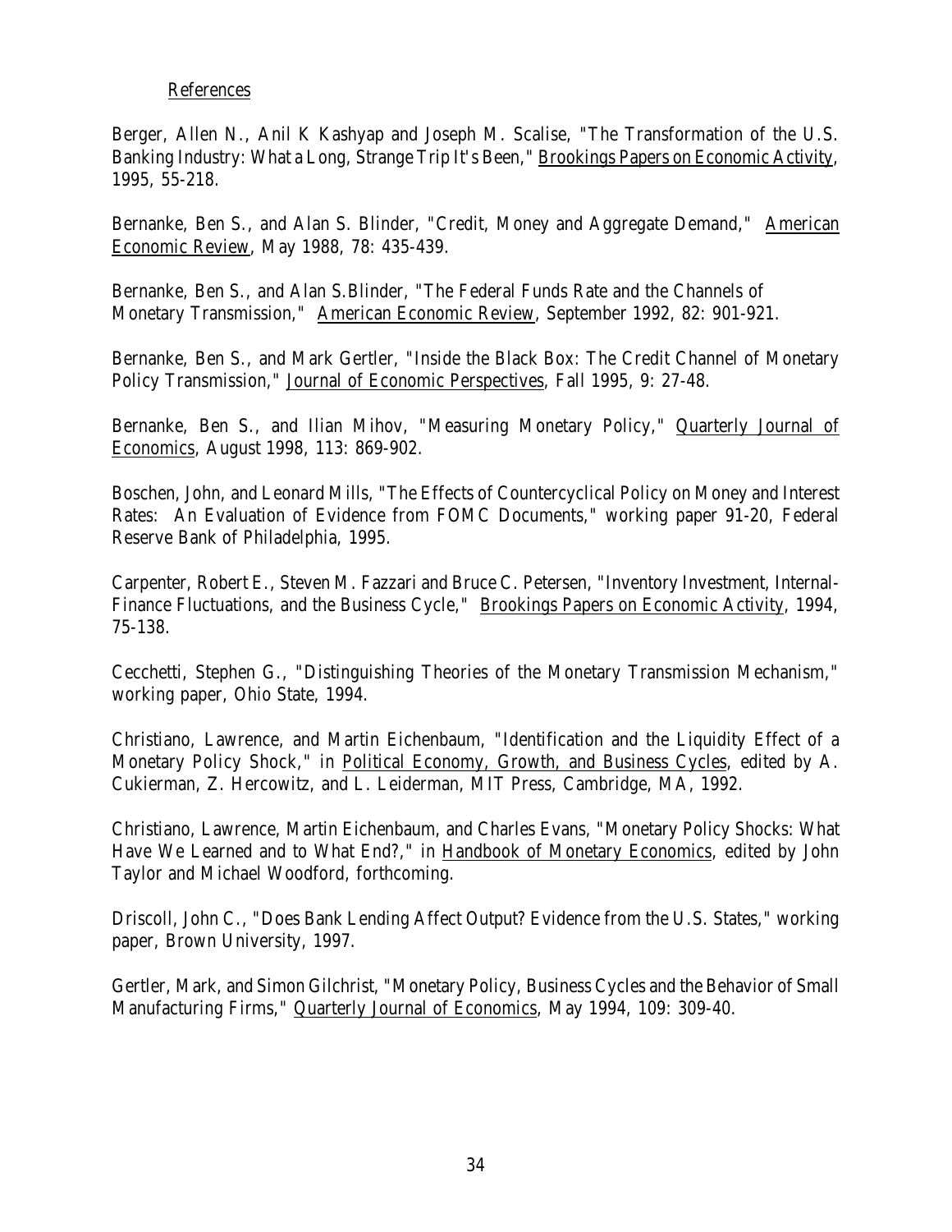## References

Berger, Allen N., Anil K Kashyap and Joseph M. Scalise, "The Transformation of the U.S. Banking Industry: What a Long, Strange Trip It's Been," Brookings Papers on Economic Activity, 1995, 55-218.

Bernanke, Ben S., and Alan S. Blinder, "Credit, Money and Aggregate Demand," American Economic Review, May 1988, 78: 435-439.

Bernanke, Ben S., and Alan S.Blinder, "The Federal Funds Rate and the Channels of Monetary Transmission," American Economic Review, September 1992, 82: 901-921.

Bernanke, Ben S., and Mark Gertler, "Inside the Black Box: The Credit Channel of Monetary Policy Transmission," Journal of Economic Perspectives, Fall 1995, 9: 27-48.

Bernanke, Ben S., and Ilian Mihov, "Measuring Monetary Policy," Quarterly Journal of Economics, August 1998, 113: 869-902.

Boschen, John, and Leonard Mills, "The Effects of Countercyclical Policy on Money and Interest Rates: An Evaluation of Evidence from FOMC Documents," working paper 91-20, Federal Reserve Bank of Philadelphia, 1995.

Carpenter, Robert E., Steven M. Fazzari and Bruce C. Petersen, "Inventory Investment, Internal-Finance Fluctuations, and the Business Cycle," Brookings Papers on Economic Activity, 1994, 75-138.

Cecchetti, Stephen G., "Distinguishing Theories of the Monetary Transmission Mechanism," working paper, Ohio State, 1994.

Christiano, Lawrence, and Martin Eichenbaum, "Identification and the Liquidity Effect of a Monetary Policy Shock," in Political Economy, Growth, and Business Cycles, edited by A. Cukierman, Z. Hercowitz, and L. Leiderman, MIT Press, Cambridge, MA, 1992.

Christiano, Lawrence, Martin Eichenbaum, and Charles Evans, "Monetary Policy Shocks: What Have We Learned and to What End?," in Handbook of Monetary Economics, edited by John Taylor and Michael Woodford, forthcoming.

Driscoll, John C., "Does Bank Lending Affect Output? Evidence from the U.S. States," working paper, Brown University, 1997.

Gertler, Mark, and Simon Gilchrist, "Monetary Policy, Business Cycles and the Behavior of Small Manufacturing Firms," Quarterly Journal of Economics, May 1994, 109: 309-40.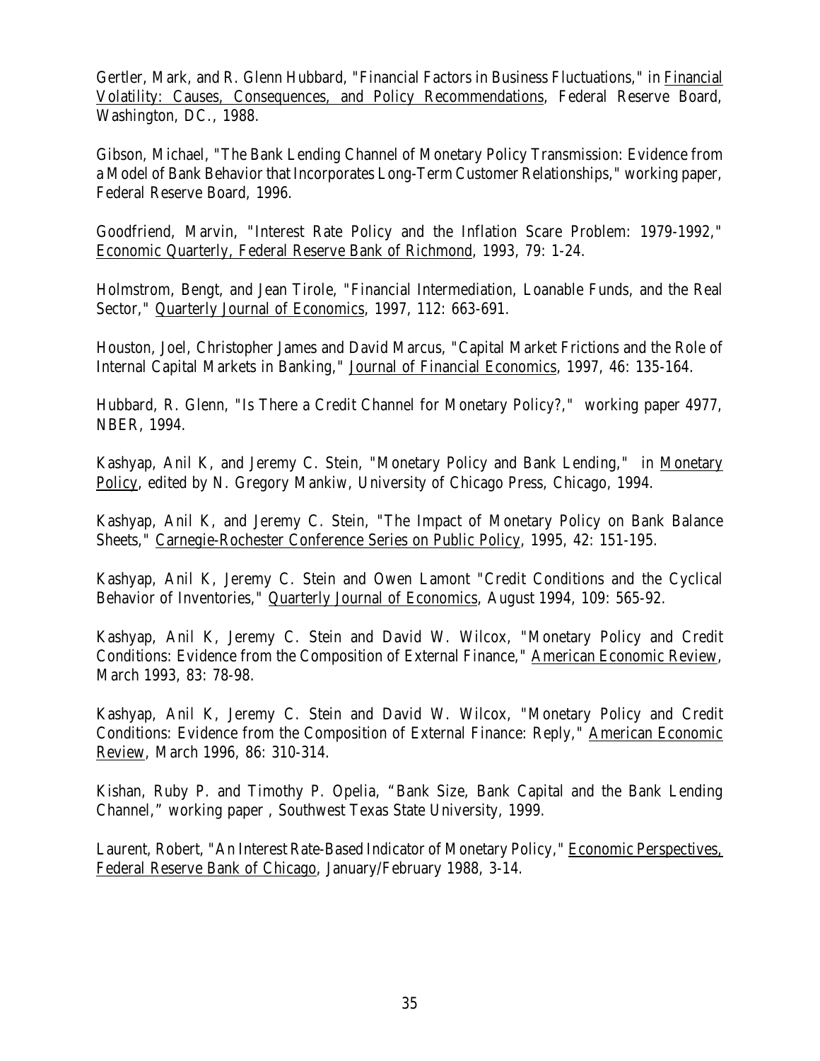Gertler, Mark, and R. Glenn Hubbard, "Financial Factors in Business Fluctuations," in Financial Volatility: Causes, Consequences, and Policy Recommendations, Federal Reserve Board, Washington, DC., 1988.

Gibson, Michael, "The Bank Lending Channel of Monetary Policy Transmission: Evidence from a Model of Bank Behavior that Incorporates Long-Term Customer Relationships," working paper, Federal Reserve Board, 1996.

Goodfriend, Marvin, "Interest Rate Policy and the Inflation Scare Problem: 1979-1992," Economic Quarterly, Federal Reserve Bank of Richmond, 1993, 79: 1-24.

Holmstrom, Bengt, and Jean Tirole, "Financial Intermediation, Loanable Funds, and the Real Sector," Quarterly Journal of Economics, 1997, 112: 663-691.

Houston, Joel, Christopher James and David Marcus, "Capital Market Frictions and the Role of Internal Capital Markets in Banking," Journal of Financial Economics, 1997, 46: 135-164.

Hubbard, R. Glenn, "Is There a Credit Channel for Monetary Policy?," working paper 4977, NBER, 1994.

Kashyap, Anil K, and Jeremy C. Stein, "Monetary Policy and Bank Lending," in Monetary Policy, edited by N. Gregory Mankiw, University of Chicago Press, Chicago, 1994.

Kashyap, Anil K, and Jeremy C. Stein, "The Impact of Monetary Policy on Bank Balance Sheets," Carnegie-Rochester Conference Series on Public Policy, 1995, 42: 151-195.

Kashyap, Anil K, Jeremy C. Stein and Owen Lamont "Credit Conditions and the Cyclical Behavior of Inventories," Quarterly Journal of Economics, August 1994, 109: 565-92.

Kashyap, Anil K, Jeremy C. Stein and David W. Wilcox, "Monetary Policy and Credit Conditions: Evidence from the Composition of External Finance," American Economic Review, March 1993, 83: 78-98.

Kashyap, Anil K, Jeremy C. Stein and David W. Wilcox, "Monetary Policy and Credit Conditions: Evidence from the Composition of External Finance: Reply," American Economic Review, March 1996, 86: 310-314.

Kishan, Ruby P. and Timothy P. Opelia, "Bank Size, Bank Capital and the Bank Lending Channel," working paper , Southwest Texas State University, 1999.

Laurent, Robert, "An Interest Rate-Based Indicator of Monetary Policy," Economic Perspectives, Federal Reserve Bank of Chicago, January/February 1988, 3-14.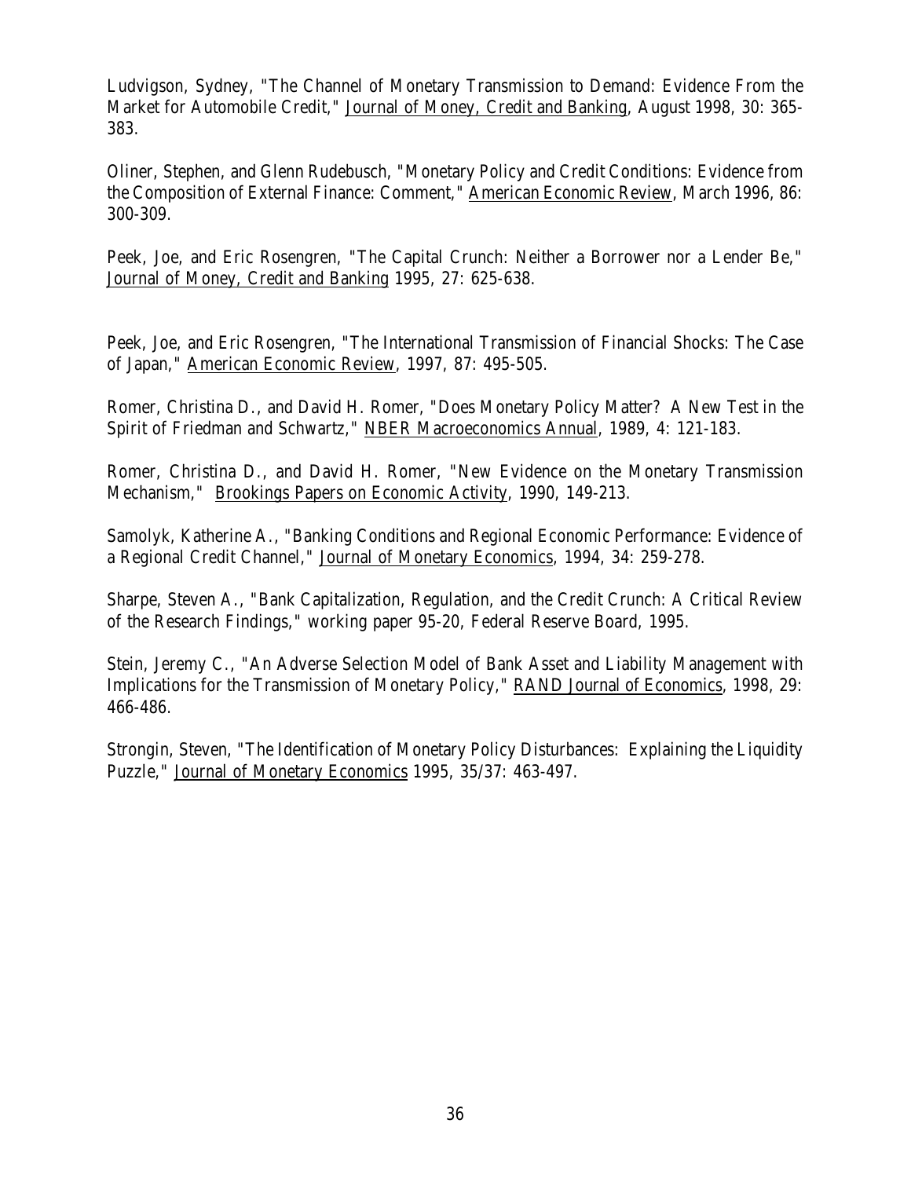Ludvigson, Sydney, "The Channel of Monetary Transmission to Demand: Evidence From the Market for Automobile Credit," Journal of Money, Credit and Banking, August 1998, 30: 365-383.

Oliner, Stephen, and Glenn Rudebusch, "Monetary Policy and Credit Conditions: Evidence from the Composition of External Finance: Comment," American Economic Review, March 1996, 86: 300-309.

Peek, Joe, and Eric Rosengren, "The Capital Crunch: Neither a Borrower nor a Lender Be," Journal of Money, Credit and Banking 1995, 27: 625-638.

Peek, Joe, and Eric Rosengren, "The International Transmission of Financial Shocks: The Case of Japan," American Economic Review, 1997, 87: 495-505.

Romer, Christina D., and David H. Romer, "Does Monetary Policy Matter? A New Test in the Spirit of Friedman and Schwartz," NBER Macroeconomics Annual, 1989, 4: 121-183.

Romer, Christina D., and David H. Romer, "New Evidence on the Monetary Transmission Mechanism," Brookings Papers on Economic Activity, 1990, 149-213.

Samolyk, Katherine A., "Banking Conditions and Regional Economic Performance: Evidence of a Regional Credit Channel," Journal of Monetary Economics, 1994, 34: 259-278.

Sharpe, Steven A., "Bank Capitalization, Regulation, and the Credit Crunch: A Critical Review of the Research Findings," working paper 95-20, Federal Reserve Board, 1995.

Stein, Jeremy C., "An Adverse Selection Model of Bank Asset and Liability Management with Implications for the Transmission of Monetary Policy," RAND Journal of Economics, 1998, 29: 466-486.

Strongin, Steven, "The Identification of Monetary Policy Disturbances: Explaining the Liquidity Puzzle," Journal of Monetary Economics 1995, 35/37: 463-497.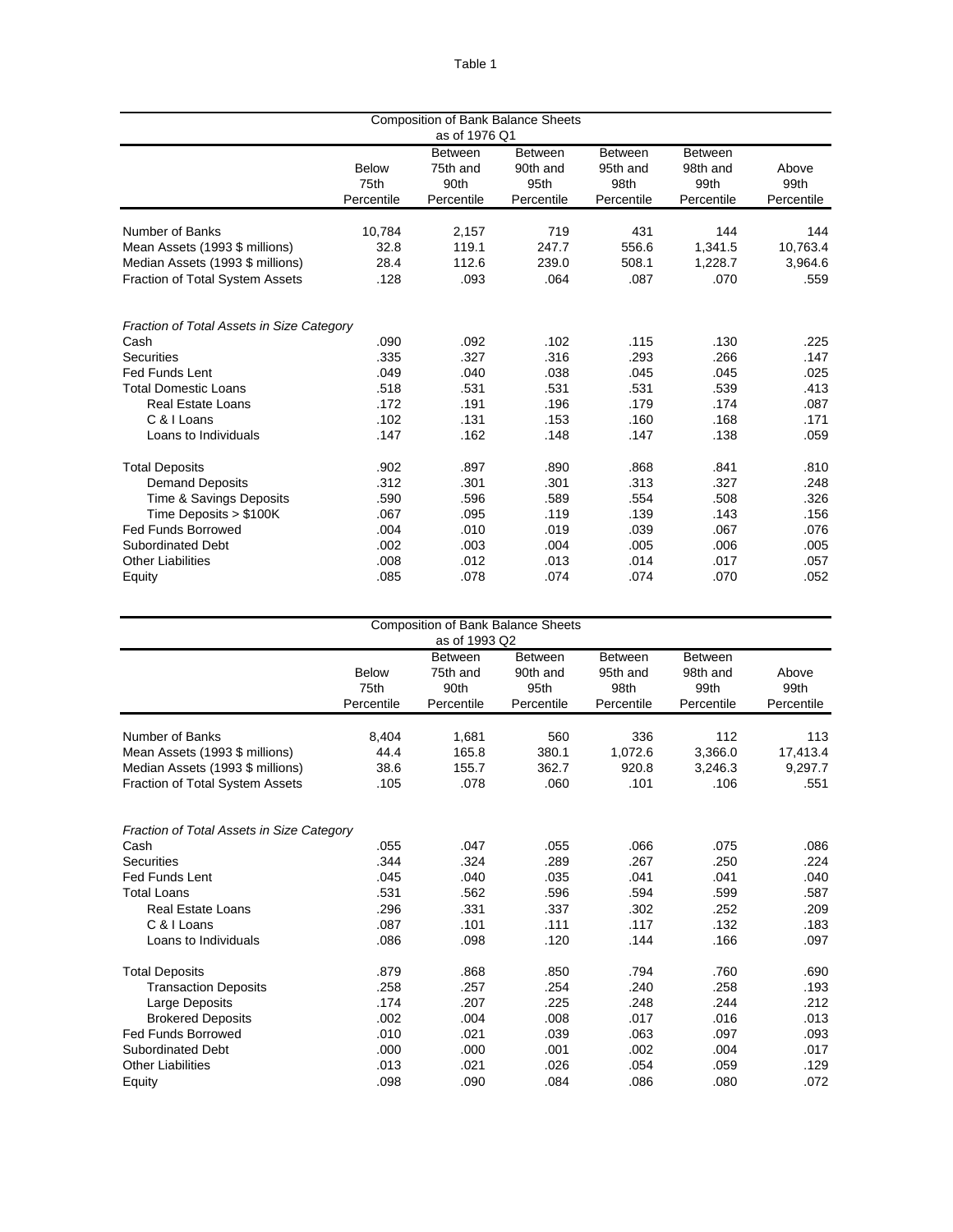Table 1

| Composition of Bank Balance Sheets as of 1976 Q1 | Below 75th Percentile | Between 75th and 90th Percentile | Between 90th and 95th Percentile | Between 95th and 98th Percentile | Between 98th and 99th Percentile | Above 99th Percentile |
|---|---|---|---|---|---|---|
| Number of Banks | 10,784 | 2,157 | 719 | 431 | 144 | 144 |
| Mean Assets (1993 $ millions) | 32.8 | 119.1 | 247.7 | 556.6 | 1,341.5 | 10,763.4 |
| Median Assets (1993 $ millions) | 28.4 | 112.6 | 239.0 | 508.1 | 1,228.7 | 3,964.6 |
| Fraction of Total System Assets | .128 | .093 | .064 | .087 | .070 | .559 |
| *Fraction of Total Assets in Size Category* | | | | | | |
| Cash | .090 | .092 | .102 | .115 | .130 | .225 |
| Securities | .335 | .327 | .316 | .293 | .266 | .147 |
| Fed Funds Lent | .049 | .040 | .038 | .045 | .045 | .025 |
| Total Domestic Loans | .518 | .531 | .531 | .531 | .539 | .413 |
| Real Estate Loans | .172 | .191 | .196 | .179 | .174 | .087 |
| C & I Loans | .102 | .131 | .153 | .160 | .168 | .171 |
| Loans to Individuals | .147 | .162 | .148 | .147 | .138 | .059 |
| Total Deposits | .902 | .897 | .890 | .868 | .841 | .810 |
| Demand Deposits | .312 | .301 | .301 | .313 | .327 | .248 |
| Time & Savings Deposits | .590 | .596 | .589 | .554 | .508 | .326 |
| Time Deposits > $100K | .067 | .095 | .119 | .139 | .143 | .156 |
| Fed Funds Borrowed | .004 | .010 | .019 | .039 | .067 | .076 |
| Subordinated Debt | .002 | .003 | .004 | .005 | .006 | .005 |
| Other Liabilities | .008 | .012 | .013 | .014 | .017 | .057 |
| Equity | .085 | .078 | .074 | .074 | .070 | .052 |

| Composition of Bank Balance Sheets as of 1993 Q2 | Below 75th Percentile | Between 75th and 90th Percentile | Between 90th and 95th Percentile | Between 95th and 98th Percentile | Between 98th and 99th Percentile | Above 99th Percentile |
|---|---|---|---|---|---|---|
| Number of Banks | 8,404 | 1,681 | 560 | 336 | 112 | 113 |
| Mean Assets (1993 $ millions) | 44.4 | 165.8 | 380.1 | 1,072.6 | 3,366.0 | 17,413.4 |
| Median Assets (1993 $ millions) | 38.6 | 155.7 | 362.7 | 920.8 | 3,246.3 | 9,297.7 |
| Fraction of Total System Assets | .105 | .078 | .060 | .101 | .106 | .551 |
| *Fraction of Total Assets in Size Category* | | | | | | |
| Cash | .055 | .047 | .055 | .066 | .075 | .086 |
| Securities | .344 | .324 | .289 | .267 | .250 | .224 |
| Fed Funds Lent | .045 | .040 | .035 | .041 | .041 | .040 |
| Total Loans | .531 | .562 | .596 | .594 | .599 | .587 |
| Real Estate Loans | .296 | .331 | .337 | .302 | .252 | .209 |
| C & I Loans | .087 | .101 | .111 | .117 | .132 | .183 |
| Loans to Individuals | .086 | .098 | .120 | .144 | .166 | .097 |
| Total Deposits | .879 | .868 | .850 | .794 | .760 | .690 |
| Transaction Deposits | .258 | .257 | .254 | .240 | .258 | .193 |
| Large Deposits | .174 | .207 | .225 | .248 | .244 | .212 |
| Brokered Deposits | .002 | .004 | .008 | .017 | .016 | .013 |
| Fed Funds Borrowed | .010 | .021 | .039 | .063 | .097 | .093 |
| Subordinated Debt | .000 | .000 | .001 | .002 | .004 | .017 |
| Other Liabilities | .013 | .021 | .026 | .054 | .059 | .129 |
| Equity | .098 | .090 | .084 | .086 | .080 | .072 |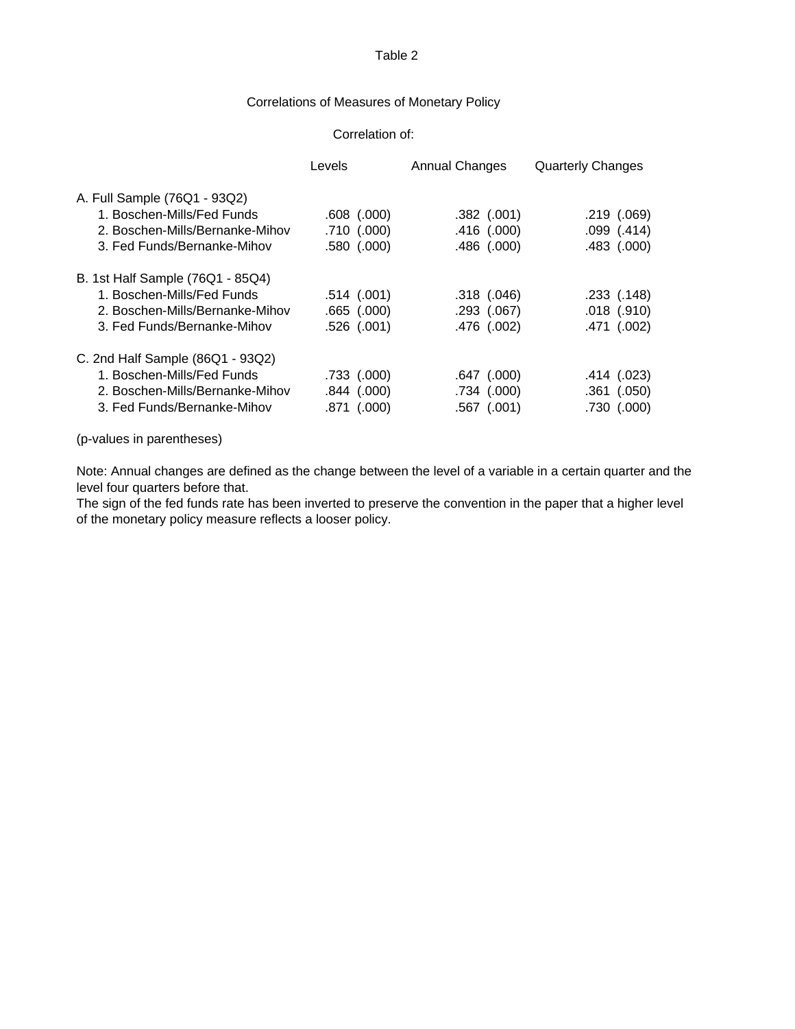Table 2

Correlations of Measures of Monetary Policy

| | Correlation of: | | |
|---|---|---|---|
| | Levels | Annual Changes | Quarterly Changes |
| **A. Full Sample (76Q1 - 93Q2)** | | | |
| 1. Boschen-Mills/Fed Funds | .608 (.000) | .382 (.001) | .219 (.069) |
| 2. Boschen-Mills/Bernanke-Mihov | .710 (.000) | .416 (.000) | .099 (.414) |
| 3. Fed Funds/Bernanke-Mihov | .580 (.000) | .486 (.000) | .483 (.000) |
| **B. 1st Half Sample (76Q1 - 85Q4)** | | | |
| 1. Boschen-Mills/Fed Funds | .514 (.001) | .318 (.046) | .233 (.148) |
| 2. Boschen-Mills/Bernanke-Mihov | .665 (.000) | .293 (.067) | .018 (.910) |
| 3. Fed Funds/Bernanke-Mihov | .526 (.001) | .476 (.002) | .471 (.002) |
| **C. 2nd Half Sample (86Q1 - 93Q2)** | | | |
| 1. Boschen-Mills/Fed Funds | .733 (.000) | .647 (.000) | .414 (.023) |
| 2. Boschen-Mills/Bernanke-Mihov | .844 (.000) | .734 (.000) | .361 (.050) |
| 3. Fed Funds/Bernanke-Mihov | .871 (.000) | .567 (.001) | .730 (.000) |

(p-values in parentheses)

Note: Annual changes are defined as the change between the level of a variable in a certain quarter and the level four quarters before that.
The sign of the fed funds rate has been inverted to preserve the convention in the paper that a higher level of the monetary policy measure reflects a looser policy.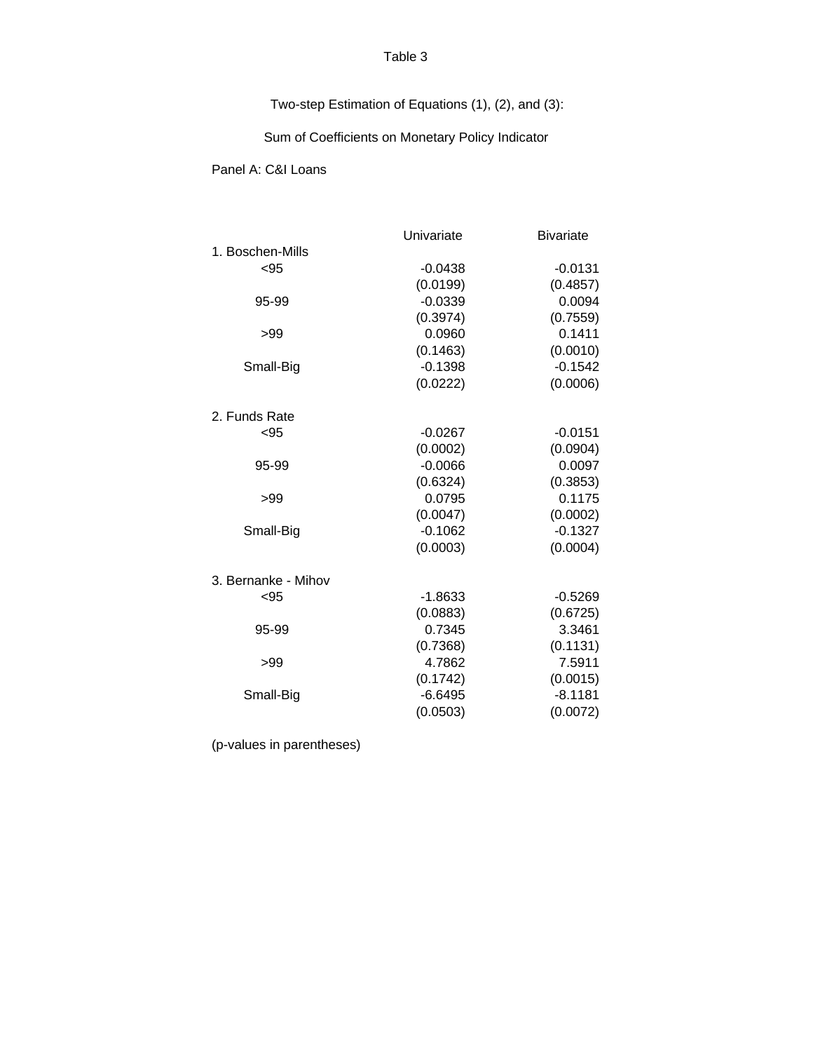Table 3

Two-step Estimation of Equations (1), (2), and (3):

Sum of Coefficients on Monetary Policy Indicator

Panel A: C&I Loans

| | Univariate | Bivariate |
|---|---|---|
| 1. Boschen-Mills | | |
| <95 | -0.0438 | -0.0131 |
| | (0.0199) | (0.4857) |
| 95-99 | -0.0339 | 0.0094 |
| | (0.3974) | (0.7559) |
| >99 | 0.0960 | 0.1411 |
| | (0.1463) | (0.0010) |
| Small-Big | -0.1398 | -0.1542 |
| | (0.0222) | (0.0006) |
| 2. Funds Rate | | |
| <95 | -0.0267 | -0.0151 |
| | (0.0002) | (0.0904) |
| 95-99 | -0.0066 | 0.0097 |
| | (0.6324) | (0.3853) |
| >99 | 0.0795 | 0.1175 |
| | (0.0047) | (0.0002) |
| Small-Big | -0.1062 | -0.1327 |
| | (0.0003) | (0.0004) |
| 3. Bernanke - Mihov | | |
| <95 | -1.8633 | -0.5269 |
| | (0.0883) | (0.6725) |
| 95-99 | 0.7345 | 3.3461 |
| | (0.7368) | (0.1131) |
| >99 | 4.7862 | 7.5911 |
| | (0.1742) | (0.0015) |
| Small-Big | -6.6495 | -8.1181 |
| | (0.0503) | (0.0072) |

(p-values in parentheses)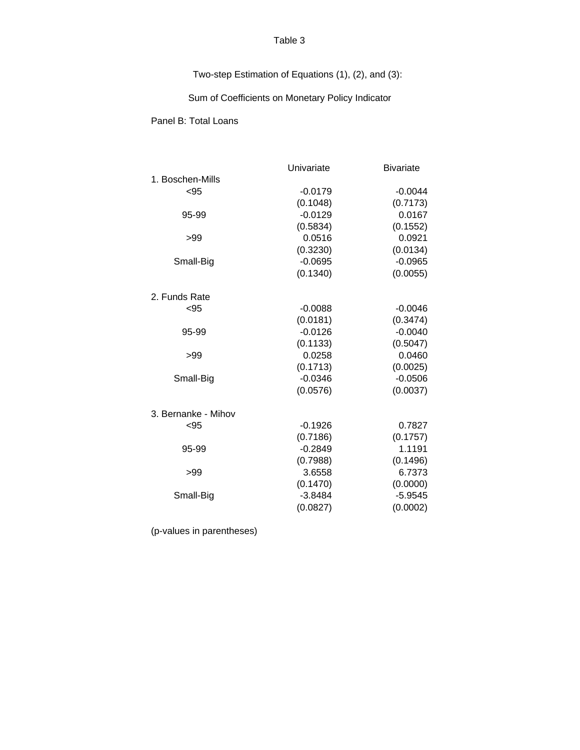Table 3

Two-step Estimation of Equations (1), (2), and (3):

Sum of Coefficients on Monetary Policy Indicator

Panel B: Total Loans

| | Univariate | Bivariate |
|---|---|---|
| 1. Boschen-Mills | | |
| <95 | -0.0179 | -0.0044 |
| | (0.1048) | (0.7173) |
| 95-99 | -0.0129 | 0.0167 |
| | (0.5834) | (0.1552) |
| >99 | 0.0516 | 0.0921 |
| | (0.3230) | (0.0134) |
| Small-Big | -0.0695 | -0.0965 |
| | (0.1340) | (0.0055) |
| 2. Funds Rate | | |
| <95 | -0.0088 | -0.0046 |
| | (0.0181) | (0.3474) |
| 95-99 | -0.0126 | -0.0040 |
| | (0.1133) | (0.5047) |
| >99 | 0.0258 | 0.0460 |
| | (0.1713) | (0.0025) |
| Small-Big | -0.0346 | -0.0506 |
| | (0.0576) | (0.0037) |
| 3. Bernanke - Mihov | | |
| <95 | -0.1926 | 0.7827 |
| | (0.7186) | (0.1757) |
| 95-99 | -0.2849 | 1.1191 |
| | (0.7988) | (0.1496) |
| >99 | 3.6558 | 6.7373 |
| | (0.1470) | (0.0000) |
| Small-Big | -3.8484 | -5.9545 |
| | (0.0827) | (0.0002) |

(p-values in parentheses)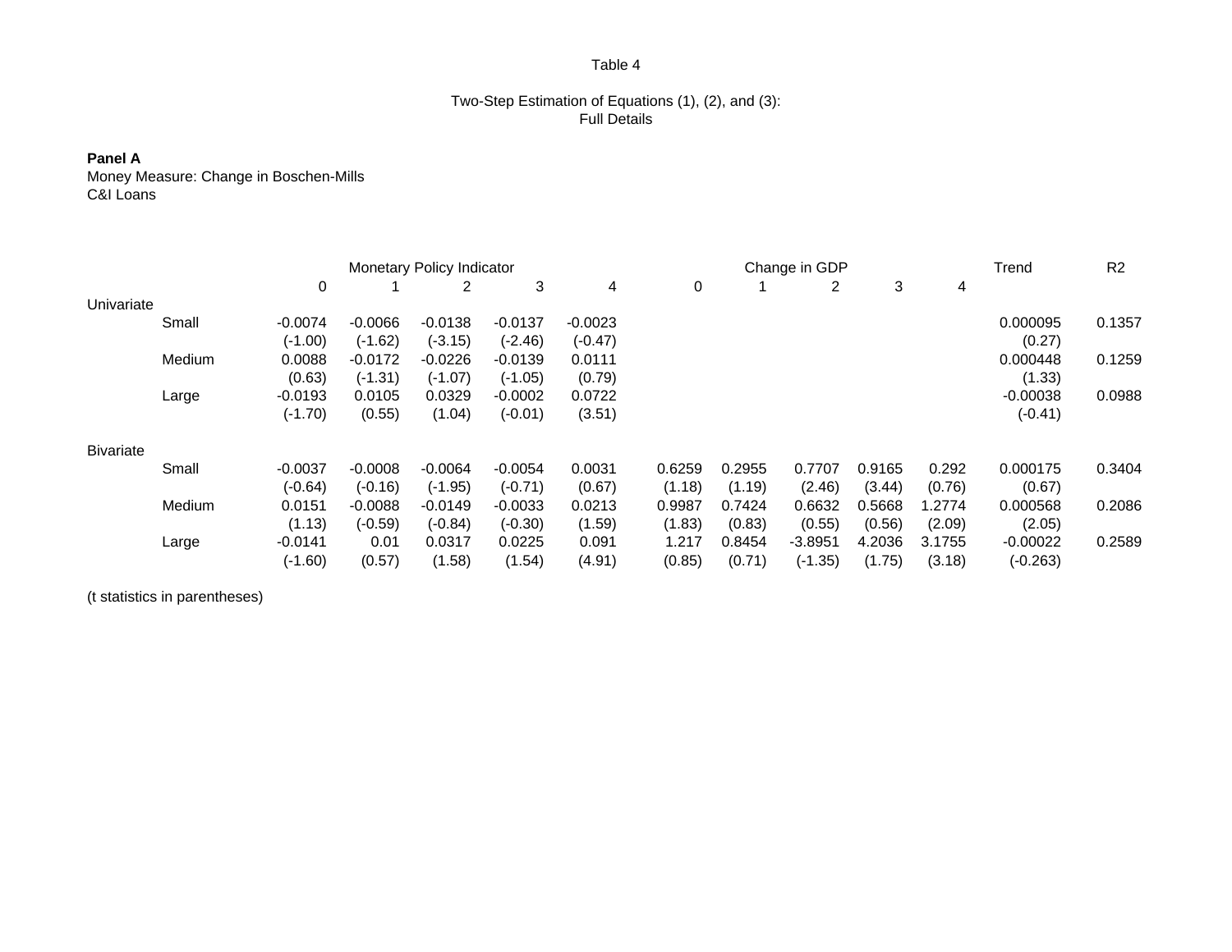Table 4

Two-Step Estimation of Equations (1), (2), and (3):
Full Details

**Panel A**
Money Measure: Change in Boschen-Mills
C&I Loans

| | | Monetary Policy Indicator | | | | | Change in GDP | | | | | Trend | R2 |
|---|---|---|---|---|---|---|---|---|---|---|---|---|---|
| | | 0 | 1 | 2 | 3 | 4 | 0 | 1 | 2 | 3 | 4 | | |
| Univariate | | | | | | | | | | | | | |
| | Small | -0.0074 | -0.0066 | -0.0138 | -0.0137 | -0.0023 | | | | | | 0.000095 | 0.1357 |
| | | (-1.00) | (-1.62) | (-3.15) | (-2.46) | (-0.47) | | | | | | (0.27) | |
| | Medium | 0.0088 | -0.0172 | -0.0226 | -0.0139 | 0.0111 | | | | | | 0.000448 | 0.1259 |
| | | (0.63) | (-1.31) | (-1.07) | (-1.05) | (0.79) | | | | | | (1.33) | |
| | Large | -0.0193 | 0.0105 | 0.0329 | -0.0002 | 0.0722 | | | | | | -0.00038 | 0.0988 |
| | | (-1.70) | (0.55) | (1.04) | (-0.01) | (3.51) | | | | | | (-0.41) | |
| Bivariate | | | | | | | | | | | | | |
| | Small | -0.0037 | -0.0008 | -0.0064 | -0.0054 | 0.0031 | 0.6259 | 0.2955 | 0.7707 | 0.9165 | 0.292 | 0.000175 | 0.3404 |
| | | (-0.64) | (-0.16) | (-1.95) | (-0.71) | (0.67) | (1.18) | (1.19) | (2.46) | (3.44) | (0.76) | (0.67) | |
| | Medium | 0.0151 | -0.0088 | -0.0149 | -0.0033 | 0.0213 | 0.9987 | 0.7424 | 0.6632 | 0.5668 | 1.2774 | 0.000568 | 0.2086 |
| | | (1.13) | (-0.59) | (-0.84) | (-0.30) | (1.59) | (1.83) | (0.83) | (0.55) | (0.56) | (2.09) | (2.05) | |
| | Large | -0.0141 | 0.01 | 0.0317 | 0.0225 | 0.091 | 1.217 | 0.8454 | -3.8951 | 4.2036 | 3.1755 | -0.00022 | 0.2589 |
| | | (-1.60) | (0.57) | (1.58) | (1.54) | (4.91) | (0.85) | (0.71) | (-1.35) | (1.75) | (3.18) | (-0.263) | |

(t statistics in parentheses)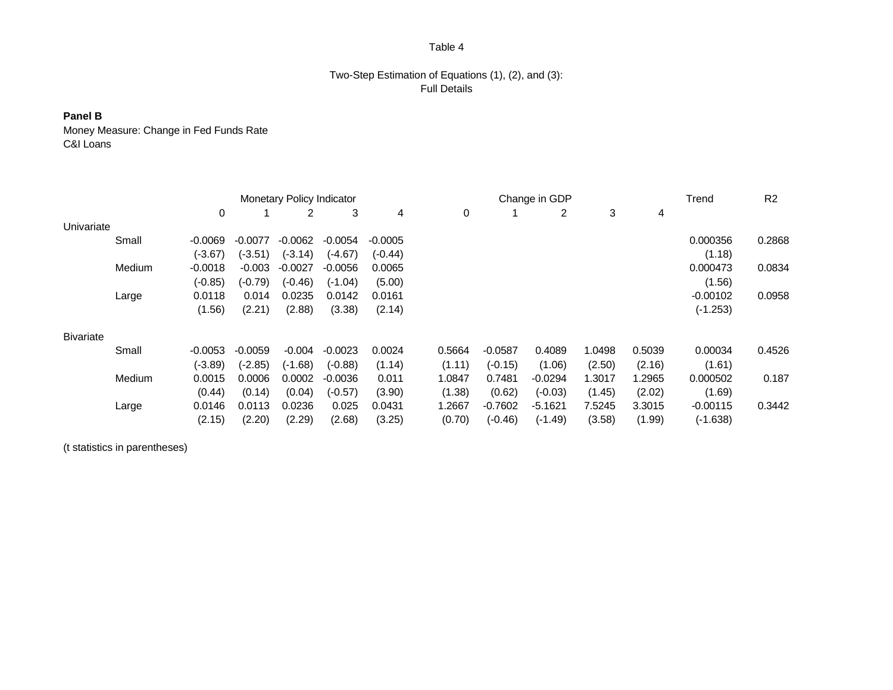Table 4

Two-Step Estimation of Equations (1), (2), and (3):
Full Details

**Panel B**

Money Measure: Change in Fed Funds Rate
C&I Loans

| | | Monetary Policy Indicator | | | | | Change in GDP | | | | | Trend | R2 |
|---|---|---|---|---|---|---|---|---|---|---|---|---|---|
| | | 0 | 1 | 2 | 3 | 4 | 0 | 1 | 2 | 3 | 4 | | |
| Univariate | | | | | | | | | | | | | |
| | Small | -0.0069 | -0.0077 | -0.0062 | -0.0054 | -0.0005 | | | | | | 0.000356 | 0.2868 |
| | | (-3.67) | (-3.51) | (-3.14) | (-4.67) | (-0.44) | | | | | | (1.18) | |
| | Medium | -0.0018 | -0.003 | -0.0027 | -0.0056 | 0.0065 | | | | | | 0.000473 | 0.0834 |
| | | (-0.85) | (-0.79) | (-0.46) | (-1.04) | (5.00) | | | | | | (1.56) | |
| | Large | 0.0118 | 0.014 | 0.0235 | 0.0142 | 0.0161 | | | | | | -0.00102 | 0.0958 |
| | | (1.56) | (2.21) | (2.88) | (3.38) | (2.14) | | | | | | (-1.253) | |
| Bivariate | | | | | | | | | | | | | |
| | Small | -0.0053 | -0.0059 | -0.004 | -0.0023 | 0.0024 | 0.5664 | -0.0587 | 0.4089 | 1.0498 | 0.5039 | 0.00034 | 0.4526 |
| | | (-3.89) | (-2.85) | (-1.68) | (-0.88) | (1.14) | (1.11) | (-0.15) | (1.06) | (2.50) | (2.16) | (1.61) | |
| | Medium | 0.0015 | 0.0006 | 0.0002 | -0.0036 | 0.011 | 1.0847 | 0.7481 | -0.0294 | 1.3017 | 1.2965 | 0.000502 | 0.187 |
| | | (0.44) | (0.14) | (0.04) | (-0.57) | (3.90) | (1.38) | (0.62) | (-0.03) | (1.45) | (2.02) | (1.69) | |
| | Large | 0.0146 | 0.0113 | 0.0236 | 0.025 | 0.0431 | 1.2667 | -0.7602 | -5.1621 | 7.5245 | 3.3015 | -0.00115 | 0.3442 |
| | | (2.15) | (2.20) | (2.29) | (2.68) | (3.25) | (0.70) | (-0.46) | (-1.49) | (3.58) | (1.99) | (-1.638) | |

(t statistics in parentheses)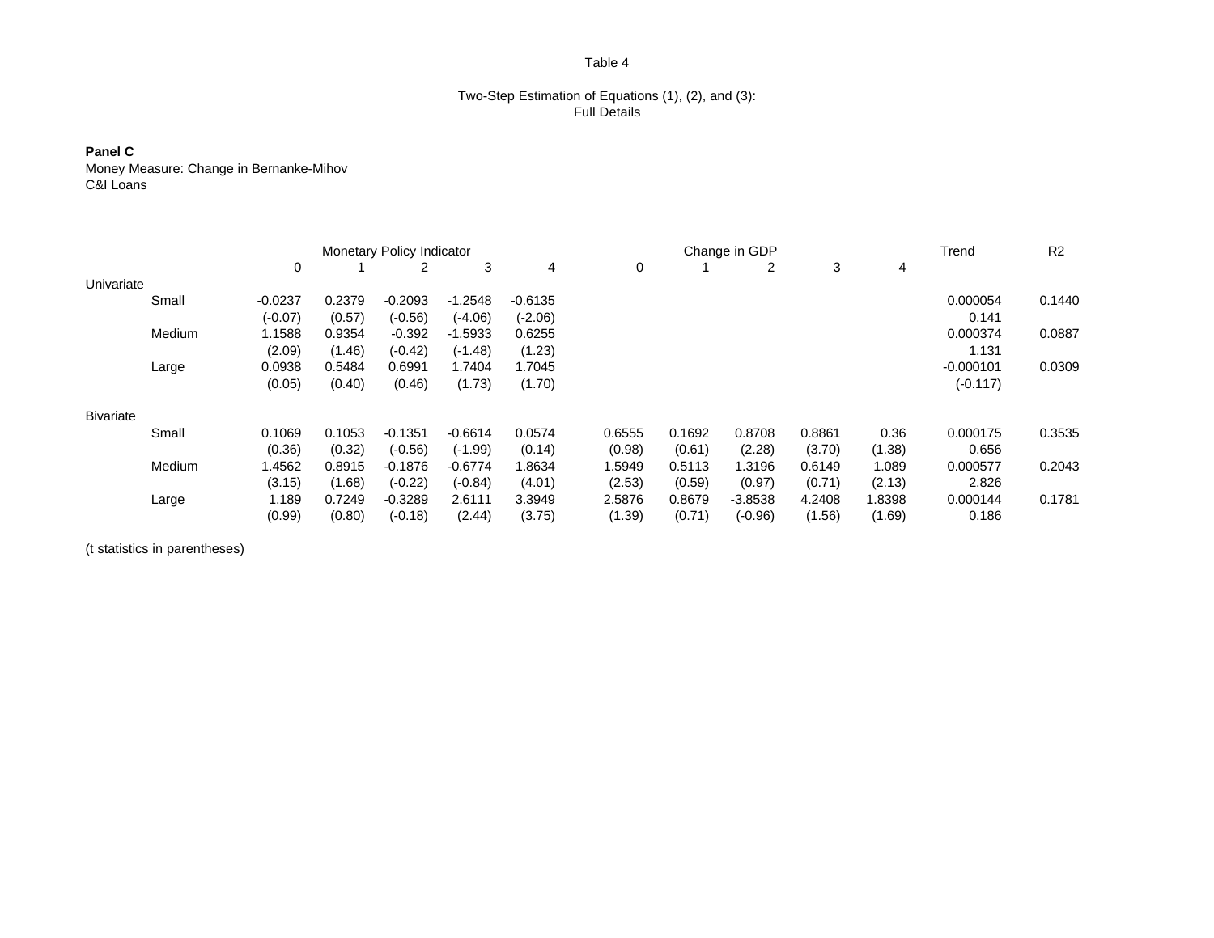Table 4

Two-Step Estimation of Equations (1), (2), and (3):
Full Details

**Panel C**
Money Measure: Change in Bernanke-Mihov
C&I Loans

| | | Monetary Policy Indicator | | | | | Change in GDP | | | | | Trend | R2 |
|---|---|---|---|---|---|---|---|---|---|---|---|---|---|
| | | 0 | 1 | 2 | 3 | 4 | 0 | 1 | 2 | 3 | 4 | | |
| Univariate | | | | | | | | | | | | | |
| | Small | -0.0237 | 0.2379 | -0.2093 | -1.2548 | -0.6135 | | | | | | 0.000054 | 0.1440 |
| | | (-0.07) | (0.57) | (-0.56) | (-4.06) | (-2.06) | | | | | | 0.141 | |
| | Medium | 1.1588 | 0.9354 | -0.392 | -1.5933 | 0.6255 | | | | | | 0.000374 | 0.0887 |
| | | (2.09) | (1.46) | (-0.42) | (-1.48) | (1.23) | | | | | | 1.131 | |
| | Large | 0.0938 | 0.5484 | 0.6991 | 1.7404 | 1.7045 | | | | | | -0.000101 | 0.0309 |
| | | (0.05) | (0.40) | (0.46) | (1.73) | (1.70) | | | | | | (-0.117) | |
| Bivariate | | | | | | | | | | | | | |
| | Small | 0.1069 | 0.1053 | -0.1351 | -0.6614 | 0.0574 | 0.6555 | 0.1692 | 0.8708 | 0.8861 | 0.36 | 0.000175 | 0.3535 |
| | | (0.36) | (0.32) | (-0.56) | (-1.99) | (0.14) | (0.98) | (0.61) | (2.28) | (3.70) | (1.38) | 0.656 | |
| | Medium | 1.4562 | 0.8915 | -0.1876 | -0.6774 | 1.8634 | 1.5949 | 0.5113 | 1.3196 | 0.6149 | 1.089 | 0.000577 | 0.2043 |
| | | (3.15) | (1.68) | (-0.22) | (-0.84) | (4.01) | (2.53) | (0.59) | (0.97) | (0.71) | (2.13) | 2.826 | |
| | Large | 1.189 | 0.7249 | -0.3289 | 2.6111 | 3.3949 | 2.5876 | 0.8679 | -3.8538 | 4.2408 | 1.8398 | 0.000144 | 0.1781 |
| | | (0.99) | (0.80) | (-0.18) | (2.44) | (3.75) | (1.39) | (0.71) | (-0.96) | (1.56) | (1.69) | 0.186 | |

(t statistics in parentheses)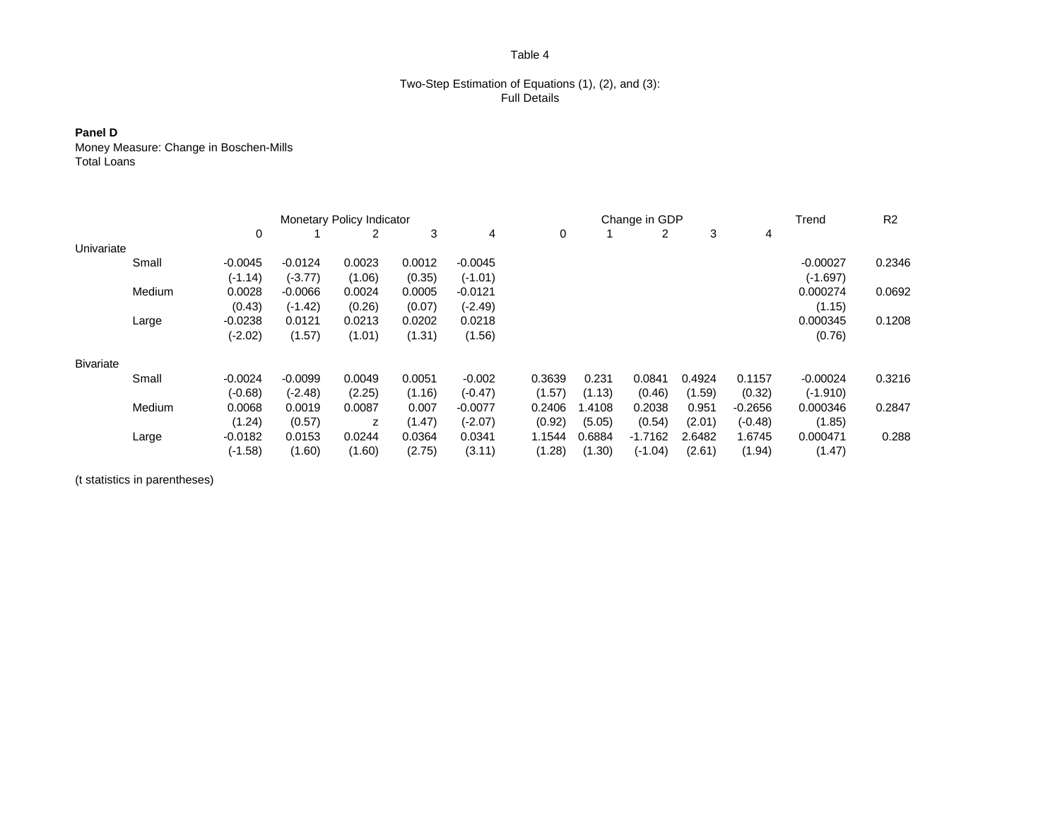Table 4

Two-Step Estimation of Equations (1), (2), and (3):
Full Details

**Panel D**
Money Measure: Change in Boschen-Mills
Total Loans

| | | Monetary Policy Indicator | | | | | Change in GDP | | | | | Trend | R2 |
|---|---|---|---|---|---|---|---|---|---|---|---|---|---|
| | | 0 | 1 | 2 | 3 | 4 | 0 | 1 | 2 | 3 | 4 | | |
| Univariate | | | | | | | | | | | | | |
| | Small | -0.0045 | -0.0124 | 0.0023 | 0.0012 | -0.0045 | | | | | | -0.00027 | 0.2346 |
| | | (-1.14) | (-3.77) | (1.06) | (0.35) | (-1.01) | | | | | | (-1.697) | |
| | Medium | 0.0028 | -0.0066 | 0.0024 | 0.0005 | -0.0121 | | | | | | 0.000274 | 0.0692 |
| | | (0.43) | (-1.42) | (0.26) | (0.07) | (-2.49) | | | | | | (1.15) | |
| | Large | -0.0238 | 0.0121 | 0.0213 | 0.0202 | 0.0218 | | | | | | 0.000345 | 0.1208 |
| | | (-2.02) | (1.57) | (1.01) | (1.31) | (1.56) | | | | | | (0.76) | |
| Bivariate | | | | | | | | | | | | | |
| | Small | -0.0024 | -0.0099 | 0.0049 | 0.0051 | -0.002 | 0.3639 | 0.231 | 0.0841 | 0.4924 | 0.1157 | -0.00024 | 0.3216 |
| | | (-0.68) | (-2.48) | (2.25) | (1.16) | (-0.47) | (1.57) | (1.13) | (0.46) | (1.59) | (0.32) | (-1.910) | |
| | Medium | 0.0068 | 0.0019 | 0.0087 | 0.007 | -0.0077 | 0.2406 | 1.4108 | 0.2038 | 0.951 | -0.2656 | 0.000346 | 0.2847 |
| | | (1.24) | (0.57) | z | (1.47) | (-2.07) | (0.92) | (5.05) | (0.54) | (2.01) | (-0.48) | (1.85) | |
| | Large | -0.0182 | 0.0153 | 0.0244 | 0.0364 | 0.0341 | 1.1544 | 0.6884 | -1.7162 | 2.6482 | 1.6745 | 0.000471 | 0.288 |
| | | (-1.58) | (1.60) | (1.60) | (2.75) | (3.11) | (1.28) | (1.30) | (-1.04) | (2.61) | (1.94) | (1.47) | |

(t statistics in parentheses)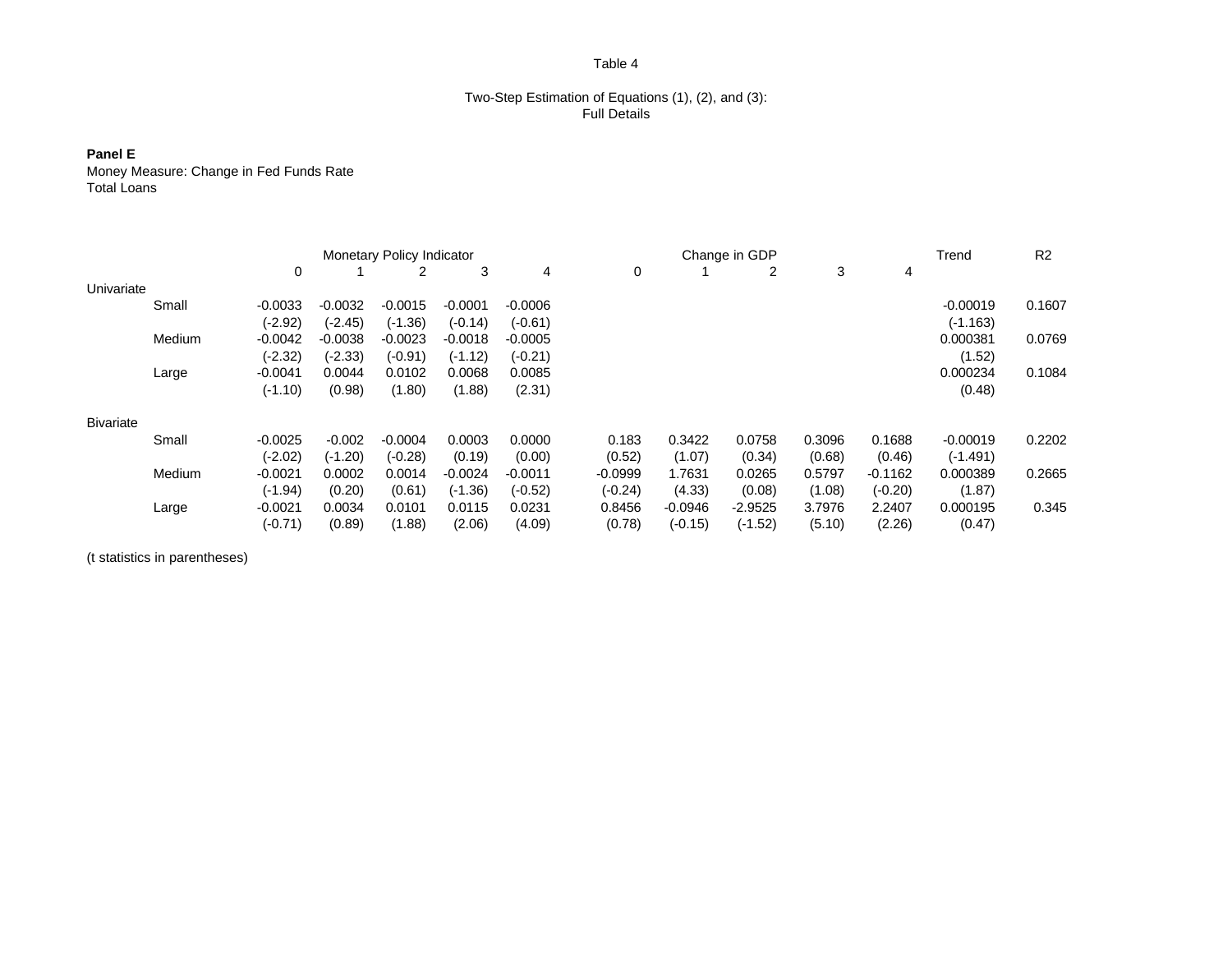Table 4

Two-Step Estimation of Equations (1), (2), and (3):
Full Details

**Panel E**
Money Measure: Change in Fed Funds Rate
Total Loans

| | | Monetary Policy Indicator | | | | | Change in GDP | | | | | Trend | $R^2$ |
|---|---|---|---|---|---|---|---|---|---|---|---|---|---|
| | | 0 | 1 | 2 | 3 | 4 | 0 | 1 | 2 | 3 | 4 | | |
| Univariate | | | | | | | | | | | | | |
| | Small | -0.0033 | -0.0032 | -0.0015 | -0.0001 | -0.0006 | | | | | | -0.00019 | 0.1607 |
| | | (-2.92) | (-2.45) | (-1.36) | (-0.14) | (-0.61) | | | | | | (-1.163) | |
| | Medium | -0.0042 | -0.0038 | -0.0023 | -0.0018 | -0.0005 | | | | | | 0.000381 | 0.0769 |
| | | (-2.32) | (-2.33) | (-0.91) | (-1.12) | (-0.21) | | | | | | (1.52) | |
| | Large | -0.0041 | 0.0044 | 0.0102 | 0.0068 | 0.0085 | | | | | | 0.000234 | 0.1084 |
| | | (-1.10) | (0.98) | (1.80) | (1.88) | (2.31) | | | | | | (0.48) | |
| Bivariate | | | | | | | | | | | | | |
| | Small | -0.0025 | -0.002 | -0.0004 | 0.0003 | 0.0000 | 0.183 | 0.3422 | 0.0758 | 0.3096 | 0.1688 | -0.00019 | 0.2202 |
| | | (-2.02) | (-1.20) | (-0.28) | (0.19) | (0.00) | (0.52) | (1.07) | (0.34) | (0.68) | (0.46) | (-1.491) | |
| | Medium | -0.0021 | 0.0002 | 0.0014 | -0.0024 | -0.0011 | -0.0999 | 1.7631 | 0.0265 | 0.5797 | -0.1162 | 0.000389 | 0.2665 |
| | | (-1.94) | (0.20) | (0.61) | (-1.36) | (-0.52) | (-0.24) | (4.33) | (0.08) | (1.08) | (-0.20) | (1.87) | |
| | Large | -0.0021 | 0.0034 | 0.0101 | 0.0115 | 0.0231 | 0.8456 | -0.0946 | -2.9525 | 3.7976 | 2.2407 | 0.000195 | 0.345 |
| | | (-0.71) | (0.89) | (1.88) | (2.06) | (4.09) | (0.78) | (-0.15) | (-1.52) | (5.10) | (2.26) | (0.47) | |

(t statistics in parentheses)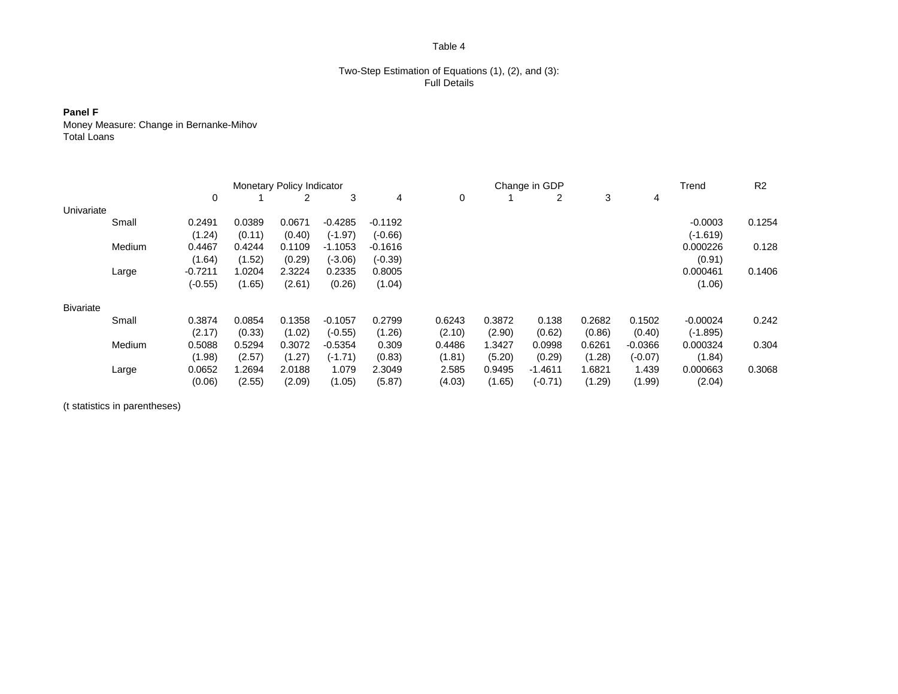Table 4

Two-Step Estimation of Equations (1), (2), and (3):
Full Details

**Panel F**
Money Measure: Change in Bernanke-Mihov
Total Loans

| | | Monetary Policy Indicator | | | | | Change in GDP | | | | | Trend | R2 |
|---|---|---|---|---|---|---|---|---|---|---|---|---|---|
| | | 0 | 1 | 2 | 3 | 4 | 0 | 1 | 2 | 3 | 4 | | |
| Univariate | | | | | | | | | | | | | |
| | Small | 0.2491 | 0.0389 | 0.0671 | -0.4285 | -0.1192 | | | | | | -0.0003 | 0.1254 |
| | | (1.24) | (0.11) | (0.40) | (-1.97) | (-0.66) | | | | | | (-1.619) | |
| | Medium | 0.4467 | 0.4244 | 0.1109 | -1.1053 | -0.1616 | | | | | | 0.000226 | 0.128 |
| | | (1.64) | (1.52) | (0.29) | (-3.06) | (-0.39) | | | | | | (0.91) | |
| | Large | -0.7211 | 1.0204 | 2.3224 | 0.2335 | 0.8005 | | | | | | 0.000461 | 0.1406 |
| | | (-0.55) | (1.65) | (2.61) | (0.26) | (1.04) | | | | | | (1.06) | |
| Bivariate | | | | | | | | | | | | | |
| | Small | 0.3874 | 0.0854 | 0.1358 | -0.1057 | 0.2799 | 0.6243 | 0.3872 | 0.138 | 0.2682 | 0.1502 | -0.00024 | 0.242 |
| | | (2.17) | (0.33) | (1.02) | (-0.55) | (1.26) | (2.10) | (2.90) | (0.62) | (0.86) | (0.40) | (-1.895) | |
| | Medium | 0.5088 | 0.5294 | 0.3072 | -0.5354 | 0.309 | 0.4486 | 1.3427 | 0.0998 | 0.6261 | -0.0366 | 0.000324 | 0.304 |
| | | (1.98) | (2.57) | (1.27) | (-1.71) | (0.83) | (1.81) | (5.20) | (0.29) | (1.28) | (-0.07) | (1.84) | |
| | Large | 0.0652 | 1.2694 | 2.0188 | 1.079 | 2.3049 | 2.585 | 0.9495 | -1.4611 | 1.6821 | 1.439 | 0.000663 | 0.3068 |
| | | (0.06) | (2.55) | (2.09) | (1.05) | (5.87) | (4.03) | (1.65) | (-0.71) | (1.29) | (1.99) | (2.04) | |

(t statistics in parentheses)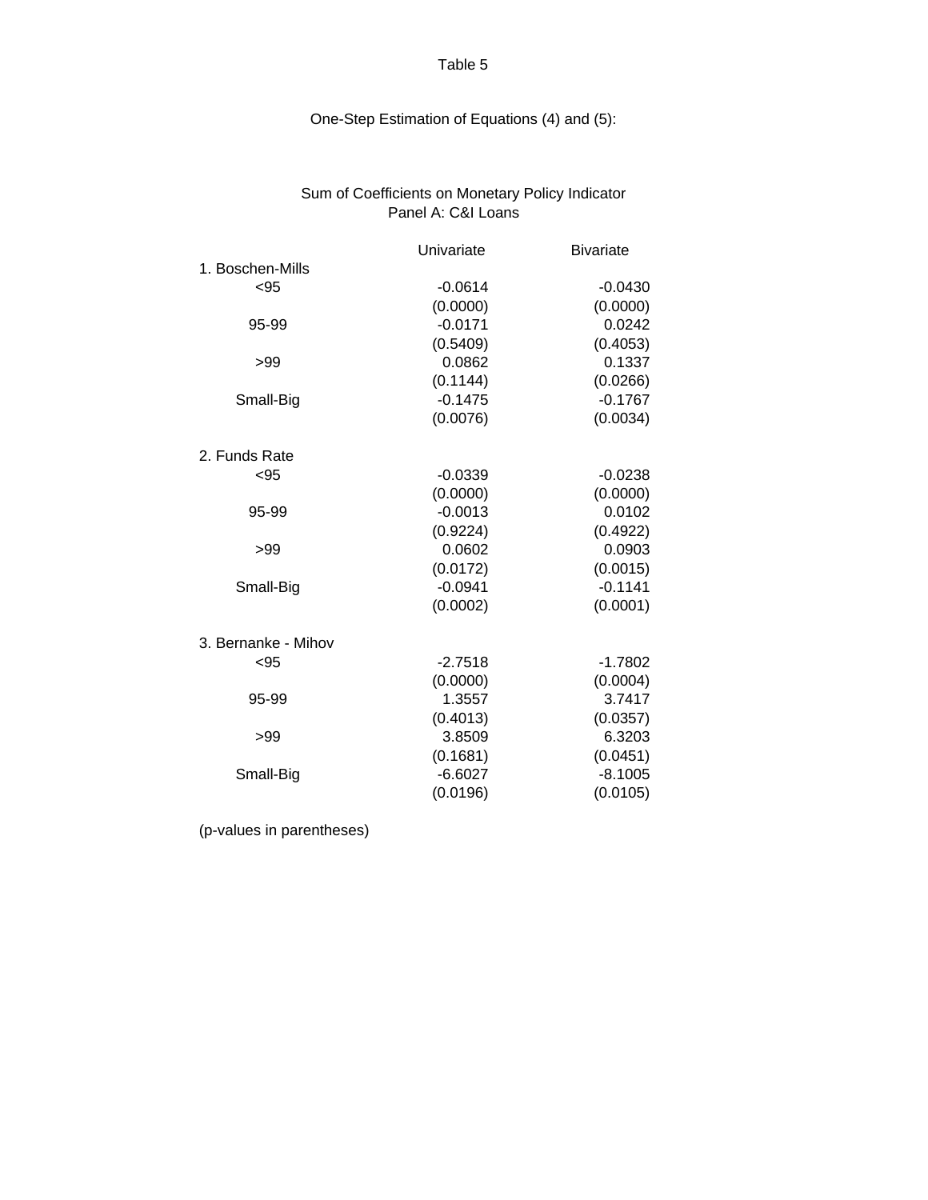Table 5

One-Step Estimation of Equations (4) and (5):

Sum of Coefficients on Monetary Policy Indicator
Panel A: C&I Loans

| | Univariate | Bivariate |
|---|---|---|
| 1. Boschen-Mills | | |
| <95 | -0.0614 | -0.0430 |
| | (0.0000) | (0.0000) |
| 95-99 | -0.0171 | 0.0242 |
| | (0.5409) | (0.4053) |
| >99 | 0.0862 | 0.1337 |
| | (0.1144) | (0.0266) |
| Small-Big | -0.1475 | -0.1767 |
| | (0.0076) | (0.0034) |
| 2. Funds Rate | | |
| <95 | -0.0339 | -0.0238 |
| | (0.0000) | (0.0000) |
| 95-99 | -0.0013 | 0.0102 |
| | (0.9224) | (0.4922) |
| >99 | 0.0602 | 0.0903 |
| | (0.0172) | (0.0015) |
| Small-Big | -0.0941 | -0.1141 |
| | (0.0002) | (0.0001) |
| 3. Bernanke - Mihov | | |
| <95 | -2.7518 | -1.7802 |
| | (0.0000) | (0.0004) |
| 95-99 | 1.3557 | 3.7417 |
| | (0.4013) | (0.0357) |
| >99 | 3.8509 | 6.3203 |
| | (0.1681) | (0.0451) |
| Small-Big | -6.6027 | -8.1005 |
| | (0.0196) | (0.0105) |

(p-values in parentheses)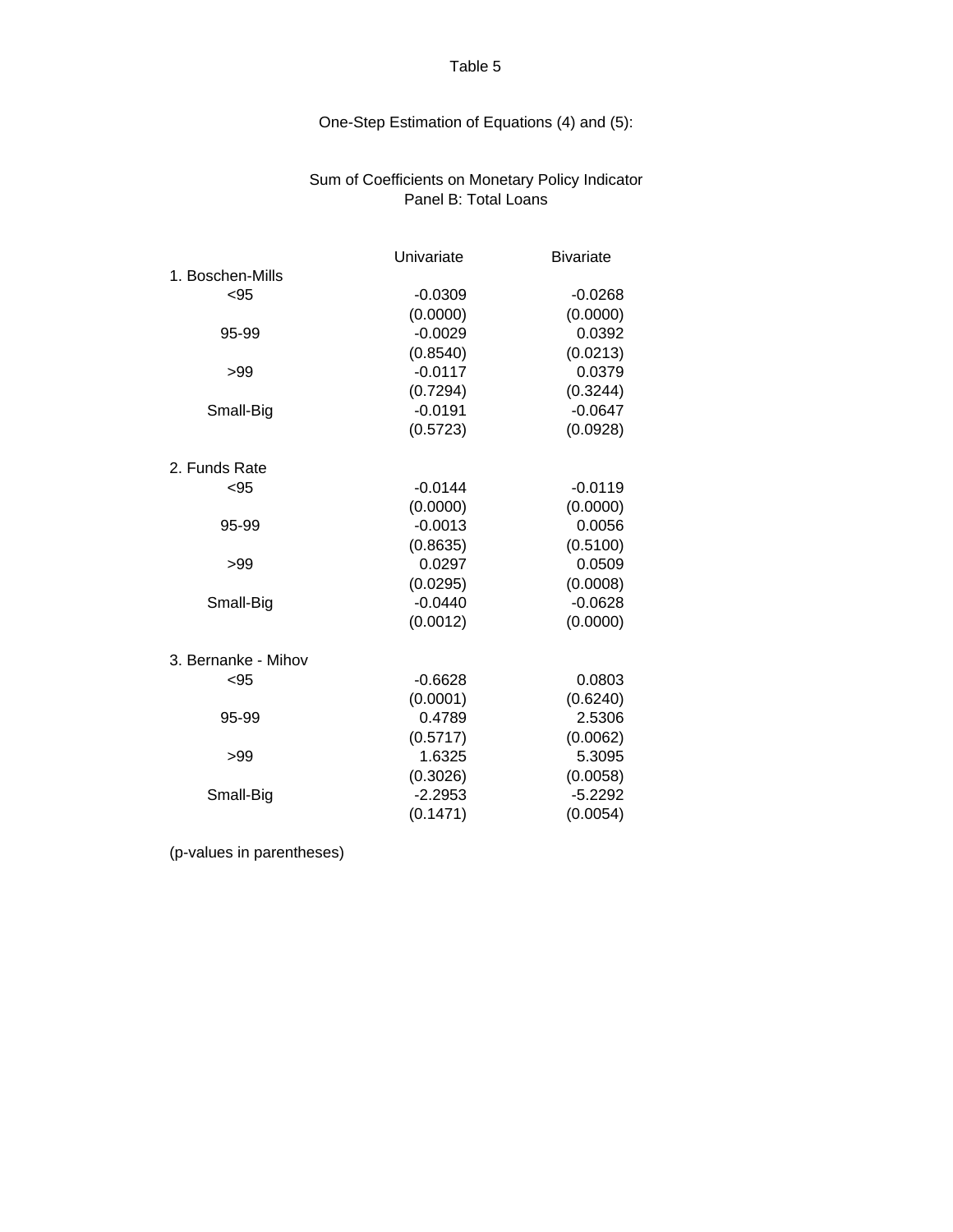Table 5

One-Step Estimation of Equations (4) and (5):

Sum of Coefficients on Monetary Policy Indicator
Panel B: Total Loans

| | Univariate | Bivariate |
|---|---|---|
| 1. Boschen-Mills | | |
| <95 | -0.0309 | -0.0268 |
| | (0.0000) | (0.0000) |
| 95-99 | -0.0029 | 0.0392 |
| | (0.8540) | (0.0213) |
| >99 | -0.0117 | 0.0379 |
| | (0.7294) | (0.3244) |
| Small-Big | -0.0191 | -0.0647 |
| | (0.5723) | (0.0928) |
| 2. Funds Rate | | |
| <95 | -0.0144 | -0.0119 |
| | (0.0000) | (0.0000) |
| 95-99 | -0.0013 | 0.0056 |
| | (0.8635) | (0.5100) |
| >99 | 0.0297 | 0.0509 |
| | (0.0295) | (0.0008) |
| Small-Big | -0.0440 | -0.0628 |
| | (0.0012) | (0.0000) |
| 3. Bernanke - Mihov | | |
| <95 | -0.6628 | 0.0803 |
| | (0.0001) | (0.6240) |
| 95-99 | 0.4789 | 2.5306 |
| | (0.5717) | (0.0062) |
| >99 | 1.6325 | 5.3095 |
| | (0.3026) | (0.0058) |
| Small-Big | -2.2953 | -5.2292 |
| | (0.1471) | (0.0054) |

(p-values in parentheses)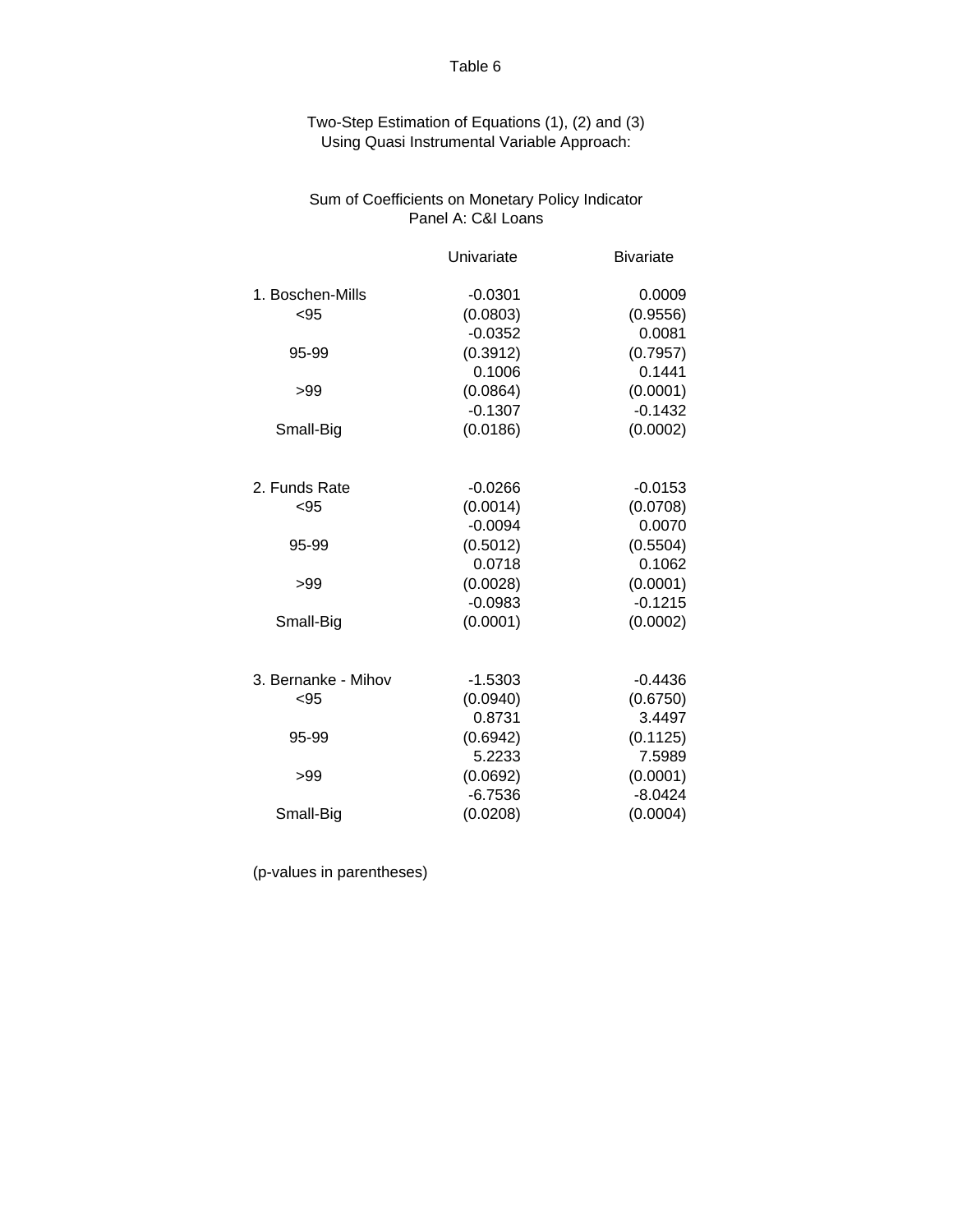Table 6

Two-Step Estimation of Equations (1), (2) and (3)
Using Quasi Instrumental Variable Approach:

Sum of Coefficients on Monetary Policy Indicator
Panel A: C&I Loans

| | Univariate | Bivariate |
|---|---|---|
| 1. Boschen-Mills | -0.0301 | 0.0009 |
| <95 | (0.0803) | (0.9556) |
| | -0.0352 | 0.0081 |
| 95-99 | (0.3912) | (0.7957) |
| | 0.1006 | 0.1441 |
| >99 | (0.0864) | (0.0001) |
| | -0.1307 | -0.1432 |
| Small-Big | (0.0186) | (0.0002) |
| | | |
| 2. Funds Rate | -0.0266 | -0.0153 |
| <95 | (0.0014) | (0.0708) |
| | -0.0094 | 0.0070 |
| 95-99 | (0.5012) | (0.5504) |
| | 0.0718 | 0.1062 |
| >99 | (0.0028) | (0.0001) |
| | -0.0983 | -0.1215 |
| Small-Big | (0.0001) | (0.0002) |
| | | |
| 3. Bernanke - Mihov | -1.5303 | -0.4436 |
| <95 | (0.0940) | (0.6750) |
| | 0.8731 | 3.4497 |
| 95-99 | (0.6942) | (0.1125) |
| | 5.2233 | 7.5989 |
| >99 | (0.0692) | (0.0001) |
| | -6.7536 | -8.0424 |
| Small-Big | (0.0208) | (0.0004) |

(p-values in parentheses)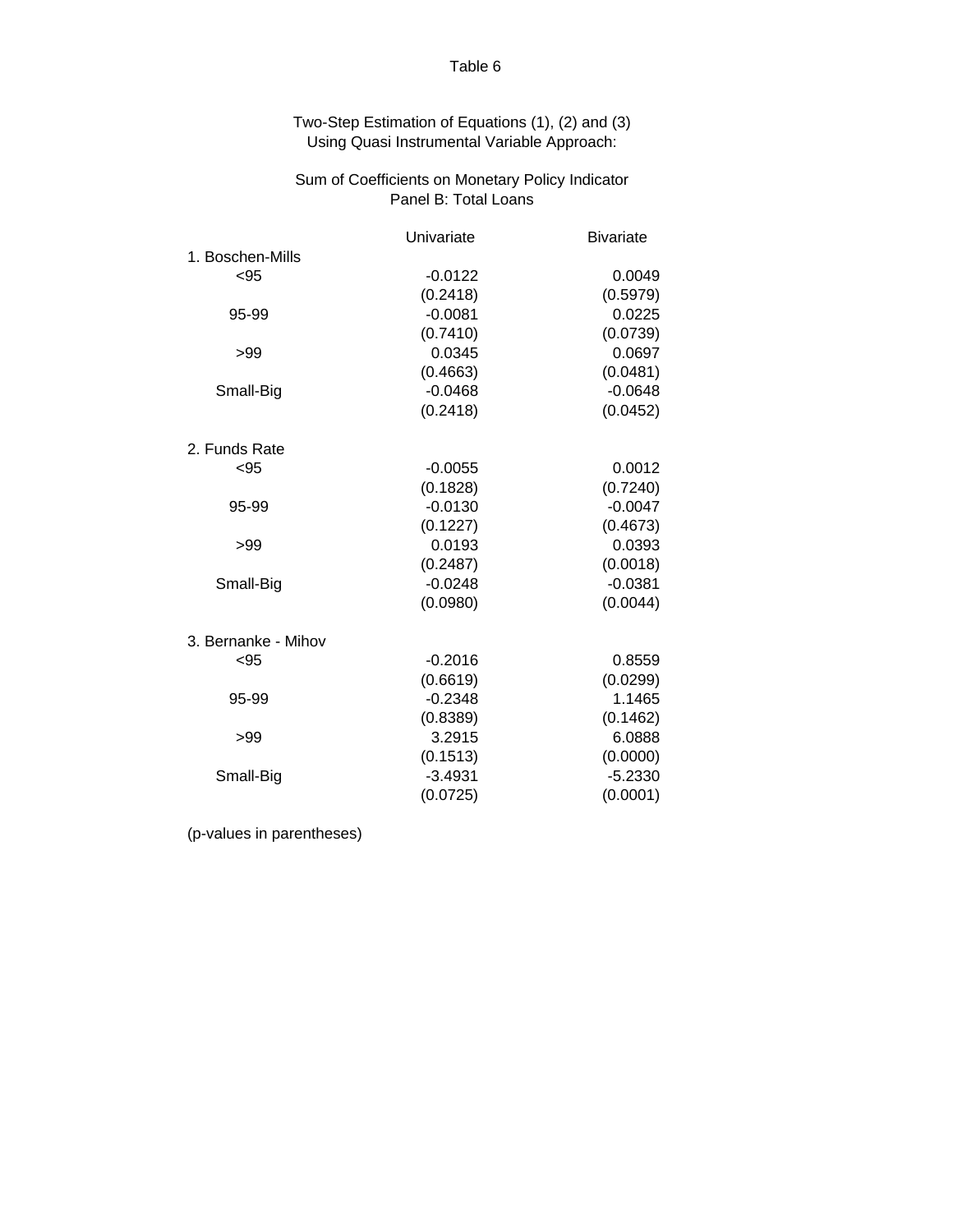# Table 6

Two-Step Estimation of Equations (1), (2) and (3)
Using Quasi Instrumental Variable Approach:

Sum of Coefficients on Monetary Policy Indicator
Panel B: Total Loans

| | Univariate | Bivariate |
|---|---|---|
| 1. Boschen-Mills | | |
| <95 | -0.0122 | 0.0049 |
| | (0.2418) | (0.5979) |
| 95-99 | -0.0081 | 0.0225 |
| | (0.7410) | (0.0739) |
| >99 | 0.0345 | 0.0697 |
| | (0.4663) | (0.0481) |
| Small-Big | -0.0468 | -0.0648 |
| | (0.2418) | (0.0452) |
| 2. Funds Rate | | |
| <95 | -0.0055 | 0.0012 |
| | (0.1828) | (0.7240) |
| 95-99 | -0.0130 | -0.0047 |
| | (0.1227) | (0.4673) |
| >99 | 0.0193 | 0.0393 |
| | (0.2487) | (0.0018) |
| Small-Big | -0.0248 | -0.0381 |
| | (0.0980) | (0.0044) |
| 3. Bernanke - Mihov | | |
| <95 | -0.2016 | 0.8559 |
| | (0.6619) | (0.0299) |
| 95-99 | -0.2348 | 1.1465 |
| | (0.8389) | (0.1462) |
| >99 | 3.2915 | 6.0888 |
| | (0.1513) | (0.0000) |
| Small-Big | -3.4931 | -5.2330 |
| | (0.0725) | (0.0001) |

(p-values in parentheses)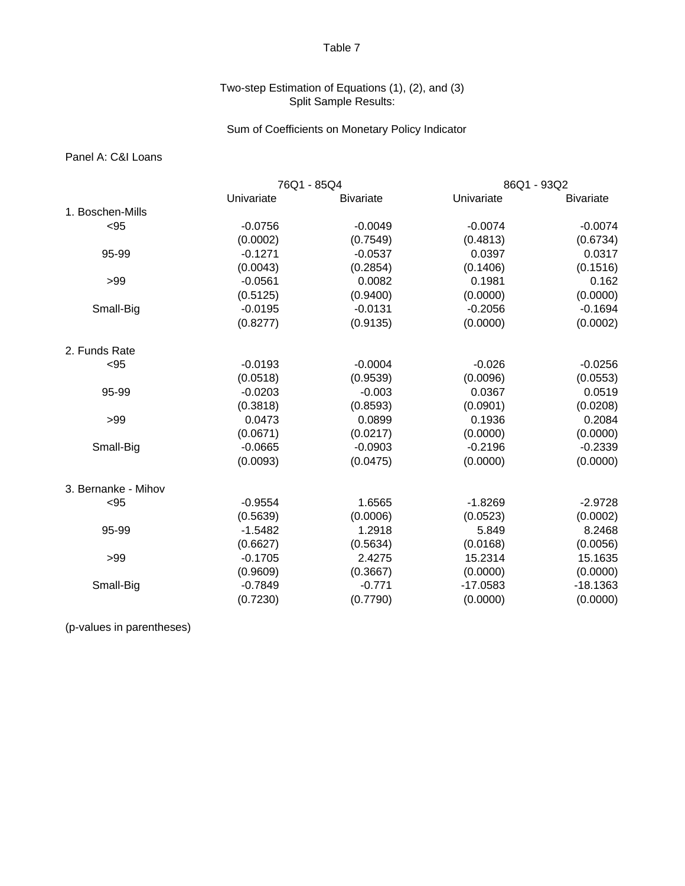Table 7

Two-step Estimation of Equations (1), (2), and (3)
Split Sample Results:

Sum of Coefficients on Monetary Policy Indicator

Panel A: C&I Loans

| | 76Q1 - 85Q4 | | 86Q1 - 93Q2 | |
|---|---|---|---|---|
| | Univariate | Bivariate | Univariate | Bivariate |
| 1. Boschen-Mills | | | | |
| <95 | -0.0756 | -0.0049 | -0.0074 | -0.0074 |
| | (0.0002) | (0.7549) | (0.4813) | (0.6734) |
| 95-99 | -0.1271 | -0.0537 | 0.0397 | 0.0317 |
| | (0.0043) | (0.2854) | (0.1406) | (0.1516) |
| >99 | -0.0561 | 0.0082 | 0.1981 | 0.162 |
| | (0.5125) | (0.9400) | (0.0000) | (0.0000) |
| Small-Big | -0.0195 | -0.0131 | -0.2056 | -0.1694 |
| | (0.8277) | (0.9135) | (0.0000) | (0.0002) |
| 2. Funds Rate | | | | |
| <95 | -0.0193 | -0.0004 | -0.026 | -0.0256 |
| | (0.0518) | (0.9539) | (0.0096) | (0.0553) |
| 95-99 | -0.0203 | -0.003 | 0.0367 | 0.0519 |
| | (0.3818) | (0.8593) | (0.0901) | (0.0208) |
| >99 | 0.0473 | 0.0899 | 0.1936 | 0.2084 |
| | (0.0671) | (0.0217) | (0.0000) | (0.0000) |
| Small-Big | -0.0665 | -0.0903 | -0.2196 | -0.2339 |
| | (0.0093) | (0.0475) | (0.0000) | (0.0000) |
| 3. Bernanke - Mihov | | | | |
| <95 | -0.9554 | 1.6565 | -1.8269 | -2.9728 |
| | (0.5639) | (0.0006) | (0.0523) | (0.0002) |
| 95-99 | -1.5482 | 1.2918 | 5.849 | 8.2468 |
| | (0.6627) | (0.5634) | (0.0168) | (0.0056) |
| >99 | -0.1705 | 2.4275 | 15.2314 | 15.1635 |
| | (0.9609) | (0.3667) | (0.0000) | (0.0000) |
| Small-Big | -0.7849 | -0.771 | -17.0583 | -18.1363 |
| | (0.7230) | (0.7790) | (0.0000) | (0.0000) |

(p-values in parentheses)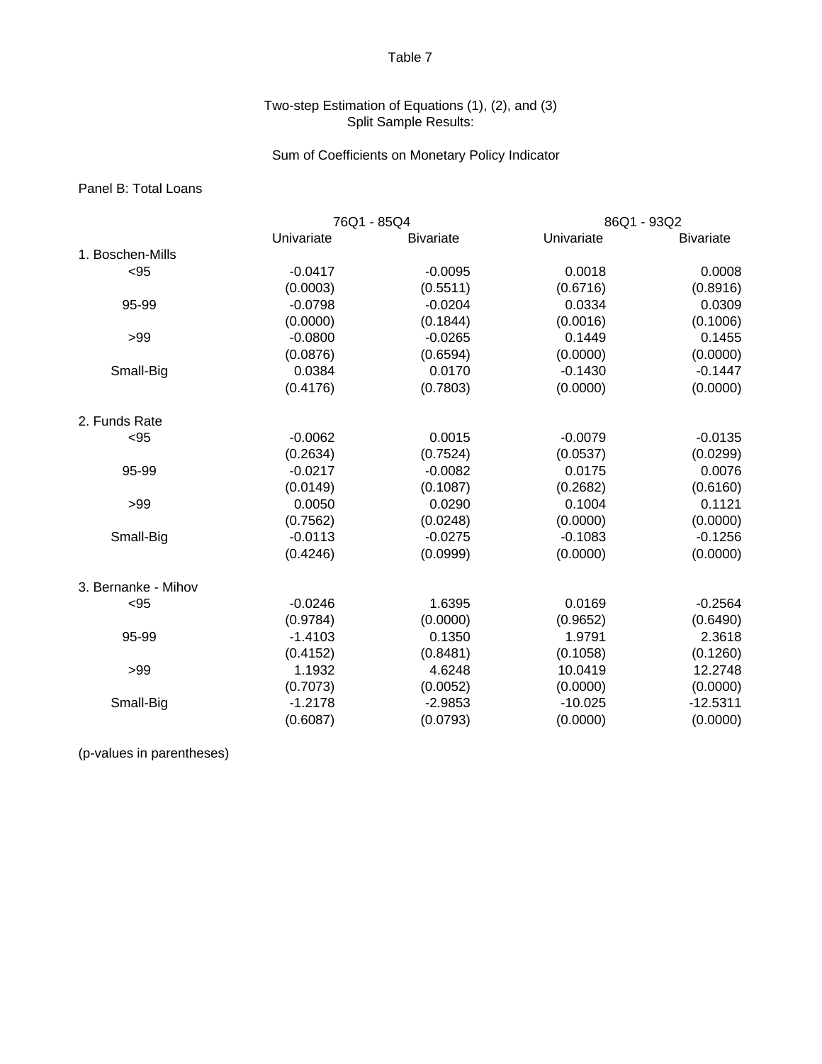# Table 7

Two-step Estimation of Equations (1), (2), and (3)
Split Sample Results:

Sum of Coefficients on Monetary Policy Indicator

Panel B: Total Loans

| | 76Q1 - 85Q4 | | 86Q1 - 93Q2 | |
|---|---|---|---|---|
| | Univariate | Bivariate | Univariate | Bivariate |
| 1. Boschen-Mills | | | | |
| <95 | -0.0417 | -0.0095 | 0.0018 | 0.0008 |
| | (0.0003) | (0.5511) | (0.6716) | (0.8916) |
| 95-99 | -0.0798 | -0.0204 | 0.0334 | 0.0309 |
| | (0.0000) | (0.1844) | (0.0016) | (0.1006) |
| >99 | -0.0800 | -0.0265 | 0.1449 | 0.1455 |
| | (0.0876) | (0.6594) | (0.0000) | (0.0000) |
| Small-Big | 0.0384 | 0.0170 | -0.1430 | -0.1447 |
| | (0.4176) | (0.7803) | (0.0000) | (0.0000) |
| 2. Funds Rate | | | | |
| <95 | -0.0062 | 0.0015 | -0.0079 | -0.0135 |
| | (0.2634) | (0.7524) | (0.0537) | (0.0299) |
| 95-99 | -0.0217 | -0.0082 | 0.0175 | 0.0076 |
| | (0.0149) | (0.1087) | (0.2682) | (0.6160) |
| >99 | 0.0050 | 0.0290 | 0.1004 | 0.1121 |
| | (0.7562) | (0.0248) | (0.0000) | (0.0000) |
| Small-Big | -0.0113 | -0.0275 | -0.1083 | -0.1256 |
| | (0.4246) | (0.0999) | (0.0000) | (0.0000) |
| 3. Bernanke - Mihov | | | | |
| <95 | -0.0246 | 1.6395 | 0.0169 | -0.2564 |
| | (0.9784) | (0.0000) | (0.9652) | (0.6490) |
| 95-99 | -1.4103 | 0.1350 | 1.9791 | 2.3618 |
| | (0.4152) | (0.8481) | (0.1058) | (0.1260) |
| >99 | 1.1932 | 4.6248 | 10.0419 | 12.2748 |
| | (0.7073) | (0.0052) | (0.0000) | (0.0000) |
| Small-Big | -1.2178 | -2.9853 | -10.025 | -12.5311 |
| | (0.6087) | (0.0793) | (0.0000) | (0.0000) |

(p-values in parentheses)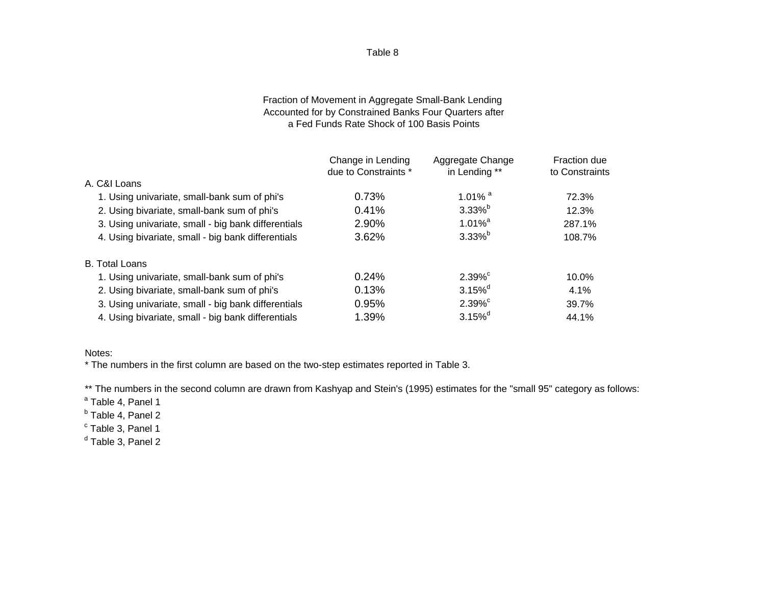# Table 8

Fraction of Movement in Aggregate Small-Bank Lending
Accounted for by Constrained Banks Four Quarters after
a Fed Funds Rate Shock of 100 Basis Points

| | Change in Lending due to Constraints * | Aggregate Change in Lending ** | Fraction due to Constraints |
|---|---|---|---|
| A. C&I Loans | | | |
| 1. Using univariate, small-bank sum of phi's | 0.73% | 1.01% [a] | 72.3% |
| 2. Using bivariate, small-bank sum of phi's | 0.41% | 3.33% [b] | 12.3% |
| 3. Using univariate, small - big bank differentials | 2.90% | 1.01% [a] | 287.1% |
| 4. Using bivariate, small - big bank differentials | 3.62% | 3.33% [b] | 108.7% |
| B. Total Loans | | | |
| 1. Using univariate, small-bank sum of phi's | 0.24% | 2.39% [c] | 10.0% |
| 2. Using bivariate, small-bank sum of phi's | 0.13% | 3.15% [d] | 4.1% |
| 3. Using univariate, small - big bank differentials | 0.95% | 2.39% [c] | 39.7% |
| 4. Using bivariate, small - big bank differentials | 1.39% | 3.15% [d] | 44.1% |

Notes:
* The numbers in the first column are based on the two-step estimates reported in Table 3.

** The numbers in the second column are drawn from Kashyap and Stein's (1995) estimates for the "small 95" category as follows:
[a] Table 4, Panel 1
[b] Table 4, Panel 2
[c] Table 3, Panel 1
[d] Table 3, Panel 2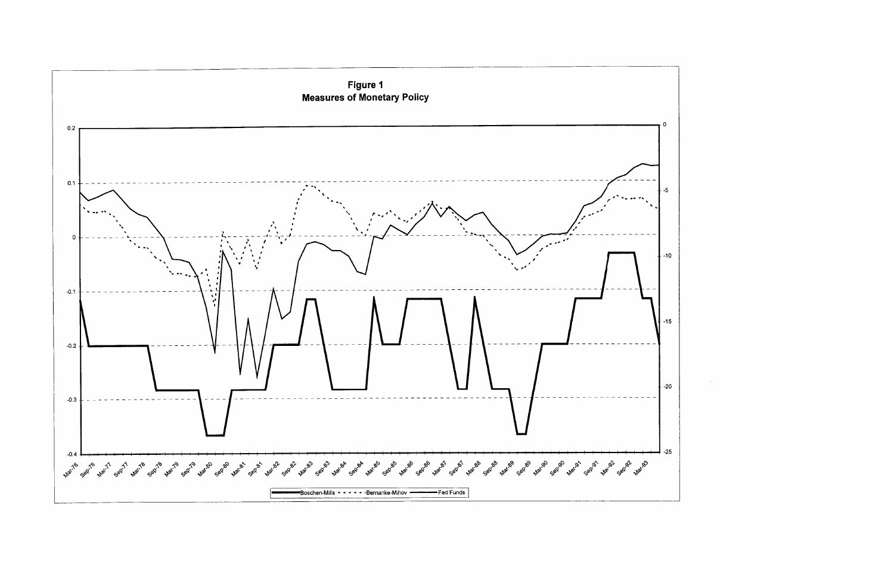**Figure 1**
**Measures of Monetary Policy**

0.2
0.1
0
-0.1
-0.2
-0.3
-0.4

0
-5
-10
-15
-20
-25

Mar-76, Sep-76, Mar-77, Sep-77, Mar-78, Sep-78, Mar-79, Sep-79, Mar-80, Sep-80, Mar-81, Sep-81, Mar-82, Sep-82, Mar-83, Sep-83, Mar-84, Sep-84, Mar-85, Sep-85, Mar-86, Sep-86, Mar-87, Sep-87, Mar-88, Sep-88, Mar-89, Sep-89, Mar-90, Sep-90, Mar-91, Sep-91, Mar-92, Sep-92, Mar-93

Boschen-Mills
Bernanke-Mihov
Fed Funds